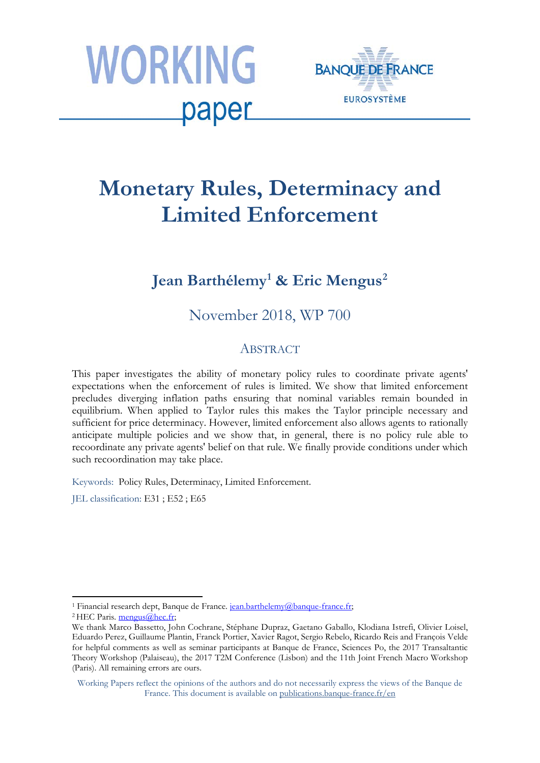# Monetary Rules, Determinacy and Limited Enforcement

## Jean Barthélemy[1] & Eric Mengus[2]

November 2018, WP 700

### ABSTRACT

This paper investigates the ability of monetary policy rules to coordinate private agents' expectations when the enforcement of rules is limited. We show that limited enforcement precludes diverging inflation paths ensuring that nominal variables remain bounded in equilibrium. When applied to Taylor rules this makes the Taylor principle necessary and sufficient for price determinacy. However, limited enforcement also allows agents to rationally anticipate multiple policies and we show that, in general, there is no policy rule able to recoordinate any private agents' belief on that rule. We finally provide conditions under which such recoordination may take place.

Keywords: Policy Rules, Determinacy, Limited Enforcement.

JEL classification: E31 ; E52 ; E65

---

[1] Financial research dept, Banque de France. jean.barthelemy@banque-france.fr;

[2] HEC Paris. mengus@hec.fr;

We thank Marco Bassetto, John Cochrane, Stéphane Dupraz, Gaetano Gaballo, Klodiana Istrefi, Olivier Loisel, Eduardo Perez, Guillaume Plantin, Franck Portier, Xavier Ragot, Sergio Rebelo, Ricardo Reis and François Velde for helpful comments as well as seminar participants at Banque de France, Sciences Po, the 2017 Transaltantic Theory Workshop (Palaiseau), the 2017 T2M Conference (Lisbon) and the 11th Joint French Macro Workshop (Paris). All remaining errors are ours.

Working Papers reflect the opinions of the authors and do not necessarily express the views of the Banque de France. This document is available on publications.banque-france.fr/en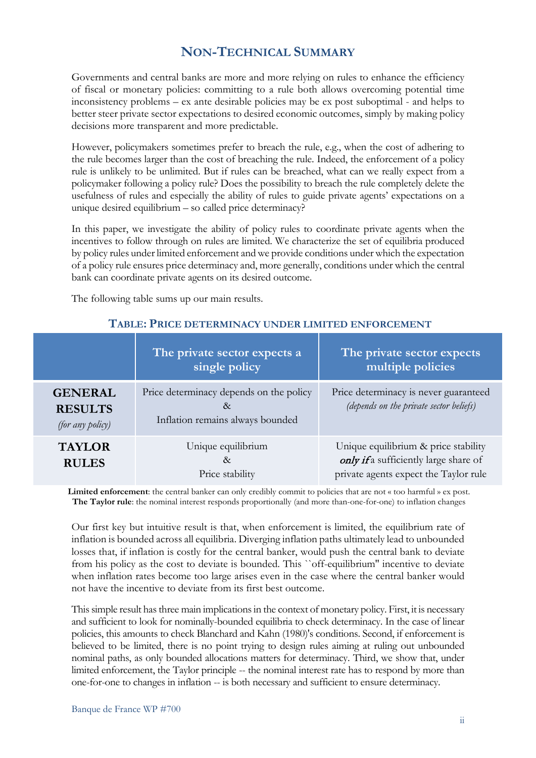## NON-TECHNICAL SUMMARY

Governments and central banks are more and more relying on rules to enhance the efficiency of fiscal or monetary policies: committing to a rule both allows overcoming potential time inconsistency problems – ex ante desirable policies may be ex post suboptimal - and helps to better steer private sector expectations to desired economic outcomes, simply by making policy decisions more transparent and more predictable.

However, policymakers sometimes prefer to breach the rule, e.g., when the cost of adhering to the rule becomes larger than the cost of breaching the rule. Indeed, the enforcement of a policy rule is unlikely to be unlimited. But if rules can be breached, what can we really expect from a policymaker following a policy rule? Does the possibility to breach the rule completely delete the usefulness of rules and especially the ability of rules to guide private agents' expectations on a unique desired equilibrium – so called price determinacy?

In this paper, we investigate the ability of policy rules to coordinate private agents when the incentives to follow through on rules are limited. We characterize the set of equilibria produced by policy rules under limited enforcement and we provide conditions under which the expectation of a policy rule ensures price determinacy and, more generally, conditions under which the central bank can coordinate private agents on its desired outcome.

The following table sums up our main results.

### TABLE: PRICE DETERMINACY UNDER LIMITED ENFORCEMENT

| | The private sector expects a single policy | The private sector expects multiple policies |
|---|---|---|
| **GENERAL RESULTS** *(for any policy)* | Price determinacy depends on the policy & Inflation remains always bounded | Price determinacy is never guaranteed *(depends on the private sector beliefs)* |
| **TAYLOR RULES** | Unique equilibrium & Price stability | Unique equilibrium & price stability ***only if*** a sufficiently large share of private agents expect the Taylor rule |

**Limited enforcement**: the central banker can only credibly commit to policies that are not « too harmful » ex post.
**The Taylor rule**: the nominal interest responds proportionally (and more than-one-for-one) to inflation changes

Our first key but intuitive result is that, when enforcement is limited, the equilibrium rate of inflation is bounded across all equilibria. Diverging inflation paths ultimately lead to unbounded losses that, if inflation is costly for the central banker, would push the central bank to deviate from his policy as the cost to deviate is bounded. This ``off-equilibrium'' incentive to deviate when inflation rates become too large arises even in the case where the central banker would not have the incentive to deviate from its first best outcome.

This simple result has three main implications in the context of monetary policy. First, it is necessary and sufficient to look for nominally-bounded equilibria to check determinacy. In the case of linear policies, this amounts to check Blanchard and Kahn (1980)'s conditions. Second, if enforcement is believed to be limited, there is no point trying to design rules aiming at ruling out unbounded nominal paths, as only bounded allocations matters for determinacy. Third, we show that, under limited enforcement, the Taylor principle -- the nominal interest rate has to respond by more than one-for-one to changes in inflation -- is both necessary and sufficient to ensure determinacy.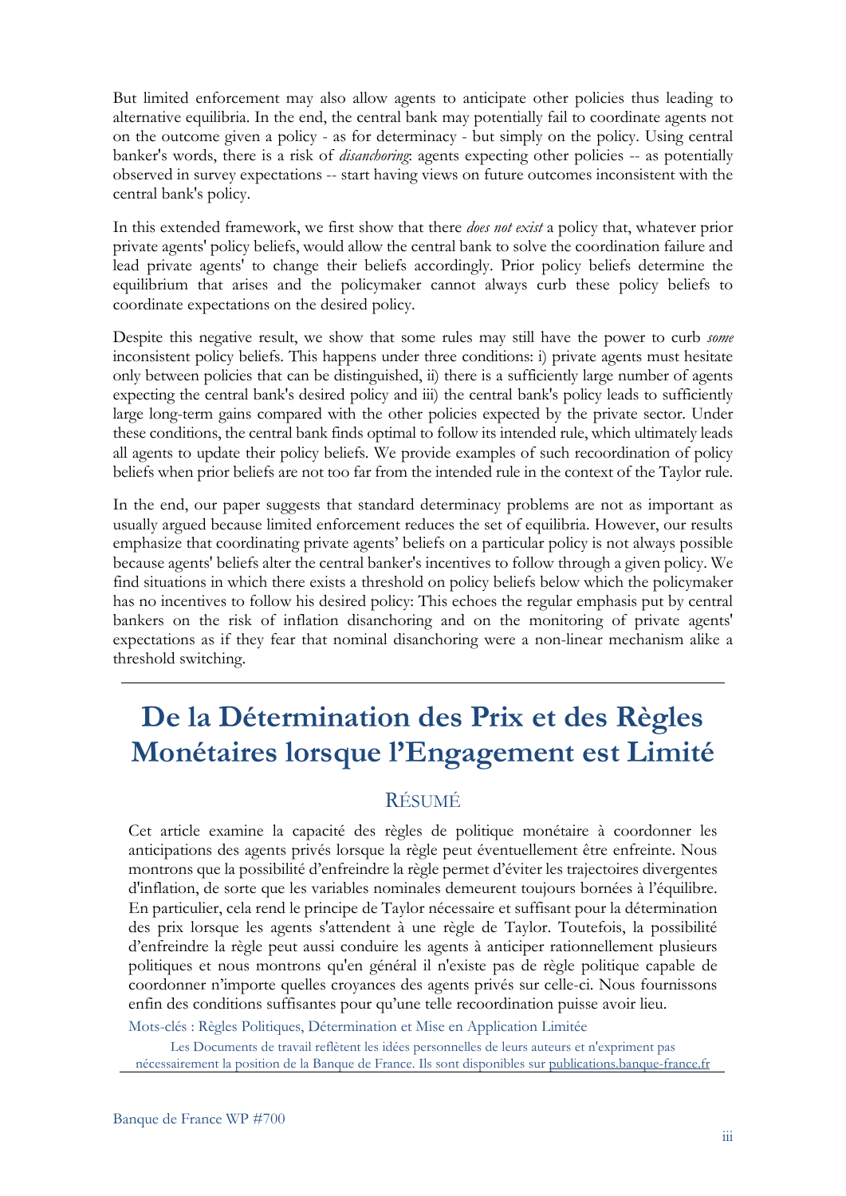But limited enforcement may also allow agents to anticipate other policies thus leading to alternative equilibria. In the end, the central bank may potentially fail to coordinate agents not on the outcome given a policy - as for determinacy - but simply on the policy. Using central banker's words, there is a risk of *disanchoring*: agents expecting other policies -- as potentially observed in survey expectations -- start having views on future outcomes inconsistent with the central bank's policy.

In this extended framework, we first show that there *does not exist* a policy that, whatever prior private agents' policy beliefs, would allow the central bank to solve the coordination failure and lead private agents' to change their beliefs accordingly. Prior policy beliefs determine the equilibrium that arises and the policymaker cannot always curb these policy beliefs to coordinate expectations on the desired policy.

Despite this negative result, we show that some rules may still have the power to curb *some* inconsistent policy beliefs. This happens under three conditions: i) private agents must hesitate only between policies that can be distinguished, ii) there is a sufficiently large number of agents expecting the central bank's desired policy and iii) the central bank's policy leads to sufficiently large long-term gains compared with the other policies expected by the private sector. Under these conditions, the central bank finds optimal to follow its intended rule, which ultimately leads all agents to update their policy beliefs. We provide examples of such recoordination of policy beliefs when prior beliefs are not too far from the intended rule in the context of the Taylor rule.

In the end, our paper suggests that standard determinacy problems are not as important as usually argued because limited enforcement reduces the set of equilibria. However, our results emphasize that coordinating private agents' beliefs on a particular policy is not always possible because agents' beliefs alter the central banker's incentives to follow through a given policy. We find situations in which there exists a threshold on policy beliefs below which the policymaker has no incentives to follow his desired policy: This echoes the regular emphasis put by central bankers on the risk of inflation disanchoring and on the monitoring of private agents' expectations as if they fear that nominal disanchoring were a non-linear mechanism alike a threshold switching.

---

# De la Détermination des Prix et des Règles Monétaires lorsque l'Engagement est Limité

## RÉSUMÉ

Cet article examine la capacité des règles de politique monétaire à coordonner les anticipations des agents privés lorsque la règle peut éventuellement être enfreinte. Nous montrons que la possibilité d'enfreindre la règle permet d'éviter les trajectoires divergentes d'inflation, de sorte que les variables nominales demeurent toujours bornées à l'équilibre. En particulier, cela rend le principe de Taylor nécessaire et suffisant pour la détermination des prix lorsque les agents s'attendent à une règle de Taylor. Toutefois, la possibilité d'enfreindre la règle peut aussi conduire les agents à anticiper rationnellement plusieurs politiques et nous montrons qu'en général il n'existe pas de règle politique capable de coordonner n'importe quelles croyances des agents privés sur celle-ci. Nous fournissons enfin des conditions suffisantes pour qu'une telle recoordination puisse avoir lieu.

Mots-clés : Règles Politiques, Détermination et Mise en Application Limitée

Les Documents de travail reflètent les idées personnelles de leurs auteurs et n'expriment pas nécessairement la position de la Banque de France. Ils sont disponibles sur publications.banque-france.fr

---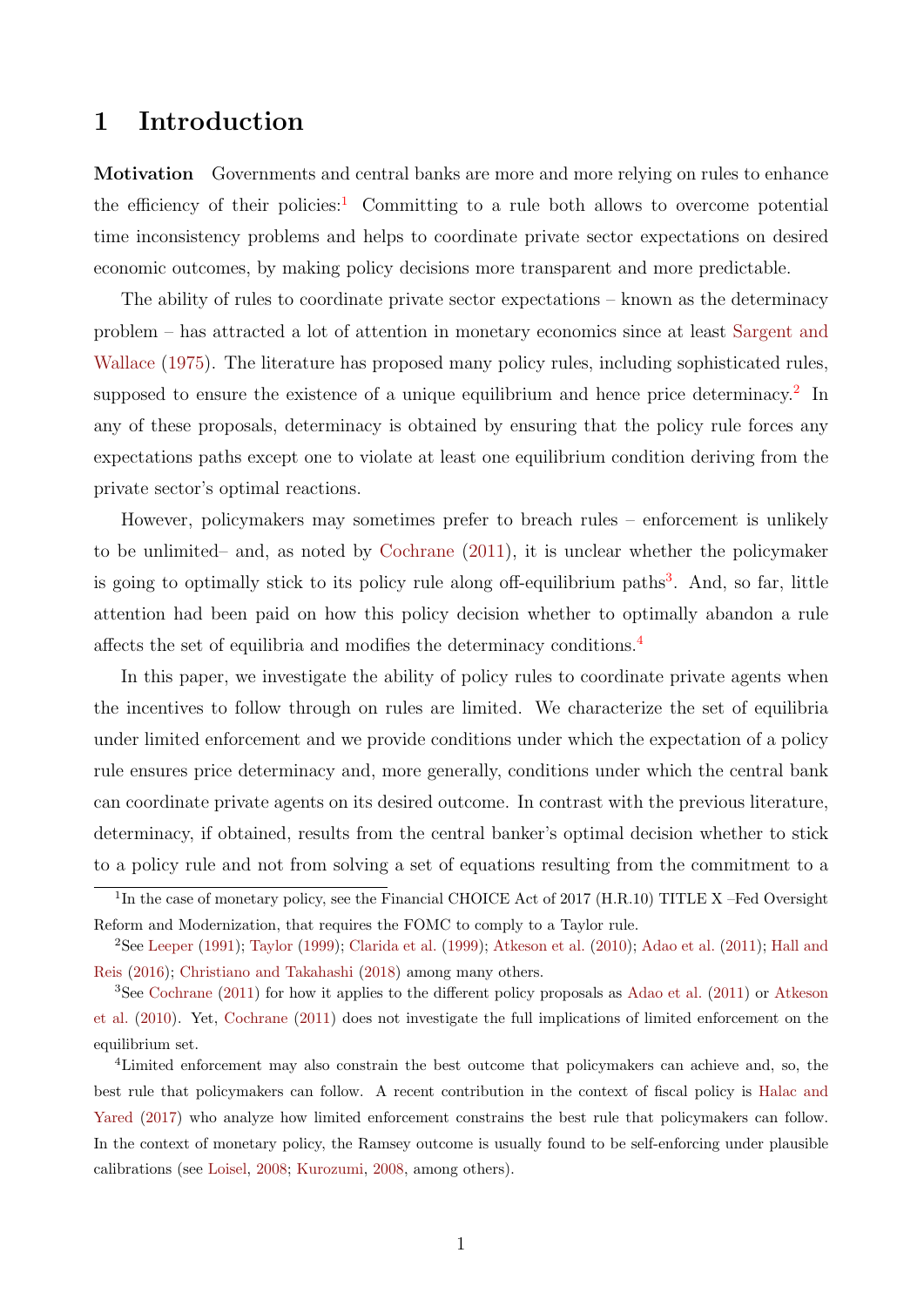# 1 Introduction

**Motivation** Governments and central banks are more and more relying on rules to enhance the efficiency of their policies:[1] Committing to a rule both allows to overcome potential time inconsistency problems and helps to coordinate private sector expectations on desired economic outcomes, by making policy decisions more transparent and more predictable.

The ability of rules to coordinate private sector expectations – known as the determinacy problem – has attracted a lot of attention in monetary economics since at least Sargent and Wallace (1975). The literature has proposed many policy rules, including sophisticated rules, supposed to ensure the existence of a unique equilibrium and hence price determinacy.[2] In any of these proposals, determinacy is obtained by ensuring that the policy rule forces any expectations paths except one to violate at least one equilibrium condition deriving from the private sector's optimal reactions.

However, policymakers may sometimes prefer to breach rules – enforcement is unlikely to be unlimited– and, as noted by Cochrane (2011), it is unclear whether the policymaker is going to optimally stick to its policy rule along off-equilibrium paths[3]. And, so far, little attention had been paid on how this policy decision whether to optimally abandon a rule affects the set of equilibria and modifies the determinacy conditions.[4]

In this paper, we investigate the ability of policy rules to coordinate private agents when the incentives to follow through on rules are limited. We characterize the set of equilibria under limited enforcement and we provide conditions under which the expectation of a policy rule ensures price determinacy and, more generally, conditions under which the central bank can coordinate private agents on its desired outcome. In contrast with the previous literature, determinacy, if obtained, results from the central banker's optimal decision whether to stick to a policy rule and not from solving a set of equations resulting from the commitment to a

[1] In the case of monetary policy, see the Financial CHOICE Act of 2017 (H.R.10) TITLE X –Fed Oversight Reform and Modernization, that requires the FOMC to comply to a Taylor rule.

[2] See Leeper (1991); Taylor (1999); Clarida et al. (1999); Atkeson et al. (2010); Adao et al. (2011); Hall and Reis (2016); Christiano and Takahashi (2018) among many others.

[3] See Cochrane (2011) for how it applies to the different policy proposals as Adao et al. (2011) or Atkeson et al. (2010). Yet, Cochrane (2011) does not investigate the full implications of limited enforcement on the equilibrium set.

[4] Limited enforcement may also constrain the best outcome that policymakers can achieve and, so, the best rule that policymakers can follow. A recent contribution in the context of fiscal policy is Halac and Yared (2017) who analyze how limited enforcement constrains the best rule that policymakers can follow. In the context of monetary policy, the Ramsey outcome is usually found to be self-enforcing under plausible calibrations (see Loisel, 2008; Kurozumi, 2008, among others).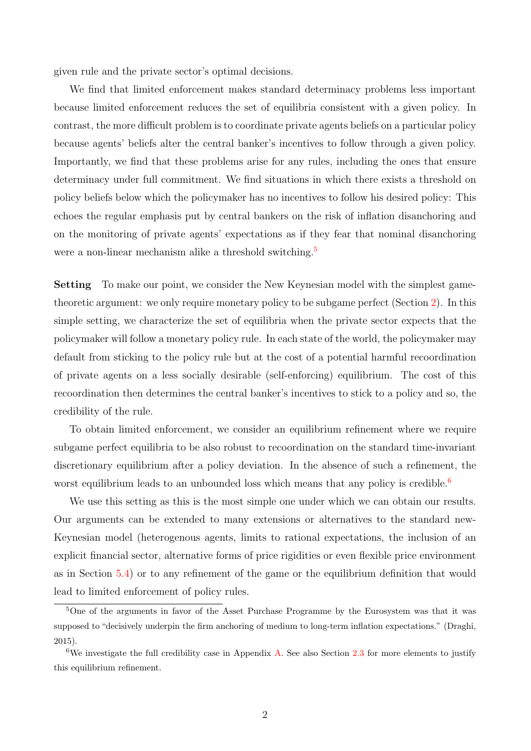given rule and the private sector's optimal decisions.

We find that limited enforcement makes standard determinacy problems less important because limited enforcement reduces the set of equilibria consistent with a given policy. In contrast, the more difficult problem is to coordinate private agents beliefs on a particular policy because agents' beliefs alter the central banker's incentives to follow through a given policy. Importantly, we find that these problems arise for any rules, including the ones that ensure determinacy under full commitment. We find situations in which there exists a threshold on policy beliefs below which the policymaker has no incentives to follow his desired policy: This echoes the regular emphasis put by central bankers on the risk of inflation disanchoring and on the monitoring of private agents' expectations as if they fear that nominal disanchoring were a non-linear mechanism alike a threshold switching.[5]

**Setting** To make our point, we consider the New Keynesian model with the simplest game-theoretic argument: we only require monetary policy to be subgame perfect (Section 2). In this simple setting, we characterize the set of equilibria when the private sector expects that the policymaker will follow a monetary policy rule. In each state of the world, the policymaker may default from sticking to the policy rule but at the cost of a potential harmful recoordination of private agents on a less socially desirable (self-enforcing) equilibrium. The cost of this recoordination then determines the central banker's incentives to stick to a policy and so, the credibility of the rule.

To obtain limited enforcement, we consider an equilibrium refinement where we require subgame perfect equilibria to be also robust to recoordination on the standard time-invariant discretionary equilibrium after a policy deviation. In the absence of such a refinement, the worst equilibrium leads to an unbounded loss which means that any policy is credible.[6]

We use this setting as this is the most simple one under which we can obtain our results. Our arguments can be extended to many extensions or alternatives to the standard new-Keynesian model (heterogenous agents, limits to rational expectations, the inclusion of an explicit financial sector, alternative forms of price rigidities or even flexible price environment as in Section 5.4) or to any refinement of the game or the equilibrium definition that would lead to limited enforcement of policy rules.

[5] One of the arguments in favor of the Asset Purchase Programme by the Eurosystem was that it was supposed to "decisively underpin the firm anchoring of medium to long-term inflation expectations." (Draghi, 2015).

[6] We investigate the full credibility case in Appendix A. See also Section 2.3 for more elements to justify this equilibrium refinement.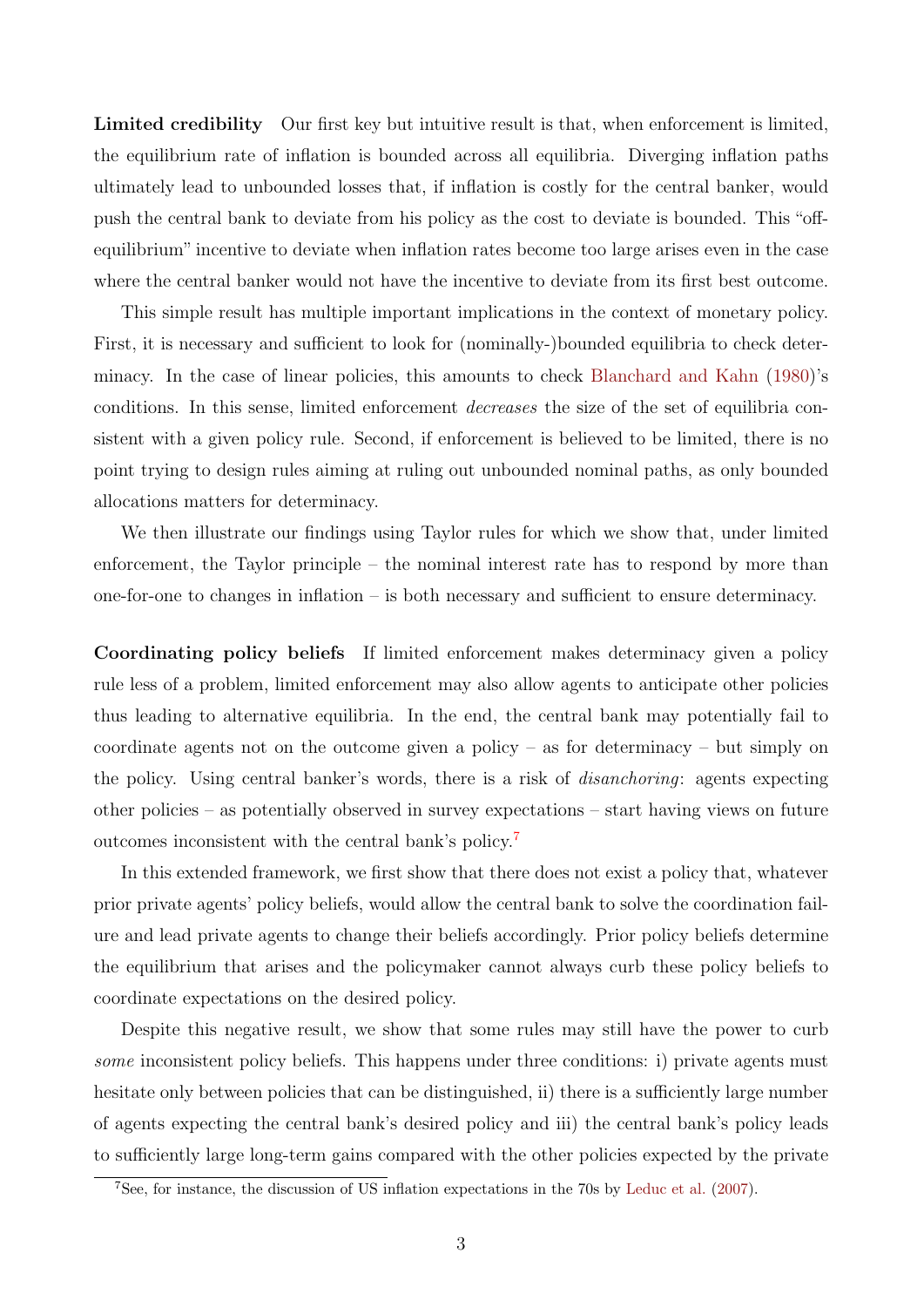**Limited credibility** Our first key but intuitive result is that, when enforcement is limited, the equilibrium rate of inflation is bounded across all equilibria. Diverging inflation paths ultimately lead to unbounded losses that, if inflation is costly for the central banker, would push the central bank to deviate from his policy as the cost to deviate is bounded. This "off-equilibrium" incentive to deviate when inflation rates become too large arises even in the case where the central banker would not have the incentive to deviate from its first best outcome.

This simple result has multiple important implications in the context of monetary policy. First, it is necessary and sufficient to look for (nominally-)bounded equilibria to check determinacy. In the case of linear policies, this amounts to check Blanchard and Kahn (1980)'s conditions. In this sense, limited enforcement *decreases* the size of the set of equilibria consistent with a given policy rule. Second, if enforcement is believed to be limited, there is no point trying to design rules aiming at ruling out unbounded nominal paths, as only bounded allocations matters for determinacy.

We then illustrate our findings using Taylor rules for which we show that, under limited enforcement, the Taylor principle – the nominal interest rate has to respond by more than one-for-one to changes in inflation – is both necessary and sufficient to ensure determinacy.

**Coordinating policy beliefs** If limited enforcement makes determinacy given a policy rule less of a problem, limited enforcement may also allow agents to anticipate other policies thus leading to alternative equilibria. In the end, the central bank may potentially fail to coordinate agents not on the outcome given a policy – as for determinacy – but simply on the policy. Using central banker's words, there is a risk of *disanchoring*: agents expecting other policies – as potentially observed in survey expectations – start having views on future outcomes inconsistent with the central bank's policy.[7]

In this extended framework, we first show that there does not exist a policy that, whatever prior private agents' policy beliefs, would allow the central bank to solve the coordination failure and lead private agents to change their beliefs accordingly. Prior policy beliefs determine the equilibrium that arises and the policymaker cannot always curb these policy beliefs to coordinate expectations on the desired policy.

Despite this negative result, we show that some rules may still have the power to curb *some* inconsistent policy beliefs. This happens under three conditions: i) private agents must hesitate only between policies that can be distinguished, ii) there is a sufficiently large number of agents expecting the central bank's desired policy and iii) the central bank's policy leads to sufficiently large long-term gains compared with the other policies expected by the private

[7]See, for instance, the discussion of US inflation expectations in the 70s by Leduc et al. (2007).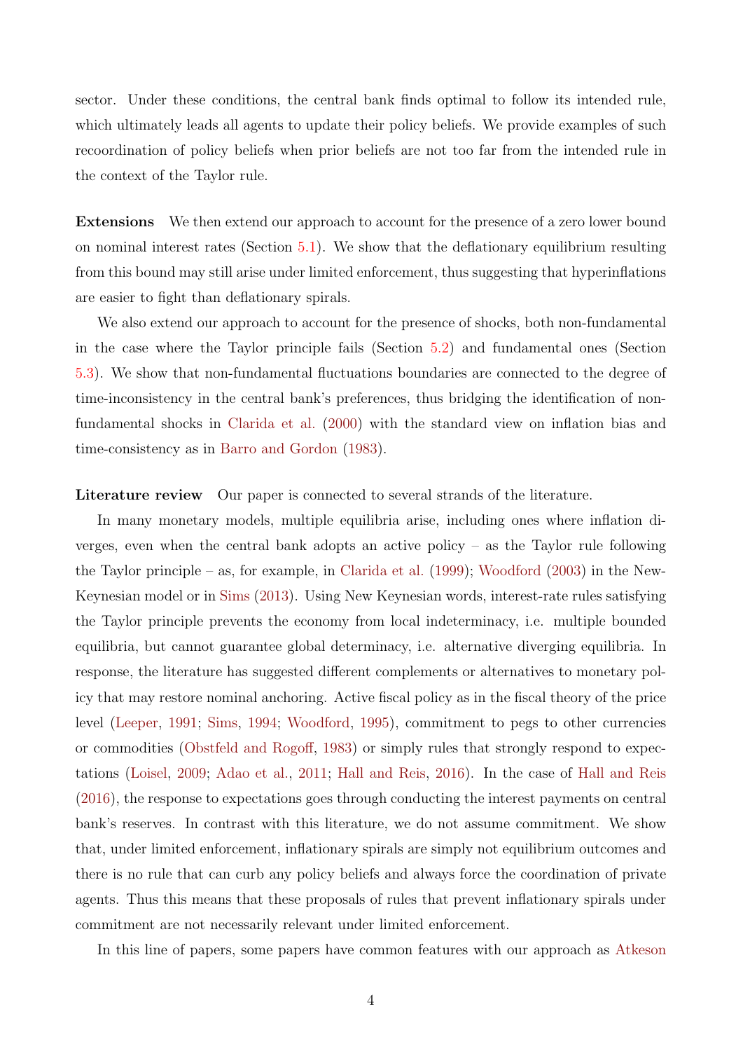sector. Under these conditions, the central bank finds optimal to follow its intended rule, which ultimately leads all agents to update their policy beliefs. We provide examples of such recoordination of policy beliefs when prior beliefs are not too far from the intended rule in the context of the Taylor rule.

**Extensions** We then extend our approach to account for the presence of a zero lower bound on nominal interest rates (Section 5.1). We show that the deflationary equilibrium resulting from this bound may still arise under limited enforcement, thus suggesting that hyperinflations are easier to fight than deflationary spirals.

We also extend our approach to account for the presence of shocks, both non-fundamental in the case where the Taylor principle fails (Section 5.2) and fundamental ones (Section 5.3). We show that non-fundamental fluctuations boundaries are connected to the degree of time-inconsistency in the central bank's preferences, thus bridging the identification of non-fundamental shocks in Clarida et al. (2000) with the standard view on inflation bias and time-consistency as in Barro and Gordon (1983).

**Literature review** Our paper is connected to several strands of the literature.

In many monetary models, multiple equilibria arise, including ones where inflation diverges, even when the central bank adopts an active policy – as the Taylor rule following the Taylor principle – as, for example, in Clarida et al. (1999); Woodford (2003) in the New-Keynesian model or in Sims (2013). Using New Keynesian words, interest-rate rules satisfying the Taylor principle prevents the economy from local indeterminacy, i.e. multiple bounded equilibria, but cannot guarantee global determinacy, i.e. alternative diverging equilibria. In response, the literature has suggested different complements or alternatives to monetary policy that may restore nominal anchoring. Active fiscal policy as in the fiscal theory of the price level (Leeper, 1991; Sims, 1994; Woodford, 1995), commitment to pegs to other currencies or commodities (Obstfeld and Rogoff, 1983) or simply rules that strongly respond to expectations (Loisel, 2009; Adao et al., 2011; Hall and Reis, 2016). In the case of Hall and Reis (2016), the response to expectations goes through conducting the interest payments on central bank's reserves. In contrast with this literature, we do not assume commitment. We show that, under limited enforcement, inflationary spirals are simply not equilibrium outcomes and there is no rule that can curb any policy beliefs and always force the coordination of private agents. Thus this means that these proposals of rules that prevent inflationary spirals under commitment are not necessarily relevant under limited enforcement.

In this line of papers, some papers have common features with our approach as Atkeson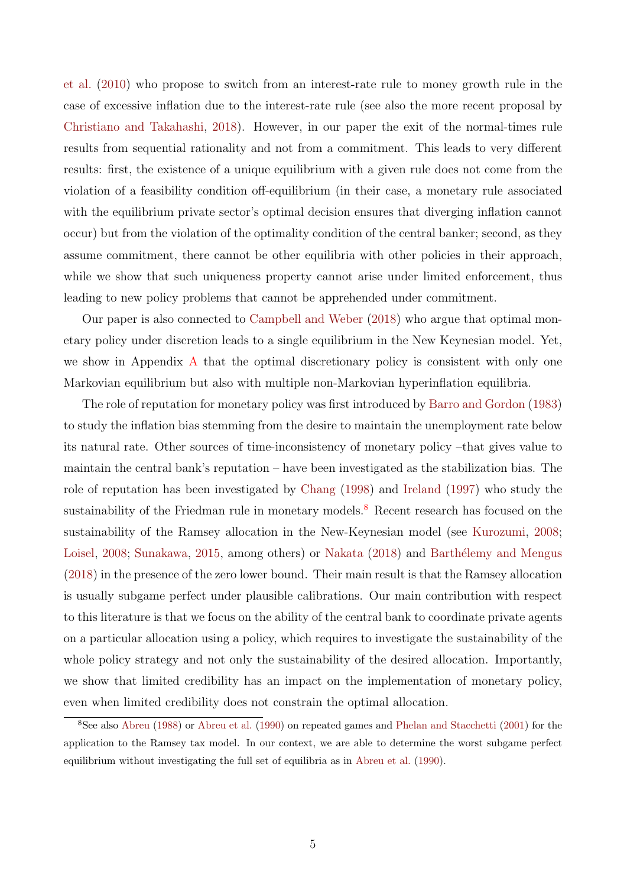et al. (2010) who propose to switch from an interest-rate rule to money growth rule in the case of excessive inflation due to the interest-rate rule (see also the more recent proposal by Christiano and Takahashi, 2018). However, in our paper the exit of the normal-times rule results from sequential rationality and not from a commitment. This leads to very different results: first, the existence of a unique equilibrium with a given rule does not come from the violation of a feasibility condition off-equilibrium (in their case, a monetary rule associated with the equilibrium private sector's optimal decision ensures that diverging inflation cannot occur) but from the violation of the optimality condition of the central banker; second, as they assume commitment, there cannot be other equilibria with other policies in their approach, while we show that such uniqueness property cannot arise under limited enforcement, thus leading to new policy problems that cannot be apprehended under commitment.

Our paper is also connected to Campbell and Weber (2018) who argue that optimal monetary policy under discretion leads to a single equilibrium in the New Keynesian model. Yet, we show in Appendix A that the optimal discretionary policy is consistent with only one Markovian equilibrium but also with multiple non-Markovian hyperinflation equilibria.

The role of reputation for monetary policy was first introduced by Barro and Gordon (1983) to study the inflation bias stemming from the desire to maintain the unemployment rate below its natural rate. Other sources of time-inconsistency of monetary policy –that gives value to maintain the central bank's reputation – have been investigated as the stabilization bias. The role of reputation has been investigated by Chang (1998) and Ireland (1997) who study the sustainability of the Friedman rule in monetary models.[8] Recent research has focused on the sustainability of the Ramsey allocation in the New-Keynesian model (see Kurozumi, 2008; Loisel, 2008; Sunakawa, 2015, among others) or Nakata (2018) and Barthélemy and Mengus (2018) in the presence of the zero lower bound. Their main result is that the Ramsey allocation is usually subgame perfect under plausible calibrations. Our main contribution with respect to this literature is that we focus on the ability of the central bank to coordinate private agents on a particular allocation using a policy, which requires to investigate the sustainability of the whole policy strategy and not only the sustainability of the desired allocation. Importantly, we show that limited credibility has an impact on the implementation of monetary policy, even when limited credibility does not constrain the optimal allocation.

[8] See also Abreu (1988) or Abreu et al. (1990) on repeated games and Phelan and Stacchetti (2001) for the application to the Ramsey tax model. In our context, we are able to determine the worst subgame perfect equilibrium without investigating the full set of equilibria as in Abreu et al. (1990).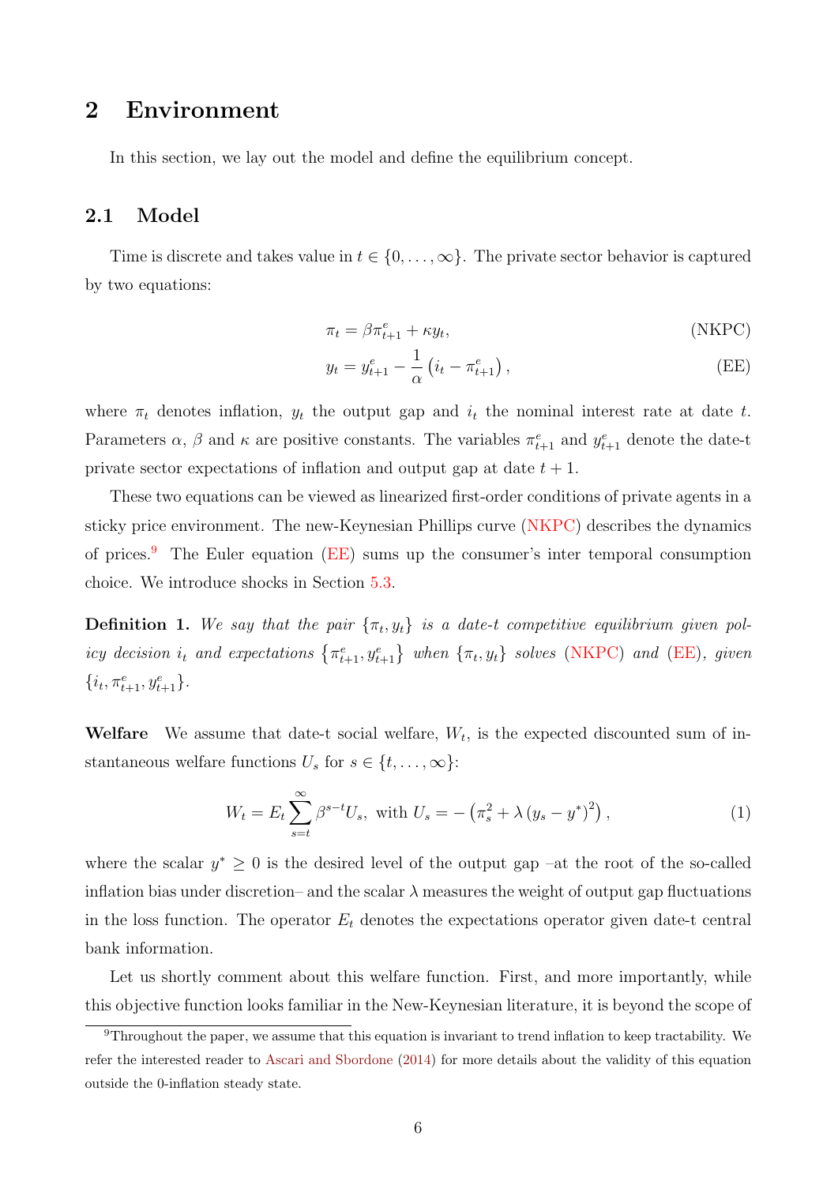## 2 Environment

In this section, we lay out the model and define the equilibrium concept.

### 2.1 Model

Time is discrete and takes value in $t \in \{0, \ldots, \infty\}$. The private sector behavior is captured by two equations:

$$\pi_t = \beta \pi_{t+1}^e + \kappa y_t, \tag{NKPC}$$

$$y_t = y_{t+1}^e - \frac{1}{\alpha}\left(i_t - \pi_{t+1}^e\right), \tag{EE}$$

where $\pi_t$ denotes inflation, $y_t$ the output gap and $i_t$ the nominal interest rate at date $t$. Parameters $\alpha$, $\beta$ and $\kappa$ are positive constants. The variables $\pi_{t+1}^e$ and $y_{t+1}^e$ denote the date-t private sector expectations of inflation and output gap at date $t+1$.

These two equations can be viewed as linearized first-order conditions of private agents in a sticky price environment. The new-Keynesian Phillips curve (NKPC) describes the dynamics of prices.[9] The Euler equation (EE) sums up the consumer's inter temporal consumption choice. We introduce shocks in Section 5.3.

**Definition 1.** *We say that the pair* $\{\pi_t, y_t\}$ *is a date-t competitive equilibrium given policy decision* $i_t$ *and expectations* $\{\pi_{t+1}^e, y_{t+1}^e\}$ *when* $\{\pi_t, y_t\}$ *solves (NKPC) and (EE), given* $\{i_t, \pi_{t+1}^e, y_{t+1}^e\}$.

**Welfare** We assume that date-t social welfare, $W_t$, is the expected discounted sum of instantaneous welfare functions $U_s$ for $s \in \{t, \ldots, \infty\}$:

$$W_t = E_t \sum_{s=t}^{\infty} \beta^{s-t} U_s, \text{ with } U_s = -\left(\pi_s^2 + \lambda \left(y_s - y^*\right)^2\right), \tag{1}$$

where the scalar $y^* \geq 0$ is the desired level of the output gap –at the root of the so-called inflation bias under discretion– and the scalar $\lambda$ measures the weight of output gap fluctuations in the loss function. The operator $E_t$ denotes the expectations operator given date-t central bank information.

Let us shortly comment about this welfare function. First, and more importantly, while this objective function looks familiar in the New-Keynesian literature, it is beyond the scope of

[9] Throughout the paper, we assume that this equation is invariant to trend inflation to keep tractability. We refer the interested reader to Ascari and Sbordone (2014) for more details about the validity of this equation outside the 0-inflation steady state.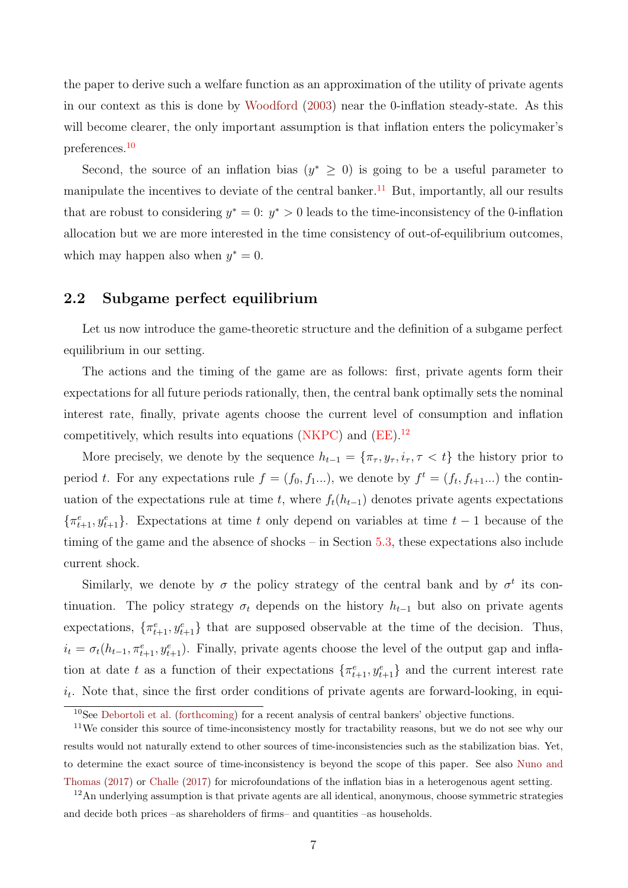the paper to derive such a welfare function as an approximation of the utility of private agents in our context as this is done by Woodford (2003) near the 0-inflation steady-state. As this will become clearer, the only important assumption is that inflation enters the policymaker's preferences.[10]

Second, the source of an inflation bias ($y^* \geq 0$) is going to be a useful parameter to manipulate the incentives to deviate of the central banker.[11] But, importantly, all our results that are robust to considering $y^* = 0$: $y^* > 0$ leads to the time-inconsistency of the 0-inflation allocation but we are more interested in the time consistency of out-of-equilibrium outcomes, which may happen also when $y^* = 0$.

## 2.2 Subgame perfect equilibrium

Let us now introduce the game-theoretic structure and the definition of a subgame perfect equilibrium in our setting.

The actions and the timing of the game are as follows: first, private agents form their expectations for all future periods rationally, then, the central bank optimally sets the nominal interest rate, finally, private agents choose the current level of consumption and inflation competitively, which results into equations (NKPC) and (EE).[12]

More precisely, we denote by the sequence $h_{t-1} = \{\pi_\tau, y_\tau, i_\tau, \tau < t\}$ the history prior to period $t$. For any expectations rule $f = (f_0, f_1...)$, we denote by $f^t = (f_t, f_{t+1}...)$ the continuation of the expectations rule at time $t$, where $f_t(h_{t-1})$ denotes private agents expectations $\{\pi^e_{t+1}, y^e_{t+1}\}$. Expectations at time $t$ only depend on variables at time $t-1$ because of the timing of the game and the absence of shocks – in Section 5.3, these expectations also include current shock.

Similarly, we denote by $\sigma$ the policy strategy of the central bank and by $\sigma^t$ its continuation. The policy strategy $\sigma_t$ depends on the history $h_{t-1}$ but also on private agents expectations, $\{\pi^e_{t+1}, y^e_{t+1}\}$ that are supposed observable at the time of the decision. Thus, $i_t = \sigma_t(h_{t-1}, \pi^e_{t+1}, y^e_{t+1})$. Finally, private agents choose the level of the output gap and inflation at date $t$ as a function of their expectations $\{\pi^e_{t+1}, y^e_{t+1}\}$ and the current interest rate $i_t$. Note that, since the first order conditions of private agents are forward-looking, in equi-

[10] See Debortoli et al. (forthcoming) for a recent analysis of central bankers' objective functions.

[11] We consider this source of time-inconsistency mostly for tractability reasons, but we do not see why our results would not naturally extend to other sources of time-inconsistencies such as the stabilization bias. Yet, to determine the exact source of time-inconsistency is beyond the scope of this paper. See also Nuno and Thomas (2017) or Challe (2017) for microfoundations of the inflation bias in a heterogenous agent setting.

[12] An underlying assumption is that private agents are all identical, anonymous, choose symmetric strategies and decide both prices –as shareholders of firms– and quantities –as households.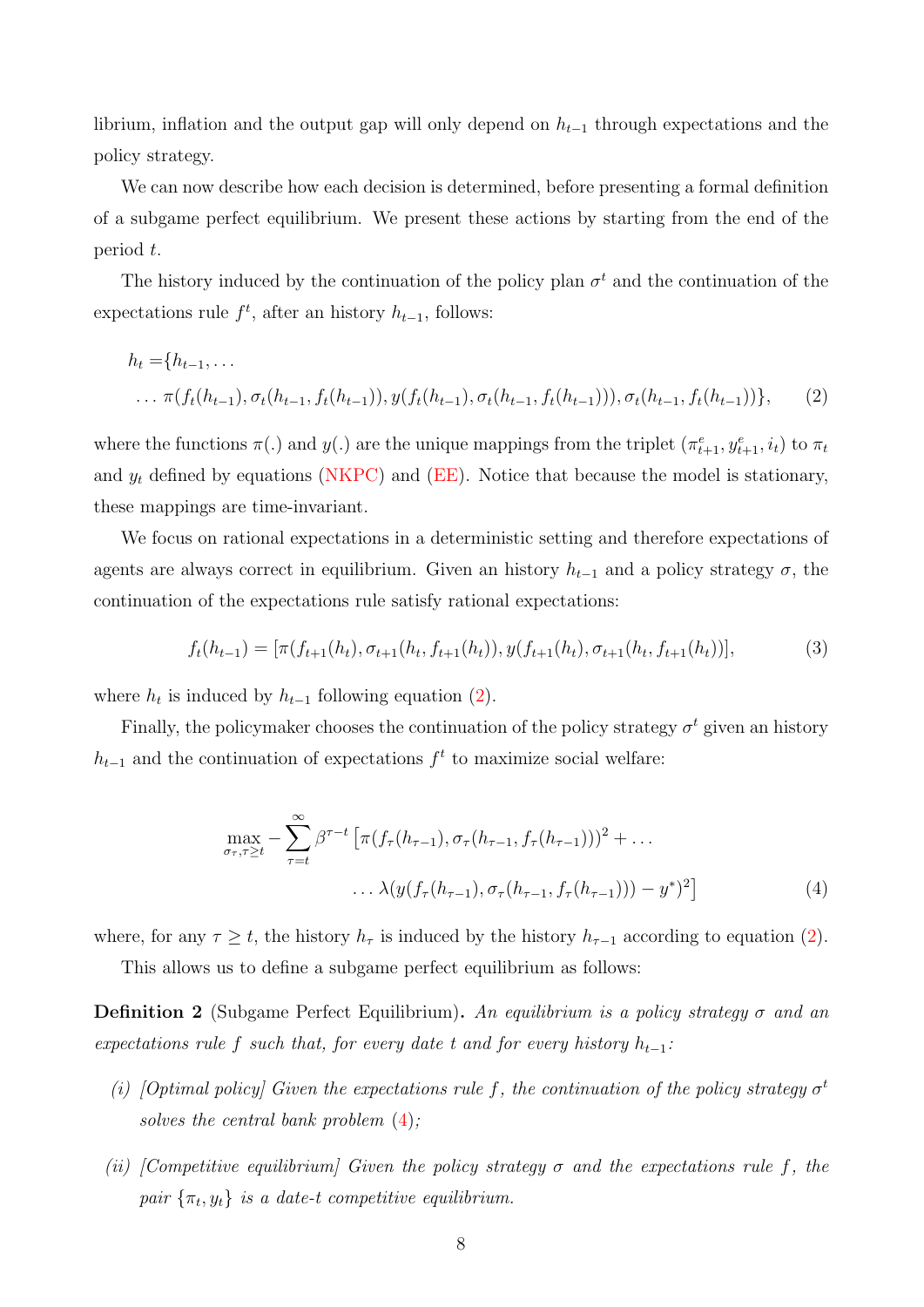librium, inflation and the output gap will only depend on $h_{t-1}$ through expectations and the policy strategy.

We can now describe how each decision is determined, before presenting a formal definition of a subgame perfect equilibrium. We present these actions by starting from the end of the period $t$.

The history induced by the continuation of the policy plan $\sigma^t$ and the continuation of the expectations rule $f^t$, after an history $h_{t-1}$, follows:

$$\begin{aligned} h_t = \{ & h_{t-1}, \dots \\ & \dots \pi(f_t(h_{t-1}), \sigma_t(h_{t-1}, f_t(h_{t-1})), y(f_t(h_{t-1}), \sigma_t(h_{t-1}, f_t(h_{t-1}))), \sigma_t(h_{t-1}, f_t(h_{t-1}))\}, \end{aligned} \tag{2}$$

where the functions $\pi(.)$ and $y(.)$ are the unique mappings from the triplet $(\pi^e_{t+1}, y^e_{t+1}, i_t)$ to $\pi_t$ and $y_t$ defined by equations (NKPC) and (EE). Notice that because the model is stationary, these mappings are time-invariant.

We focus on rational expectations in a deterministic setting and therefore expectations of agents are always correct in equilibrium. Given an history $h_{t-1}$ and a policy strategy $\sigma$, the continuation of the expectations rule satisfy rational expectations:

$$f_t(h_{t-1}) = [\pi(f_{t+1}(h_t), \sigma_{t+1}(h_t, f_{t+1}(h_t)), y(f_{t+1}(h_t), \sigma_{t+1}(h_t, f_{t+1}(h_t))], \tag{3}$$

where $h_t$ is induced by $h_{t-1}$ following equation (2).

Finally, the policymaker chooses the continuation of the policy strategy $\sigma^t$ given an history $h_{t-1}$ and the continuation of expectations $f^t$ to maximize social welfare:

$$\begin{aligned} \max_{\sigma_\tau, \tau \geq t} - \sum_{\tau=t}^{\infty} \beta^{\tau-t} \big[ & \pi(f_\tau(h_{\tau-1}), \sigma_\tau(h_{\tau-1}, f_\tau(h_{\tau-1})))^2 + \dots \\ & \dots \lambda(y(f_\tau(h_{\tau-1}), \sigma_\tau(h_{\tau-1}, f_\tau(h_{\tau-1}))) - y^*)^2 \big] \end{aligned} \tag{4}$$

where, for any $\tau \geq t$, the history $h_\tau$ is induced by the history $h_{\tau-1}$ according to equation (2).

This allows us to define a subgame perfect equilibrium as follows:

**Definition 2** (Subgame Perfect Equilibrium)**.** *An equilibrium is a policy strategy $\sigma$ and an expectations rule $f$ such that, for every date $t$ and for every history $h_{t-1}$:*

*(i) [Optimal policy] Given the expectations rule $f$, the continuation of the policy strategy $\sigma^t$ solves the central bank problem (4);*

*(ii) [Competitive equilibrium] Given the policy strategy $\sigma$ and the expectations rule $f$, the pair $\{\pi_t, y_t\}$ is a date-$t$ competitive equilibrium.*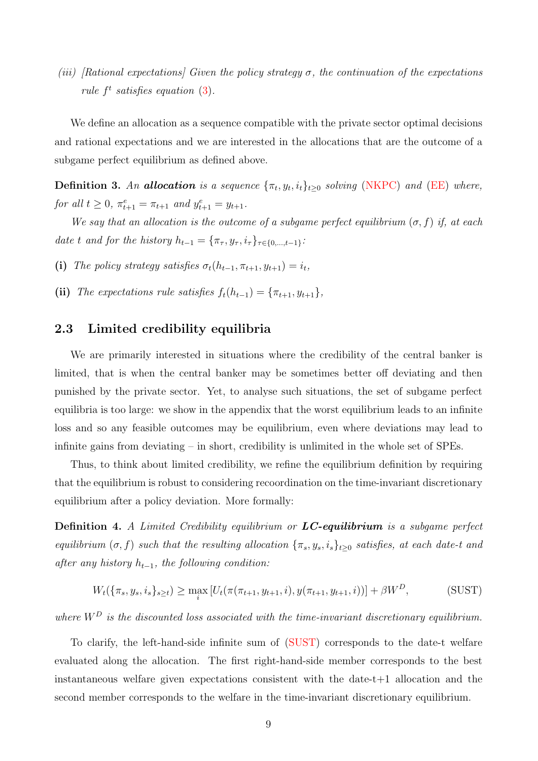*(iii) [Rational expectations] Given the policy strategy $\sigma$, the continuation of the expectations rule $f^t$ satisfies equation (3).*

We define an allocation as a sequence compatible with the private sector optimal decisions and rational expectations and we are interested in the allocations that are the outcome of a subgame perfect equilibrium as defined above.

**Definition 3.** *An **allocation** is a sequence $\{\pi_t, y_t, i_t\}_{t\geq 0}$ solving (NKPC) and (EE) where, for all $t \geq 0$, $\pi^e_{t+1} = \pi_{t+1}$ and $y^e_{t+1} = y_{t+1}$.*

*We say that an allocation is the outcome of a subgame perfect equilibrium $(\sigma, f)$ if, at each date $t$ and for the history $h_{t-1} = \{\pi_\tau, y_\tau, i_\tau\}_{\tau\in\{0,\ldots,t-1\}}$:*

**(i)** *The policy strategy satisfies $\sigma_t(h_{t-1}, \pi_{t+1}, y_{t+1}) = i_t$,*

**(ii)** *The expectations rule satisfies $f_t(h_{t-1}) = \{\pi_{t+1}, y_{t+1}\}$,*

### 2.3 Limited credibility equilibria

We are primarily interested in situations where the credibility of the central banker is limited, that is when the central banker may be sometimes better off deviating and then punished by the private sector. Yet, to analyse such situations, the set of subgame perfect equilibria is too large: we show in the appendix that the worst equilibrium leads to an infinite loss and so any feasible outcomes may be equilibrium, even where deviations may lead to infinite gains from deviating – in short, credibility is unlimited in the whole set of SPEs.

Thus, to think about limited credibility, we refine the equilibrium definition by requiring that the equilibrium is robust to considering recoordination on the time-invariant discretionary equilibrium after a policy deviation. More formally:

**Definition 4.** *A Limited Credibility equilibrium or **LC-equilibrium** is a subgame perfect equilibrium $(\sigma, f)$ such that the resulting allocation $\{\pi_s, y_s, i_s\}_{t\geq 0}$ satisfies, at each date-$t$ and after any history $h_{t-1}$, the following condition:*

$$W_t(\{\pi_s, y_s, i_s\}_{s\geq t}) \geq \max_i \left[U_t(\pi(\pi_{t+1}, y_{t+1}, i), y(\pi_{t+1}, y_{t+1}, i))\right] + \beta W^D, \tag{SUST}$$

*where $W^D$ is the discounted loss associated with the time-invariant discretionary equilibrium.*

To clarify, the left-hand-side infinite sum of (SUST) corresponds to the date-t welfare evaluated along the allocation. The first right-hand-side member corresponds to the best instantaneous welfare given expectations consistent with the date-t+1 allocation and the second member corresponds to the welfare in the time-invariant discretionary equilibrium.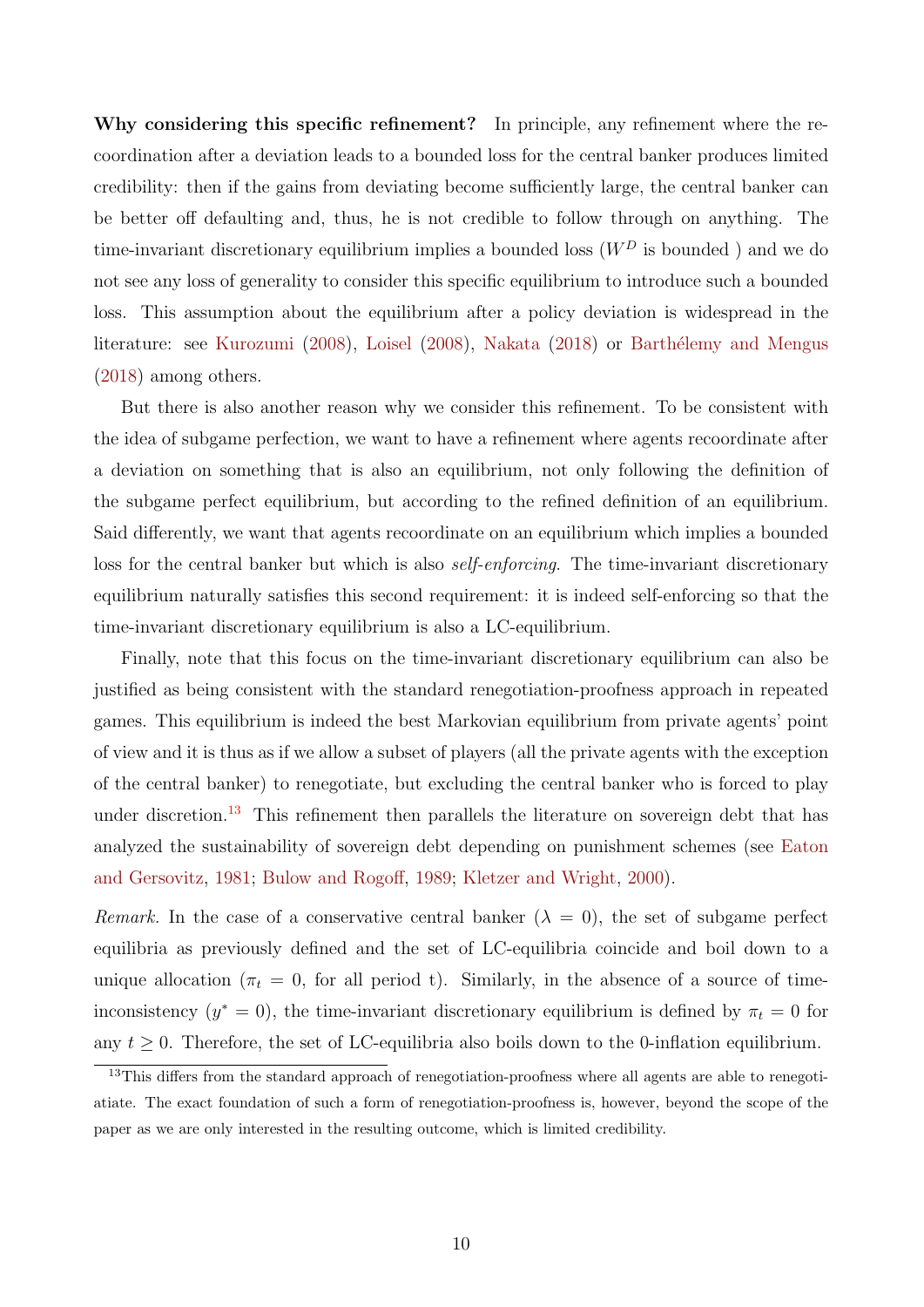**Why considering this specific refinement?** In principle, any refinement where the recoordination after a deviation leads to a bounded loss for the central banker produces limited credibility: then if the gains from deviating become sufficiently large, the central banker can be better off defaulting and, thus, he is not credible to follow through on anything. The time-invariant discretionary equilibrium implies a bounded loss ($W^D$ is bounded ) and we do not see any loss of generality to consider this specific equilibrium to introduce such a bounded loss. This assumption about the equilibrium after a policy deviation is widespread in the literature: see Kurozumi (2008), Loisel (2008), Nakata (2018) or Barthélemy and Mengus (2018) among others.

But there is also another reason why we consider this refinement. To be consistent with the idea of subgame perfection, we want to have a refinement where agents recoordinate after a deviation on something that is also an equilibrium, not only following the definition of the subgame perfect equilibrium, but according to the refined definition of an equilibrium. Said differently, we want that agents recoordinate on an equilibrium which implies a bounded loss for the central banker but which is also *self-enforcing*. The time-invariant discretionary equilibrium naturally satisfies this second requirement: it is indeed self-enforcing so that the time-invariant discretionary equilibrium is also a LC-equilibrium.

Finally, note that this focus on the time-invariant discretionary equilibrium can also be justified as being consistent with the standard renegotiation-proofness approach in repeated games. This equilibrium is indeed the best Markovian equilibrium from private agents' point of view and it is thus as if we allow a subset of players (all the private agents with the exception of the central banker) to renegotiate, but excluding the central banker who is forced to play under discretion.[13] This refinement then parallels the literature on sovereign debt that has analyzed the sustainability of sovereign debt depending on punishment schemes (see Eaton and Gersovitz, 1981; Bulow and Rogoff, 1989; Kletzer and Wright, 2000).

*Remark.* In the case of a conservative central banker ($\lambda = 0$), the set of subgame perfect equilibria as previously defined and the set of LC-equilibria coincide and boil down to a unique allocation ($\pi_t = 0$, for all period t). Similarly, in the absence of a source of time-inconsistency ($y^* = 0$), the time-invariant discretionary equilibrium is defined by $\pi_t = 0$ for any $t \geq 0$. Therefore, the set of LC-equilibria also boils down to the 0-inflation equilibrium.

[13] This differs from the standard approach of renegotiation-proofness where all agents are able to renegotiatiate. The exact foundation of such a form of renegotiation-proofness is, however, beyond the scope of the paper as we are only interested in the resulting outcome, which is limited credibility.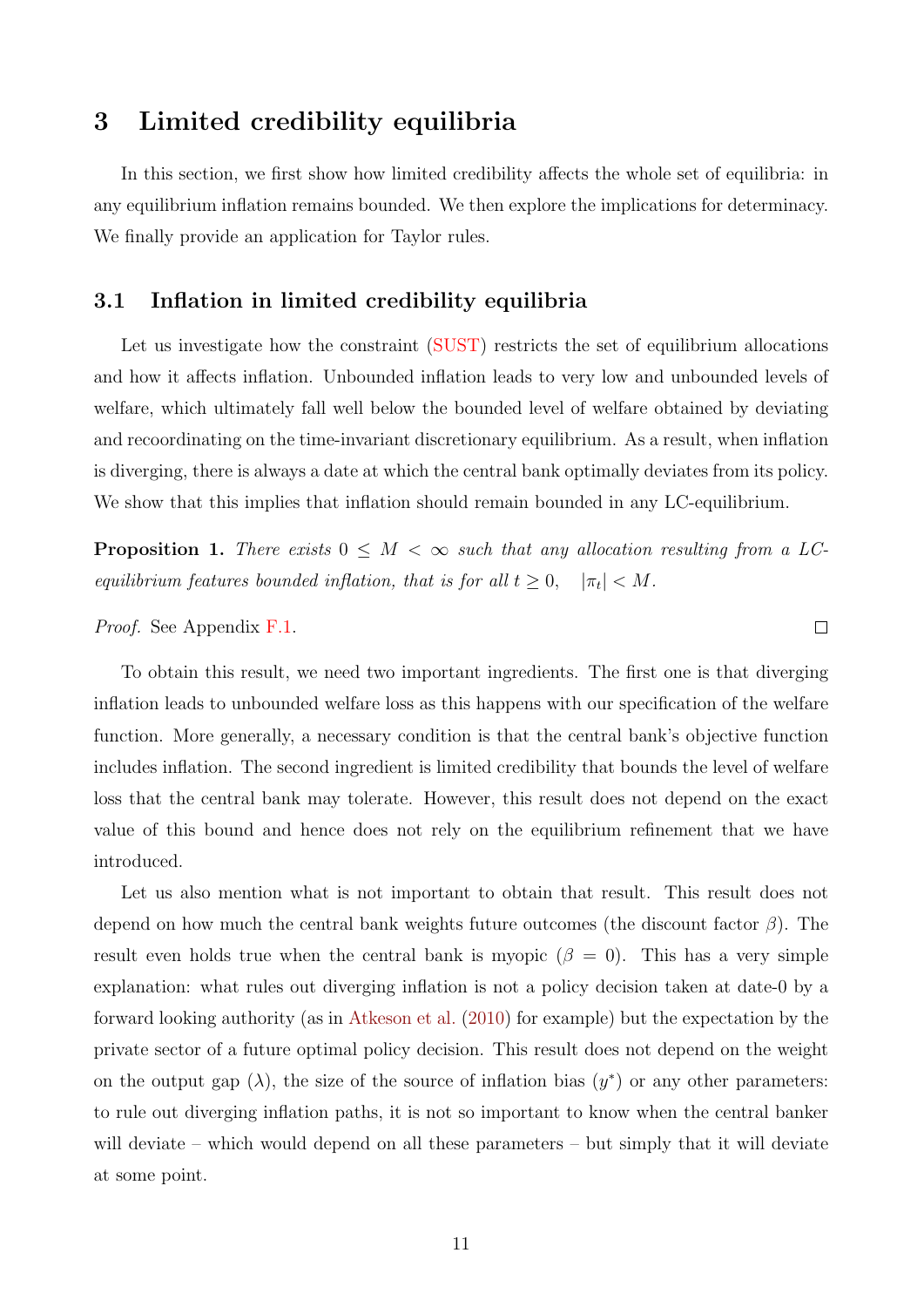# 3 Limited credibility equilibria

In this section, we first show how limited credibility affects the whole set of equilibria: in any equilibrium inflation remains bounded. We then explore the implications for determinacy. We finally provide an application for Taylor rules.

## 3.1 Inflation in limited credibility equilibria

Let us investigate how the constraint (SUST) restricts the set of equilibrium allocations and how it affects inflation. Unbounded inflation leads to very low and unbounded levels of welfare, which ultimately fall well below the bounded level of welfare obtained by deviating and recoordinating on the time-invariant discretionary equilibrium. As a result, when inflation is diverging, there is always a date at which the central bank optimally deviates from its policy. We show that this implies that inflation should remain bounded in any LC-equilibrium.

**Proposition 1.** *There exists $0 \leq M < \infty$ such that any allocation resulting from a LC-equilibrium features bounded inflation, that is for all $t \geq 0$, $|\pi_t| < M$.*

*Proof.* See Appendix F.1. □

To obtain this result, we need two important ingredients. The first one is that diverging inflation leads to unbounded welfare loss as this happens with our specification of the welfare function. More generally, a necessary condition is that the central bank's objective function includes inflation. The second ingredient is limited credibility that bounds the level of welfare loss that the central bank may tolerate. However, this result does not depend on the exact value of this bound and hence does not rely on the equilibrium refinement that we have introduced.

Let us also mention what is not important to obtain that result. This result does not depend on how much the central bank weights future outcomes (the discount factor $\beta$). The result even holds true when the central bank is myopic ($\beta = 0$). This has a very simple explanation: what rules out diverging inflation is not a policy decision taken at date-0 by a forward looking authority (as in Atkeson et al. (2010) for example) but the expectation by the private sector of a future optimal policy decision. This result does not depend on the weight on the output gap ($\lambda$), the size of the source of inflation bias ($y^*$) or any other parameters: to rule out diverging inflation paths, it is not so important to know when the central banker will deviate – which would depend on all these parameters – but simply that it will deviate at some point.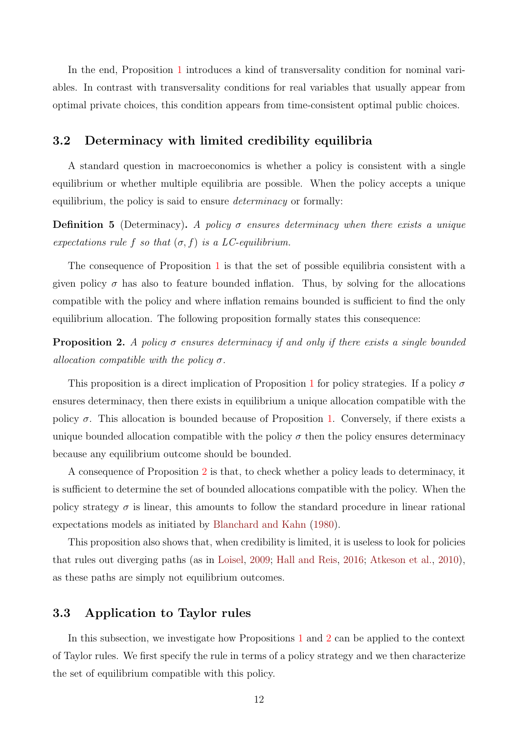In the end, Proposition 1 introduces a kind of transversality condition for nominal variables. In contrast with transversality conditions for real variables that usually appear from optimal private choices, this condition appears from time-consistent optimal public choices.

### 3.2 Determinacy with limited credibility equilibria

A standard question in macroeconomics is whether a policy is consistent with a single equilibrium or whether multiple equilibria are possible. When the policy accepts a unique equilibrium, the policy is said to ensure *determinacy* or formally:

**Definition 5** (Determinacy). *A policy $\sigma$ ensures determinacy when there exists a unique expectations rule $f$ so that $(\sigma, f)$ is a LC-equilibrium.*

The consequence of Proposition 1 is that the set of possible equilibria consistent with a given policy $\sigma$ has also to feature bounded inflation. Thus, by solving for the allocations compatible with the policy and where inflation remains bounded is sufficient to find the only equilibrium allocation. The following proposition formally states this consequence:

**Proposition 2.** *A policy $\sigma$ ensures determinacy if and only if there exists a single bounded allocation compatible with the policy $\sigma$.*

This proposition is a direct implication of Proposition 1 for policy strategies. If a policy $\sigma$ ensures determinacy, then there exists in equilibrium a unique allocation compatible with the policy $\sigma$. This allocation is bounded because of Proposition 1. Conversely, if there exists a unique bounded allocation compatible with the policy $\sigma$ then the policy ensures determinacy because any equilibrium outcome should be bounded.

A consequence of Proposition 2 is that, to check whether a policy leads to determinacy, it is sufficient to determine the set of bounded allocations compatible with the policy. When the policy strategy $\sigma$ is linear, this amounts to follow the standard procedure in linear rational expectations models as initiated by Blanchard and Kahn (1980).

This proposition also shows that, when credibility is limited, it is useless to look for policies that rules out diverging paths (as in Loisel, 2009; Hall and Reis, 2016; Atkeson et al., 2010), as these paths are simply not equilibrium outcomes.

### 3.3 Application to Taylor rules

In this subsection, we investigate how Propositions 1 and 2 can be applied to the context of Taylor rules. We first specify the rule in terms of a policy strategy and we then characterize the set of equilibrium compatible with this policy.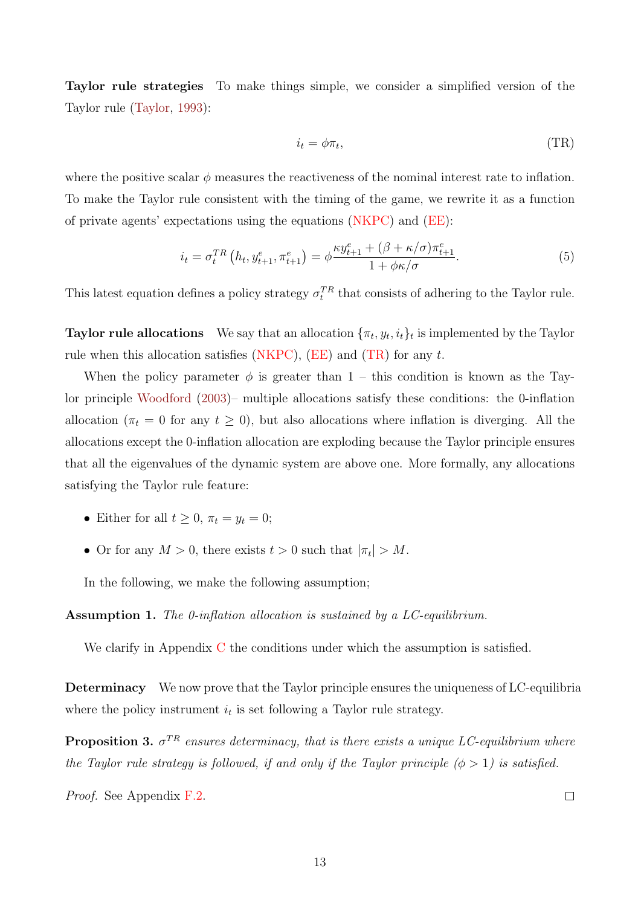**Taylor rule strategies** To make things simple, we consider a simplified version of the Taylor rule (Taylor, 1993):

$$i_t = \phi \pi_t, \tag{TR}$$

where the positive scalar $\phi$ measures the reactiveness of the nominal interest rate to inflation. To make the Taylor rule consistent with the timing of the game, we rewrite it as a function of private agents' expectations using the equations (NKPC) and (EE):

$$i_t = \sigma_t^{TR}\left(h_t, y_{t+1}^e, \pi_{t+1}^e\right) = \phi \frac{\kappa y_{t+1}^e + (\beta + \kappa/\sigma)\pi_{t+1}^e}{1 + \phi\kappa/\sigma}. \tag{5}$$

This latest equation defines a policy strategy $\sigma_t^{TR}$ that consists of adhering to the Taylor rule.

**Taylor rule allocations** We say that an allocation $\{\pi_t, y_t, i_t\}_t$ is implemented by the Taylor rule when this allocation satisfies (NKPC), (EE) and (TR) for any $t$.

When the policy parameter $\phi$ is greater than 1 – this condition is known as the Taylor principle Woodford (2003)– multiple allocations satisfy these conditions: the 0-inflation allocation ($\pi_t = 0$ for any $t \geq 0$), but also allocations where inflation is diverging. All the allocations except the 0-inflation allocation are exploding because the Taylor principle ensures that all the eigenvalues of the dynamic system are above one. More formally, any allocations satisfying the Taylor rule feature:

- Either for all $t \geq 0$, $\pi_t = y_t = 0$;
- Or for any $M > 0$, there exists $t > 0$ such that $|\pi_t| > M$.

In the following, we make the following assumption;

**Assumption 1.** *The 0-inflation allocation is sustained by a LC-equilibrium.*

We clarify in Appendix C the conditions under which the assumption is satisfied.

**Determinacy** We now prove that the Taylor principle ensures the uniqueness of LC-equilibria where the policy instrument $i_t$ is set following a Taylor rule strategy.

**Proposition 3.** *$\sigma^{TR}$ ensures determinacy, that is there exists a unique LC-equilibrium where the Taylor rule strategy is followed, if and only if the Taylor principle ($\phi > 1$) is satisfied.*

*Proof.* See Appendix F.2. □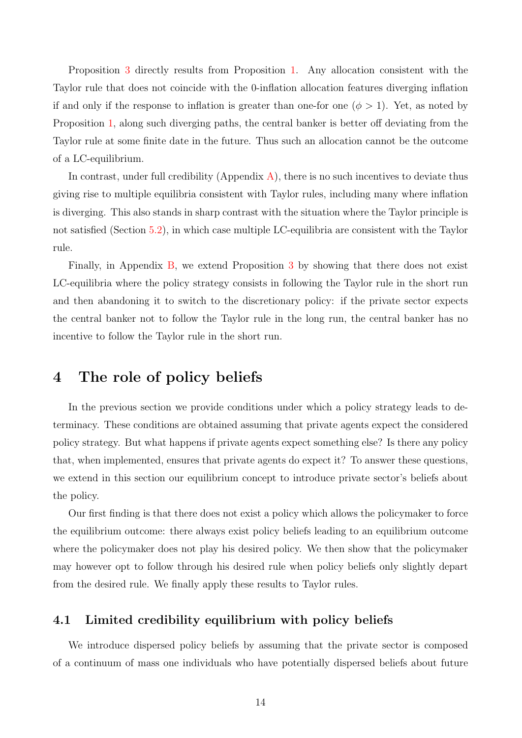Proposition 3 directly results from Proposition 1. Any allocation consistent with the Taylor rule that does not coincide with the 0-inflation allocation features diverging inflation if and only if the response to inflation is greater than one-for one ($\phi > 1$). Yet, as noted by Proposition 1, along such diverging paths, the central banker is better off deviating from the Taylor rule at some finite date in the future. Thus such an allocation cannot be the outcome of a LC-equilibrium.

In contrast, under full credibility (Appendix A), there is no such incentives to deviate thus giving rise to multiple equilibria consistent with Taylor rules, including many where inflation is diverging. This also stands in sharp contrast with the situation where the Taylor principle is not satisfied (Section 5.2), in which case multiple LC-equilibria are consistent with the Taylor rule.

Finally, in Appendix B, we extend Proposition 3 by showing that there does not exist LC-equilibria where the policy strategy consists in following the Taylor rule in the short run and then abandoning it to switch to the discretionary policy: if the private sector expects the central banker not to follow the Taylor rule in the long run, the central banker has no incentive to follow the Taylor rule in the short run.

# 4 The role of policy beliefs

In the previous section we provide conditions under which a policy strategy leads to determinacy. These conditions are obtained assuming that private agents expect the considered policy strategy. But what happens if private agents expect something else? Is there any policy that, when implemented, ensures that private agents do expect it? To answer these questions, we extend in this section our equilibrium concept to introduce private sector's beliefs about the policy.

Our first finding is that there does not exist a policy which allows the policymaker to force the equilibrium outcome: there always exist policy beliefs leading to an equilibrium outcome where the policymaker does not play his desired policy. We then show that the policymaker may however opt to follow through his desired rule when policy beliefs only slightly depart from the desired rule. We finally apply these results to Taylor rules.

## 4.1 Limited credibility equilibrium with policy beliefs

We introduce dispersed policy beliefs by assuming that the private sector is composed of a continuum of mass one individuals who have potentially dispersed beliefs about future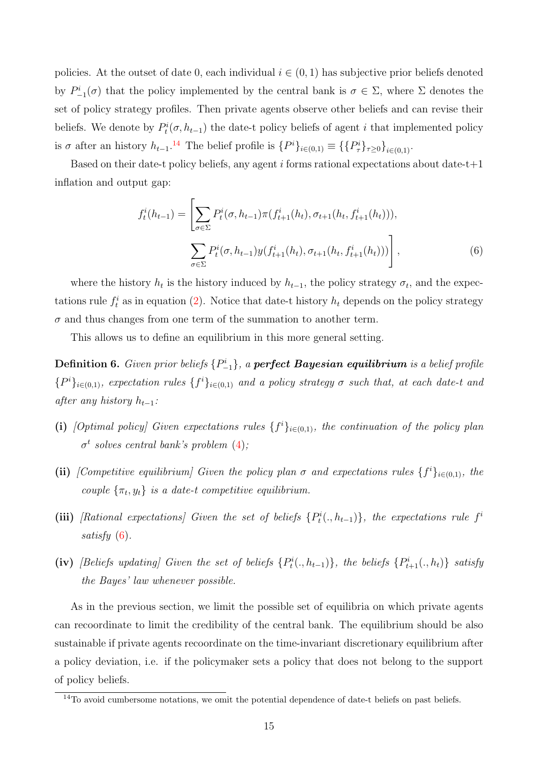policies. At the outset of date 0, each individual $i \in (0,1)$ has subjective prior beliefs denoted by $P^i_{-1}(\sigma)$ that the policy implemented by the central bank is $\sigma \in \Sigma$, where $\Sigma$ denotes the set of policy strategy profiles. Then private agents observe other beliefs and can revise their beliefs. We denote by $P^i_t(\sigma, h_{t-1})$ the date-t policy beliefs of agent $i$ that implemented policy is $\sigma$ after an history $h_{t-1}$.[14] The belief profile is $\{P^i\}_{i\in(0,1)} \equiv \{\{P^i_\tau\}_{\tau\geq 0}\}_{i\in(0,1)}$.

Based on their date-t policy beliefs, any agent $i$ forms rational expectations about date-t+1 inflation and output gap:

$$f^i_t(h_{t-1}) = \left[\sum_{\sigma\in\Sigma} P^i_t(\sigma, h_{t-1})\pi(f^i_{t+1}(h_t), \sigma_{t+1}(h_t, f^i_{t+1}(h_t))),\right.$$
$$\left.\sum_{\sigma\in\Sigma} P^i_t(\sigma, h_{t-1})y(f^i_{t+1}(h_t), \sigma_{t+1}(h_t, f^i_{t+1}(h_t)))\right], \tag{6}$$

where the history $h_t$ is the history induced by $h_{t-1}$, the policy strategy $\sigma_t$, and the expectations rule $f^i_t$ as in equation (2). Notice that date-t history $h_t$ depends on the policy strategy $\sigma$ and thus changes from one term of the summation to another term.

This allows us to define an equilibrium in this more general setting.

**Definition 6.** *Given prior beliefs $\{P^i_{-1}\}$, a* ***perfect Bayesian equilibrium*** *is a belief profile $\{P^i\}_{i\in(0,1)}$, expectation rules $\{f^i\}_{i\in(0,1)}$ and a policy strategy $\sigma$ such that, at each date-t and after any history $h_{t-1}$:*

- **(i)** *[Optimal policy] Given expectations rules $\{f^i\}_{i\in(0,1)}$, the continuation of the policy plan $\sigma^t$ solves central bank's problem (4);*
- **(ii)** *[Competitive equilibrium] Given the policy plan $\sigma$ and expectations rules $\{f^i\}_{i\in(0,1)}$, the couple $\{\pi_t, y_t\}$ is a date-t competitive equilibrium.*
- **(iii)** *[Rational expectations] Given the set of beliefs $\{P^i_t(., h_{t-1})\}$, the expectations rule $f^i$ satisfy (6).*
- **(iv)** *[Beliefs updating] Given the set of beliefs $\{P^i_t(., h_{t-1})\}$, the beliefs $\{P^i_{t+1}(., h_t)\}$ satisfy the Bayes' law whenever possible.*

As in the previous section, we limit the possible set of equilibria on which private agents can recoordinate to limit the credibility of the central bank. The equilibrium should be also sustainable if private agents recoordinate on the time-invariant discretionary equilibrium after a policy deviation, i.e. if the policymaker sets a policy that does not belong to the support of policy beliefs.

[14] To avoid cumbersome notations, we omit the potential dependence of date-t beliefs on past beliefs.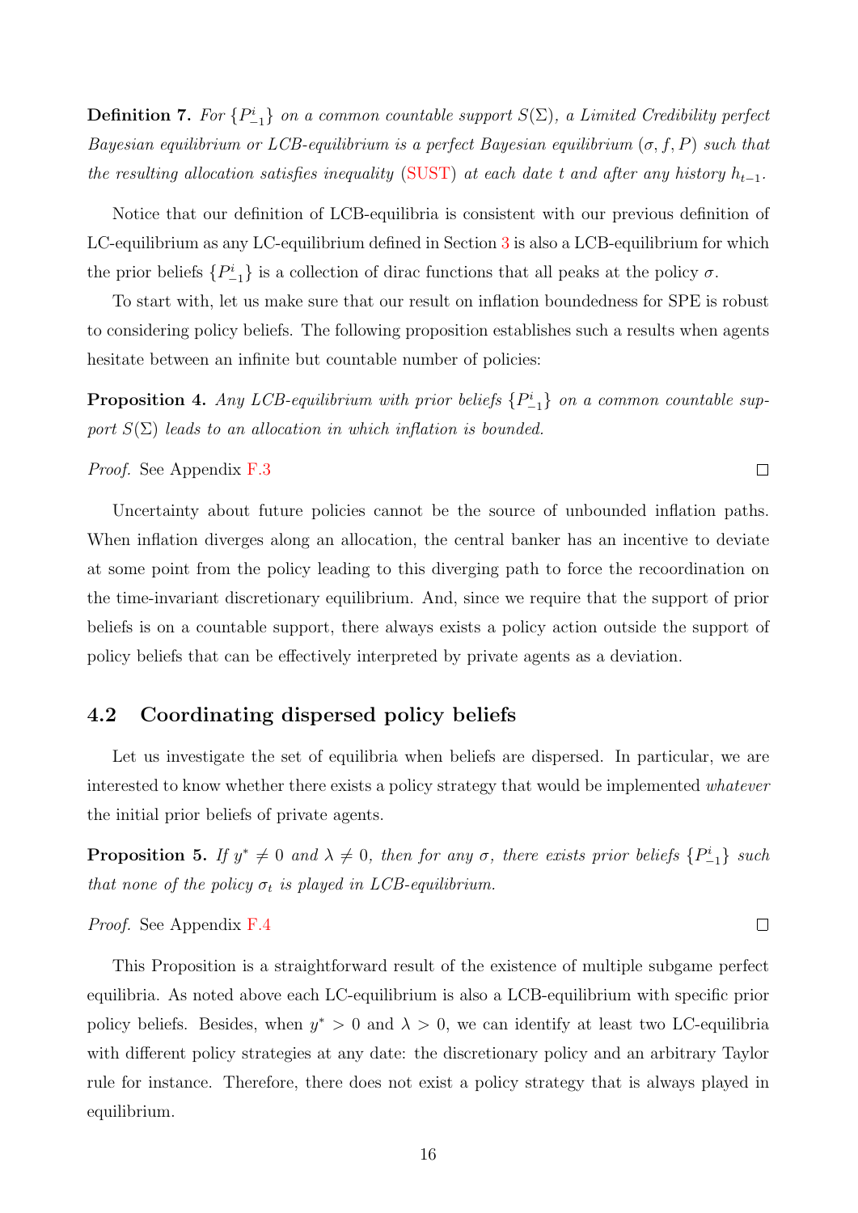**Definition 7.** *For $\{P^i_{-1}\}$ on a common countable support $S(\Sigma)$, a Limited Credibility perfect Bayesian equilibrium or LCB-equilibrium is a perfect Bayesian equilibrium $(\sigma, f, P)$ such that the resulting allocation satisfies inequality (SUST) at each date $t$ and after any history $h_{t-1}$.*

Notice that our definition of LCB-equilibria is consistent with our previous definition of LC-equilibrium as any LC-equilibrium defined in Section 3 is also a LCB-equilibrium for which the prior beliefs $\{P^i_{-1}\}$ is a collection of dirac functions that all peaks at the policy $\sigma$.

To start with, let us make sure that our result on inflation boundedness for SPE is robust to considering policy beliefs. The following proposition establishes such a results when agents hesitate between an infinite but countable number of policies:

**Proposition 4.** *Any LCB-equilibrium with prior beliefs $\{P^i_{-1}\}$ on a common countable support $S(\Sigma)$ leads to an allocation in which inflation is bounded.*

*Proof.* See Appendix F.3 □

Uncertainty about future policies cannot be the source of unbounded inflation paths. When inflation diverges along an allocation, the central banker has an incentive to deviate at some point from the policy leading to this diverging path to force the recoordination on the time-invariant discretionary equilibrium. And, since we require that the support of prior beliefs is on a countable support, there always exists a policy action outside the support of policy beliefs that can be effectively interpreted by private agents as a deviation.

## 4.2 Coordinating dispersed policy beliefs

Let us investigate the set of equilibria when beliefs are dispersed. In particular, we are interested to know whether there exists a policy strategy that would be implemented *whatever* the initial prior beliefs of private agents.

**Proposition 5.** *If $y^* \neq 0$ and $\lambda \neq 0$, then for any $\sigma$, there exist prior beliefs $\{P^i_{-1}\}$ such that none of the policy $\sigma_t$ is played in LCB-equilibrium.*

*Proof.* See Appendix F.4 □

This Proposition is a straightforward result of the existence of multiple subgame perfect equilibria. As noted above each LC-equilibrium is also a LCB-equilibrium with specific prior policy beliefs. Besides, when $y^* > 0$ and $\lambda > 0$, we can identify at least two LC-equilibria with different policy strategies at any date: the discretionary policy and an arbitrary Taylor rule for instance. Therefore, there does not exist a policy strategy that is always played in equilibrium.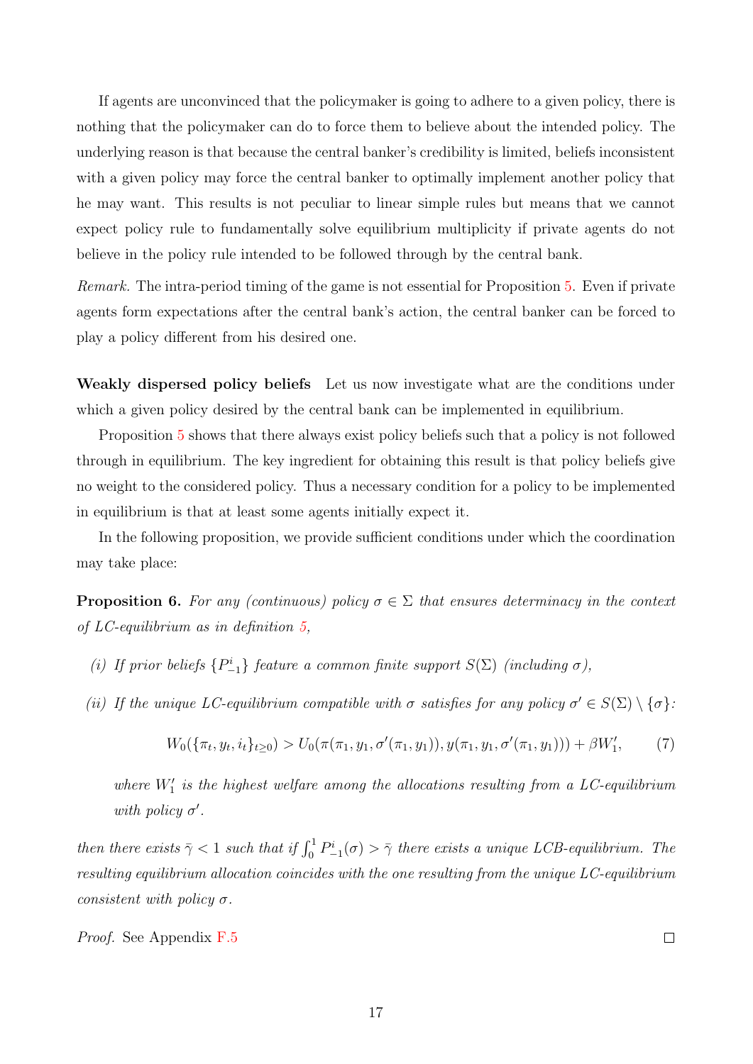If agents are unconvinced that the policymaker is going to adhere to a given policy, there is nothing that the policymaker can do to force them to believe about the intended policy. The underlying reason is that because the central banker's credibility is limited, beliefs inconsistent with a given policy may force the central banker to optimally implement another policy that he may want. This results is not peculiar to linear simple rules but means that we cannot expect policy rule to fundamentally solve equilibrium multiplicity if private agents do not believe in the policy rule intended to be followed through by the central bank.

*Remark.* The intra-period timing of the game is not essential for Proposition 5. Even if private agents form expectations after the central bank's action, the central banker can be forced to play a policy different from his desired one.

**Weakly dispersed policy beliefs** Let us now investigate what are the conditions under which a given policy desired by the central bank can be implemented in equilibrium.

Proposition 5 shows that there always exist policy beliefs such that a policy is not followed through in equilibrium. The key ingredient for obtaining this result is that policy beliefs give no weight to the considered policy. Thus a necessary condition for a policy to be implemented in equilibrium is that at least some agents initially expect it.

In the following proposition, we provide sufficient conditions under which the coordination may take place:

**Proposition 6.** *For any (continuous) policy $\sigma \in \Sigma$ that ensures determinacy in the context of LC-equilibrium as in definition 5,*

*(i) If prior beliefs $\{P^i_{-1}\}$ feature a common finite support $S(\Sigma)$ (including $\sigma$),*

*(ii) If the unique LC-equilibrium compatible with $\sigma$ satisfies for any policy $\sigma' \in S(\Sigma) \setminus \{\sigma\}$:*

$$W_0(\{\pi_t, y_t, i_t\}_{t\geq 0}) > U_0(\pi(\pi_1, y_1, \sigma'(\pi_1, y_1)), y(\pi_1, y_1, \sigma'(\pi_1, y_1))) + \beta W'_1, \tag{7}$$

*where $W'_1$ is the highest welfare among the allocations resulting from a LC-equilibrium with policy $\sigma'$.*

*then there exists $\bar{\gamma} < 1$ such that if $\int_0^1 P^i_{-1}(\sigma) > \bar{\gamma}$ there exists a unique LCB-equilibrium. The resulting equilibrium allocation coincides with the one resulting from the unique LC-equilibrium consistent with policy $\sigma$.*

*Proof.* See Appendix F.5 □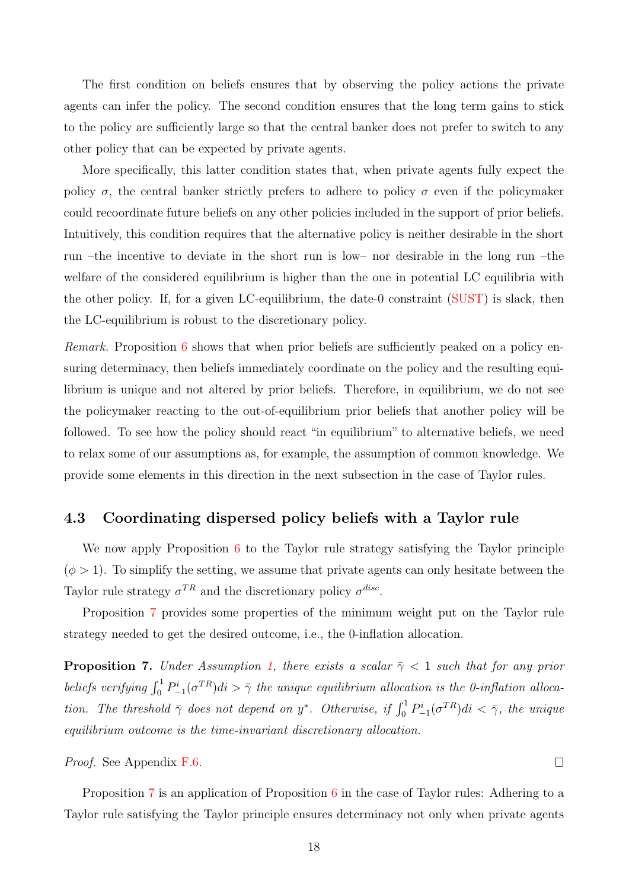The first condition on beliefs ensures that by observing the policy actions the private agents can infer the policy. The second condition ensures that the long term gains to stick to the policy are sufficiently large so that the central banker does not prefer to switch to any other policy that can be expected by private agents.

More specifically, this latter condition states that, when private agents fully expect the policy $\sigma$, the central banker strictly prefers to adhere to policy $\sigma$ even if the policymaker could recoordinate future beliefs on any other policies included in the support of prior beliefs. Intuitively, this condition requires that the alternative policy is neither desirable in the short run –the incentive to deviate in the short run is low– nor desirable in the long run –the welfare of the considered equilibrium is higher than the one in potential LC equilibria with the other policy. If, for a given LC-equilibrium, the date-0 constraint (SUST) is slack, then the LC-equilibrium is robust to the discretionary policy.

*Remark.* Proposition 6 shows that when prior beliefs are sufficiently peaked on a policy ensuring determinacy, then beliefs immediately coordinate on the policy and the resulting equilibrium is unique and not altered by prior beliefs. Therefore, in equilibrium, we do not see the policymaker reacting to the out-of-equilibrium prior beliefs that another policy will be followed. To see how the policy should react "in equilibrium" to alternative beliefs, we need to relax some of our assumptions as, for example, the assumption of common knowledge. We provide some elements in this direction in the next subsection in the case of Taylor rules.

### 4.3 Coordinating dispersed policy beliefs with a Taylor rule

We now apply Proposition 6 to the Taylor rule strategy satisfying the Taylor principle ($\phi > 1$). To simplify the setting, we assume that private agents can only hesitate between the Taylor rule strategy $\sigma^{TR}$ and the discretionary policy $\sigma^{disc}$.

Proposition 7 provides some properties of the minimum weight put on the Taylor rule strategy needed to get the desired outcome, i.e., the 0-inflation allocation.

**Proposition 7.** *Under Assumption 1, there exists a scalar $\bar{\gamma} < 1$ such that for any prior beliefs verifying $\int_0^1 P^i_{-1}(\sigma^{TR})di > \bar{\gamma}$ the unique equilibrium allocation is the 0-inflation allocation. The threshold $\bar{\gamma}$ does not depend on $y^*$. Otherwise, if $\int_0^1 P^i_{-1}(\sigma^{TR})di < \bar{\gamma}$, the unique equilibrium outcome is the time-invariant discretionary allocation.*

*Proof.* See Appendix F.6. □

Proposition 7 is an application of Proposition 6 in the case of Taylor rules: Adhering to a Taylor rule satisfying the Taylor principle ensures determinacy not only when private agents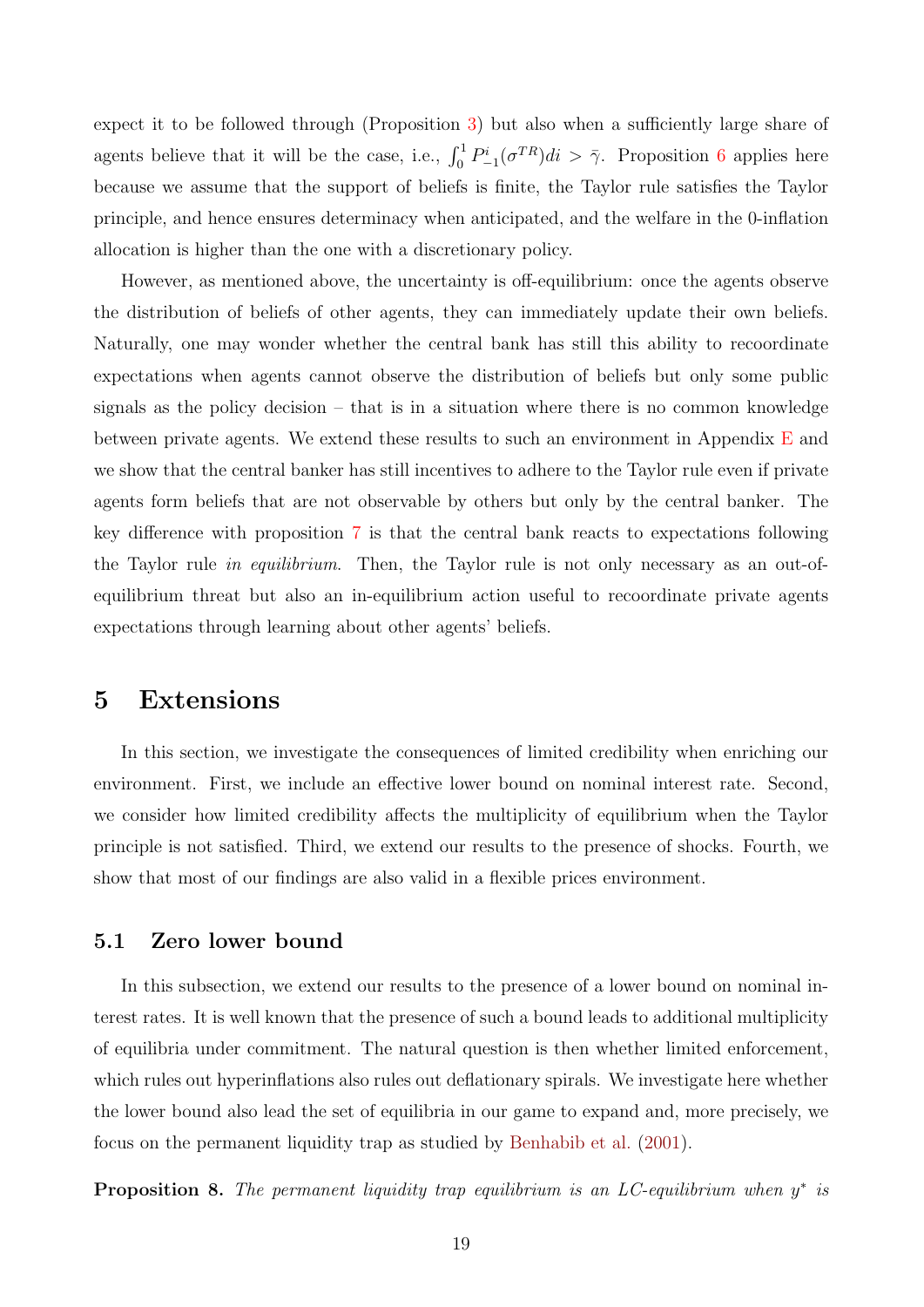expect it to be followed through (Proposition 3) but also when a sufficiently large share of agents believe that it will be the case, i.e., $\int_0^1 P^i_{-1}(\sigma^{TR})di > \bar{\gamma}$. Proposition 6 applies here because we assume that the support of beliefs is finite, the Taylor rule satisfies the Taylor principle, and hence ensures determinacy when anticipated, and the welfare in the 0-inflation allocation is higher than the one with a discretionary policy.

However, as mentioned above, the uncertainty is off-equilibrium: once the agents observe the distribution of beliefs of other agents, they can immediately update their own beliefs. Naturally, one may wonder whether the central bank has still this ability to recoordinate expectations when agents cannot observe the distribution of beliefs but only some public signals as the policy decision – that is in a situation where there is no common knowledge between private agents. We extend these results to such an environment in Appendix E and we show that the central banker has still incentives to adhere to the Taylor rule even if private agents form beliefs that are not observable by others but only by the central banker. The key difference with proposition 7 is that the central bank reacts to expectations following the Taylor rule *in equilibrium*. Then, the Taylor rule is not only necessary as an out-of-equilibrium threat but also an in-equilibrium action useful to recoordinate private agents expectations through learning about other agents' beliefs.

# 5 Extensions

In this section, we investigate the consequences of limited credibility when enriching our environment. First, we include an effective lower bound on nominal interest rate. Second, we consider how limited credibility affects the multiplicity of equilibrium when the Taylor principle is not satisfied. Third, we extend our results to the presence of shocks. Fourth, we show that most of our findings are also valid in a flexible prices environment.

## 5.1 Zero lower bound

In this subsection, we extend our results to the presence of a lower bound on nominal interest rates. It is well known that the presence of such a bound leads to additional multiplicity of equilibria under commitment. The natural question is then whether limited enforcement, which rules out hyperinflations also rules out deflationary spirals. We investigate here whether the lower bound also lead the set of equilibria in our game to expand and, more precisely, we focus on the permanent liquidity trap as studied by Benhabib et al. (2001).

**Proposition 8.** *The permanent liquidity trap equilibrium is an LC-equilibrium when $y^*$ is*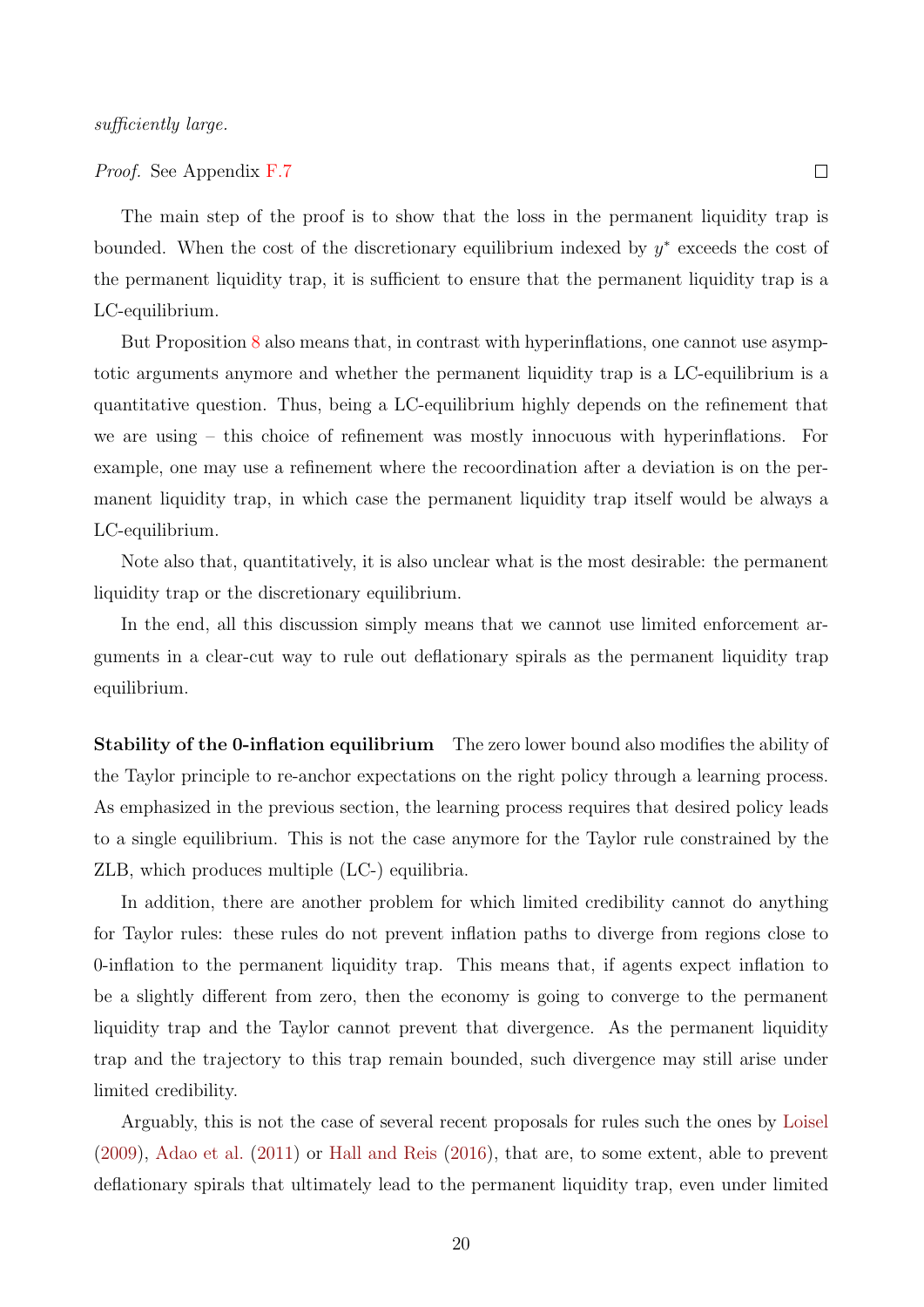*sufficiently large.*

*Proof.* See Appendix F.7 □

The main step of the proof is to show that the loss in the permanent liquidity trap is bounded. When the cost of the discretionary equilibrium indexed by $y^*$ exceeds the cost of the permanent liquidity trap, it is sufficient to ensure that the permanent liquidity trap is a LC-equilibrium.

But Proposition 8 also means that, in contrast with hyperinflations, one cannot use asymptotic arguments anymore and whether the permanent liquidity trap is a LC-equilibrium is a quantitative question. Thus, being a LC-equilibrium highly depends on the refinement that we are using – this choice of refinement was mostly innocuous with hyperinflations. For example, one may use a refinement where the recoordination after a deviation is on the permanent liquidity trap, in which case the permanent liquidity trap itself would be always a LC-equilibrium.

Note also that, quantitatively, it is also unclear what is the most desirable: the permanent liquidity trap or the discretionary equilibrium.

In the end, all this discussion simply means that we cannot use limited enforcement arguments in a clear-cut way to rule out deflationary spirals as the permanent liquidity trap equilibrium.

**Stability of the 0-inflation equilibrium** The zero lower bound also modifies the ability of the Taylor principle to re-anchor expectations on the right policy through a learning process. As emphasized in the previous section, the learning process requires that desired policy leads to a single equilibrium. This is not the case anymore for the Taylor rule constrained by the ZLB, which produces multiple (LC-) equilibria.

In addition, there are another problem for which limited credibility cannot do anything for Taylor rules: these rules do not prevent inflation paths to diverge from regions close to 0-inflation to the permanent liquidity trap. This means that, if agents expect inflation to be a slightly different from zero, then the economy is going to converge to the permanent liquidity trap and the Taylor cannot prevent that divergence. As the permanent liquidity trap and the trajectory to this trap remain bounded, such divergence may still arise under limited credibility.

Arguably, this is not the case of several recent proposals for rules such the ones by Loisel (2009), Adao et al. (2011) or Hall and Reis (2016), that are, to some extent, able to prevent deflationary spirals that ultimately lead to the permanent liquidity trap, even under limited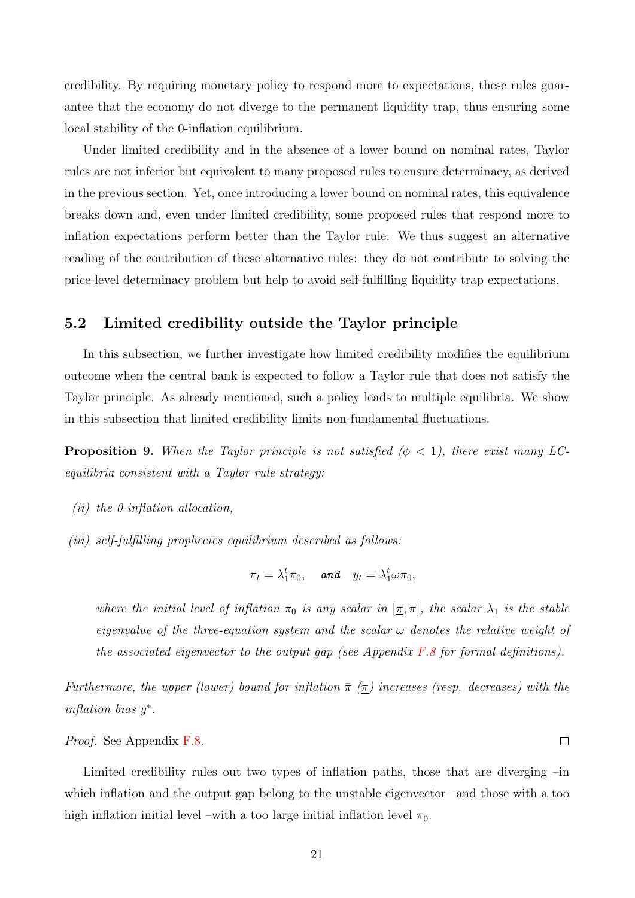credibility. By requiring monetary policy to respond more to expectations, these rules guarantee that the economy do not diverge to the permanent liquidity trap, thus ensuring some local stability of the 0-inflation equilibrium.

Under limited credibility and in the absence of a lower bound on nominal rates, Taylor rules are not inferior but equivalent to many proposed rules to ensure determinacy, as derived in the previous section. Yet, once introducing a lower bound on nominal rates, this equivalence breaks down and, even under limited credibility, some proposed rules that respond more to inflation expectations perform better than the Taylor rule. We thus suggest an alternative reading of the contribution of these alternative rules: they do not contribute to solving the price-level determinacy problem but help to avoid self-fulfilling liquidity trap expectations.

## 5.2 Limited credibility outside the Taylor principle

In this subsection, we further investigate how limited credibility modifies the equilibrium outcome when the central bank is expected to follow a Taylor rule that does not satisfy the Taylor principle. As already mentioned, such a policy leads to multiple equilibria. We show in this subsection that limited credibility limits non-fundamental fluctuations.

**Proposition 9.** *When the Taylor principle is not satisfied ($\phi < 1$), there exist many LC-equilibria consistent with a Taylor rule strategy:*

*(ii) the 0-inflation allocation,*

*(iii) self-fulfilling prophecies equilibrium described as follows:*

$$\pi_t = \lambda_1^t \pi_0, \quad \textbf{\textit{and}} \quad y_t = \lambda_1^t \omega \pi_0,$$

*where the initial level of inflation $\pi_0$ is any scalar in $[\underline{\pi}, \bar{\pi}]$, the scalar $\lambda_1$ is the stable eigenvalue of the three-equation system and the scalar $\omega$ denotes the relative weight of the associated eigenvector to the output gap (see Appendix F.8 for formal definitions).*

*Furthermore, the upper (lower) bound for inflation $\bar{\pi}$ ($\underline{\pi}$) increases (resp. decreases) with the inflation bias $y^*$.*

*Proof.* See Appendix F.8. □

Limited credibility rules out two types of inflation paths, those that are diverging –in which inflation and the output gap belong to the unstable eigenvector– and those with a too high inflation initial level –with a too large initial inflation level $\pi_0$.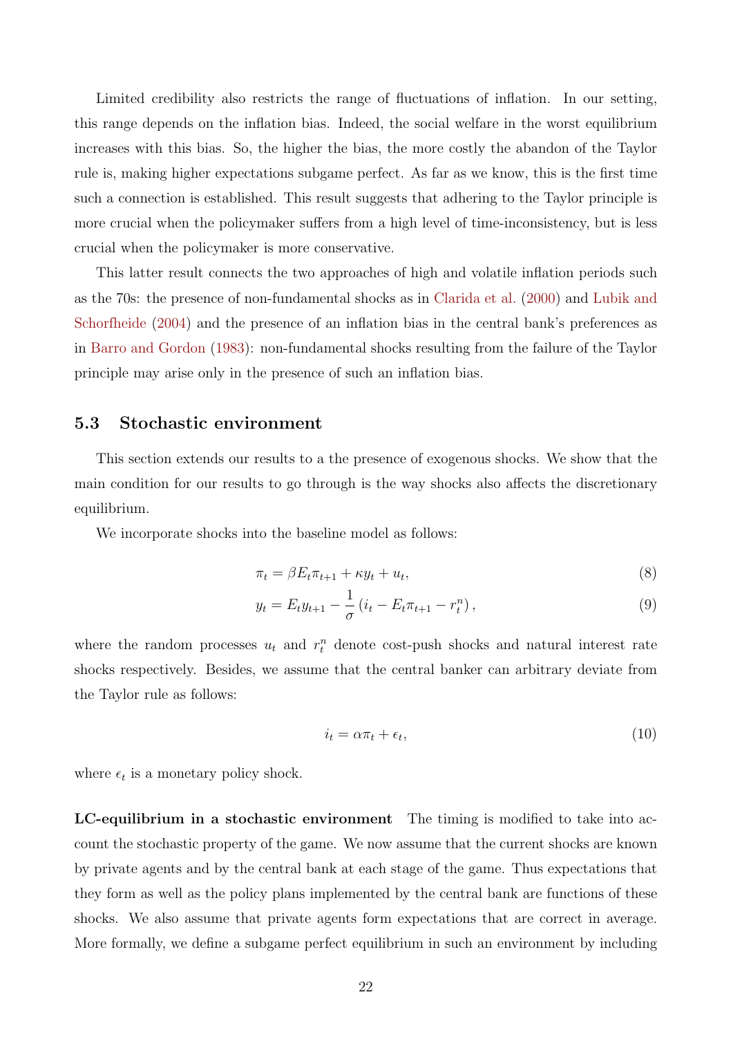Limited credibility also restricts the range of fluctuations of inflation. In our setting, this range depends on the inflation bias. Indeed, the social welfare in the worst equilibrium increases with this bias. So, the higher the bias, the more costly the abandon of the Taylor rule is, making higher expectations subgame perfect. As far as we know, this is the first time such a connection is established. This result suggests that adhering to the Taylor principle is more crucial when the policymaker suffers from a high level of time-inconsistency, but is less crucial when the policymaker is more conservative.

This latter result connects the two approaches of high and volatile inflation periods such as the 70s: the presence of non-fundamental shocks as in Clarida et al. (2000) and Lubik and Schorfheide (2004) and the presence of an inflation bias in the central bank's preferences as in Barro and Gordon (1983): non-fundamental shocks resulting from the failure of the Taylor principle may arise only in the presence of such an inflation bias.

### 5.3 Stochastic environment

This section extends our results to a the presence of exogenous shocks. We show that the main condition for our results to go through is the way shocks also affects the discretionary equilibrium.

We incorporate shocks into the baseline model as follows:

$$\pi_t = \beta E_t \pi_{t+1} + \kappa y_t + u_t, \tag{8}$$

$$y_t = E_t y_{t+1} - \frac{1}{\sigma}\left(i_t - E_t \pi_{t+1} - r_t^n\right), \tag{9}$$

where the random processes $u_t$ and $r_t^n$ denote cost-push shocks and natural interest rate shocks respectively. Besides, we assume that the central banker can arbitrary deviate from the Taylor rule as follows:

$$i_t = \alpha \pi_t + \epsilon_t, \tag{10}$$

where $\epsilon_t$ is a monetary policy shock.

**LC-equilibrium in a stochastic environment** The timing is modified to take into account the stochastic property of the game. We now assume that the current shocks are known by private agents and by the central bank at each stage of the game. Thus expectations that they form as well as the policy plans implemented by the central bank are functions of these shocks. We also assume that private agents form expectations that are correct in average. More formally, we define a subgame perfect equilibrium in such an environment by including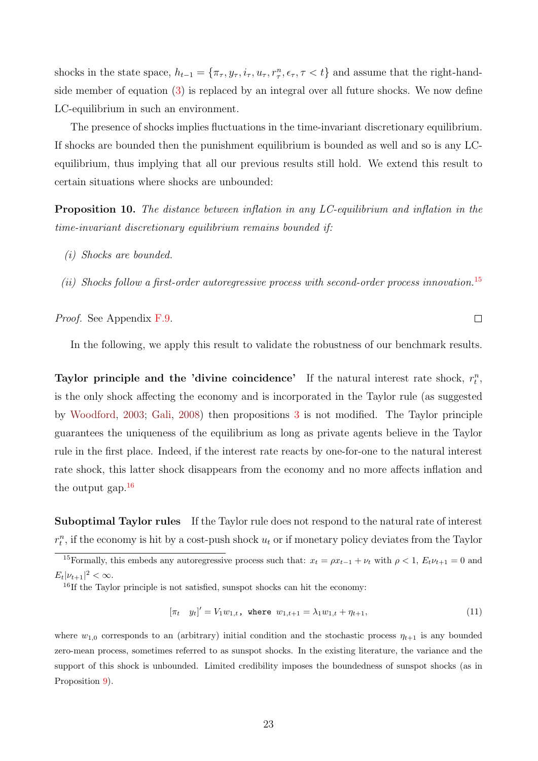shocks in the state space, $h_{t-1} = \{\pi_\tau, y_\tau, i_\tau, u_\tau, r^n_\tau, \epsilon_\tau, \tau < t\}$ and assume that the right-hand-side member of equation (3) is replaced by an integral over all future shocks. We now define LC-equilibrium in such an environment.

The presence of shocks implies fluctuations in the time-invariant discretionary equilibrium. If shocks are bounded then the punishment equilibrium is bounded as well and so is any LC-equilibrium, thus implying that all our previous results still hold. We extend this result to certain situations where shocks are unbounded:

**Proposition 10.** *The distance between inflation in any LC-equilibrium and inflation in the time-invariant discretionary equilibrium remains bounded if:*

*(i) Shocks are bounded.*

*(ii) Shocks follow a first-order autoregressive process with second-order process innovation.*[15]

*Proof.* See Appendix F.9. □

In the following, we apply this result to validate the robustness of our benchmark results.

**Taylor principle and the 'divine coincidence'** If the natural interest rate shock, $r^n_t$, is the only shock affecting the economy and is incorporated in the Taylor rule (as suggested by Woodford, 2003; Gali, 2008) then propositions 3 is not modified. The Taylor principle guarantees the uniqueness of the equilibrium as long as private agents believe in the Taylor rule in the first place. Indeed, if the interest rate reacts by one-for-one to the natural interest rate shock, this latter shock disappears from the economy and no more affects inflation and the output gap.[16]

**Suboptimal Taylor rules** If the Taylor rule does not respond to the natural rate of interest $r^n_t$, if the economy is hit by a cost-push shock $u_t$ or if monetary policy deviates from the Taylor

[15] Formally, this embeds any autoregressive process such that: $x_t = \rho x_{t-1} + \nu_t$ with $\rho < 1$, $E_t \nu_{t+1} = 0$ and $E_t |\nu_{t+1}|^2 < \infty$.

[16] If the Taylor principle is not satisfied, sunspot shocks can hit the economy:

$$[\pi_t \quad y_t]' = V_1 w_{1,t}, \text{ where } w_{1,t+1} = \lambda_1 w_{1,t} + \eta_{t+1}, \tag{11}$$

where $w_{1,0}$ corresponds to an (arbitrary) initial condition and the stochastic process $\eta_{t+1}$ is any bounded zero-mean process, sometimes referred to as sunspot shocks. In the existing literature, the variance and the support of this shock is unbounded. Limited credibility imposes the boundedness of sunspot shocks (as in Proposition 9).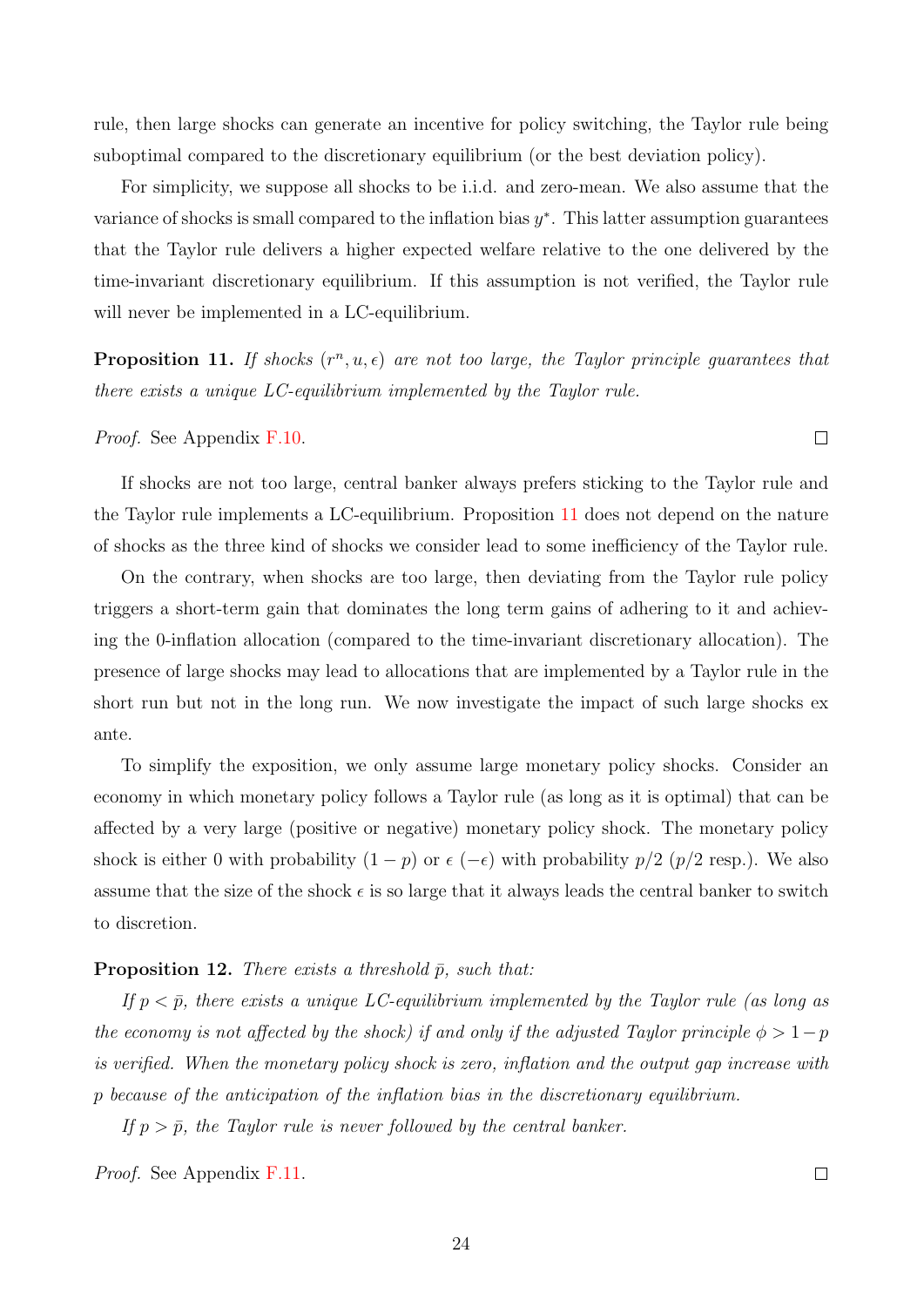rule, then large shocks can generate an incentive for policy switching, the Taylor rule being suboptimal compared to the discretionary equilibrium (or the best deviation policy).

For simplicity, we suppose all shocks to be i.i.d. and zero-mean. We also assume that the variance of shocks is small compared to the inflation bias $y^*$. This latter assumption guarantees that the Taylor rule delivers a higher expected welfare relative to the one delivered by the time-invariant discretionary equilibrium. If this assumption is not verified, the Taylor rule will never be implemented in a LC-equilibrium.

**Proposition 11.** *If shocks $(r^n, u, \epsilon)$ are not too large, the Taylor principle guarantees that there exists a unique LC-equilibrium implemented by the Taylor rule.*

*Proof.* See Appendix F.10. □

If shocks are not too large, central banker always prefers sticking to the Taylor rule and the Taylor rule implements a LC-equilibrium. Proposition 11 does not depend on the nature of shocks as the three kind of shocks we consider lead to some inefficiency of the Taylor rule.

On the contrary, when shocks are too large, then deviating from the Taylor rule policy triggers a short-term gain that dominates the long term gains of adhering to it and achieving the 0-inflation allocation (compared to the time-invariant discretionary allocation). The presence of large shocks may lead to allocations that are implemented by a Taylor rule in the short run but not in the long run. We now investigate the impact of such large shocks ex ante.

To simplify the exposition, we only assume large monetary policy shocks. Consider an economy in which monetary policy follows a Taylor rule (as long as it is optimal) that can be affected by a very large (positive or negative) monetary policy shock. The monetary policy shock is either 0 with probability $(1-p)$ or $\epsilon$ $(-\epsilon)$ with probability $p/2$ ($p/2$ resp.). We also assume that the size of the shock $\epsilon$ is so large that it always leads the central banker to switch to discretion.

**Proposition 12.** *There exists a threshold $\bar{p}$, such that:*

*If $p < \bar{p}$, there exists a unique LC-equilibrium implemented by the Taylor rule (as long as the economy is not affected by the shock) if and only if the adjusted Taylor principle $\phi > 1-p$ is verified. When the monetary policy shock is zero, inflation and the output gap increase with $p$ because of the anticipation of the inflation bias in the discretionary equilibrium.*

*If $p > \bar{p}$, the Taylor rule is never followed by the central banker.*

*Proof.* See Appendix F.11. □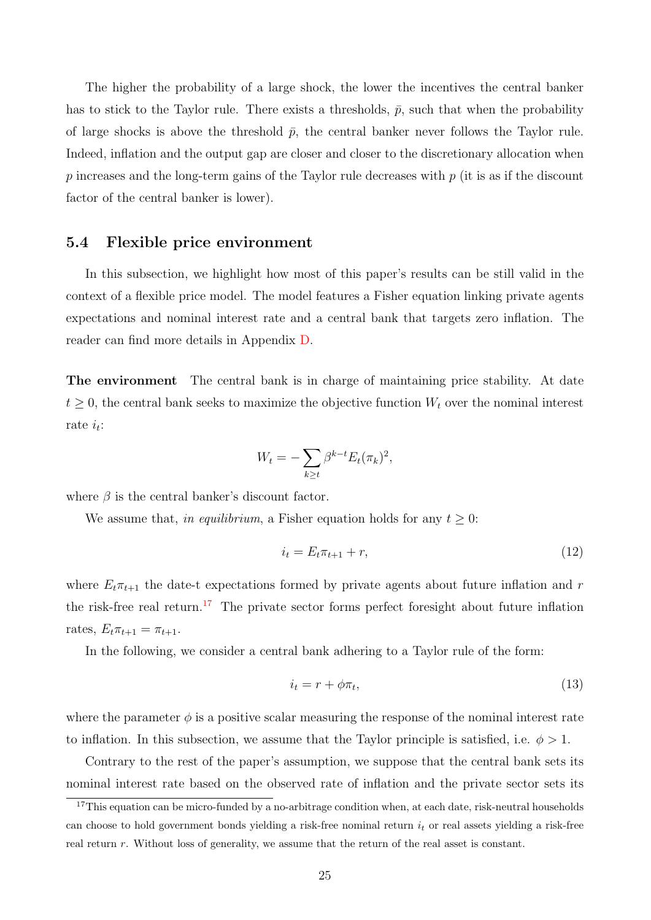The higher the probability of a large shock, the lower the incentives the central banker has to stick to the Taylor rule. There exists a thresholds, $\bar{p}$, such that when the probability of large shocks is above the threshold $\bar{p}$, the central banker never follows the Taylor rule. Indeed, inflation and the output gap are closer and closer to the discretionary allocation when $p$ increases and the long-term gains of the Taylor rule decreases with $p$ (it is as if the discount factor of the central banker is lower).

### 5.4 Flexible price environment

In this subsection, we highlight how most of this paper's results can be still valid in the context of a flexible price model. The model features a Fisher equation linking private agents expectations and nominal interest rate and a central bank that targets zero inflation. The reader can find more details in Appendix D.

**The environment** The central bank is in charge of maintaining price stability. At date $t \geq 0$, the central bank seeks to maximize the objective function $W_t$ over the nominal interest rate $i_t$:

$$W_t = -\sum_{k \geq t} \beta^{k-t} E_t(\pi_k)^2,$$

where $\beta$ is the central banker's discount factor.

We assume that, *in equilibrium*, a Fisher equation holds for any $t \geq 0$:

$$i_t = E_t \pi_{t+1} + r, \tag{12}$$

where $E_t \pi_{t+1}$ the date-t expectations formed by private agents about future inflation and $r$ the risk-free real return.[17] The private sector forms perfect foresight about future inflation rates, $E_t \pi_{t+1} = \pi_{t+1}$.

In the following, we consider a central bank adhering to a Taylor rule of the form:

$$i_t = r + \phi \pi_t, \tag{13}$$

where the parameter $\phi$ is a positive scalar measuring the response of the nominal interest rate to inflation. In this subsection, we assume that the Taylor principle is satisfied, i.e. $\phi > 1$.

Contrary to the rest of the paper's assumption, we suppose that the central bank sets its nominal interest rate based on the observed rate of inflation and the private sector sets its

[17] This equation can be micro-funded by a no-arbitrage condition when, at each date, risk-neutral households can choose to hold government bonds yielding a risk-free nominal return $i_t$ or real assets yielding a risk-free real return $r$. Without loss of generality, we assume that the return of the real asset is constant.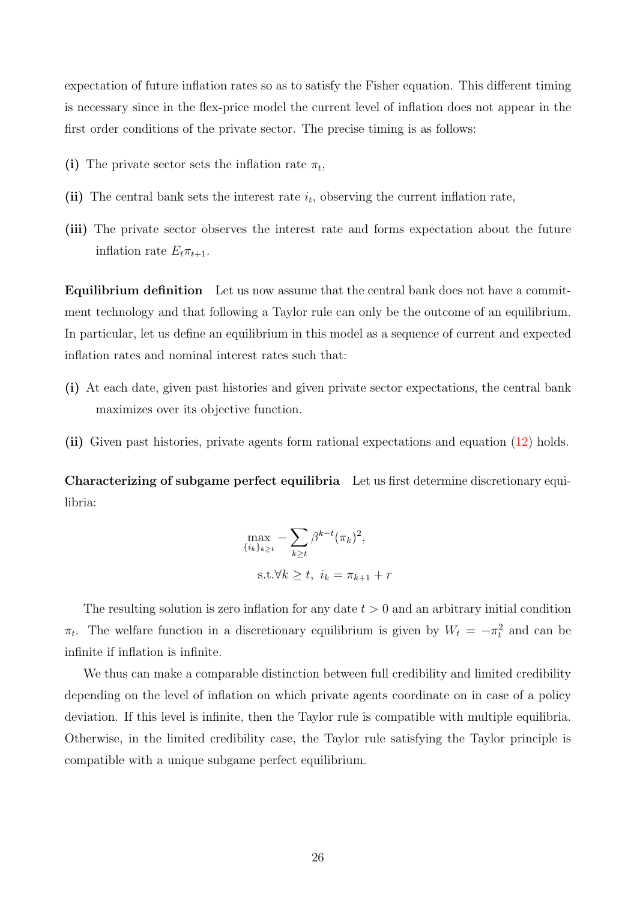expectation of future inflation rates so as to satisfy the Fisher equation. This different timing is necessary since in the flex-price model the current level of inflation does not appear in the first order conditions of the private sector. The precise timing is as follows:

**(i)** The private sector sets the inflation rate $\pi_t$,

**(ii)** The central bank sets the interest rate $i_t$, observing the current inflation rate,

**(iii)** The private sector observes the interest rate and forms expectation about the future inflation rate $E_t \pi_{t+1}$.

**Equilibrium definition** Let us now assume that the central bank does not have a commitment technology and that following a Taylor rule can only be the outcome of an equilibrium. In particular, let us define an equilibrium in this model as a sequence of current and expected inflation rates and nominal interest rates such that:

**(i)** At each date, given past histories and given private sector expectations, the central bank maximizes over its objective function.

**(ii)** Given past histories, private agents form rational expectations and equation (12) holds.

**Characterizing of subgame perfect equilibria** Let us first determine discretionary equilibria:

$$\max_{\{i_k\}_{k \geq t}} - \sum_{k \geq t} \beta^{k-t} (\pi_k)^2,$$

$$\text{s.t.} \forall k \geq t, \ i_k = \pi_{k+1} + r$$

The resulting solution is zero inflation for any date $t > 0$ and an arbitrary initial condition $\pi_t$. The welfare function in a discretionary equilibrium is given by $W_t = -\pi_t^2$ and can be infinite if inflation is infinite.

We thus can make a comparable distinction between full credibility and limited credibility depending on the level of inflation on which private agents coordinate on in case of a policy deviation. If this level is infinite, then the Taylor rule is compatible with multiple equilibria. Otherwise, in the limited credibility case, the Taylor rule satisfying the Taylor principle is compatible with a unique subgame perfect equilibrium.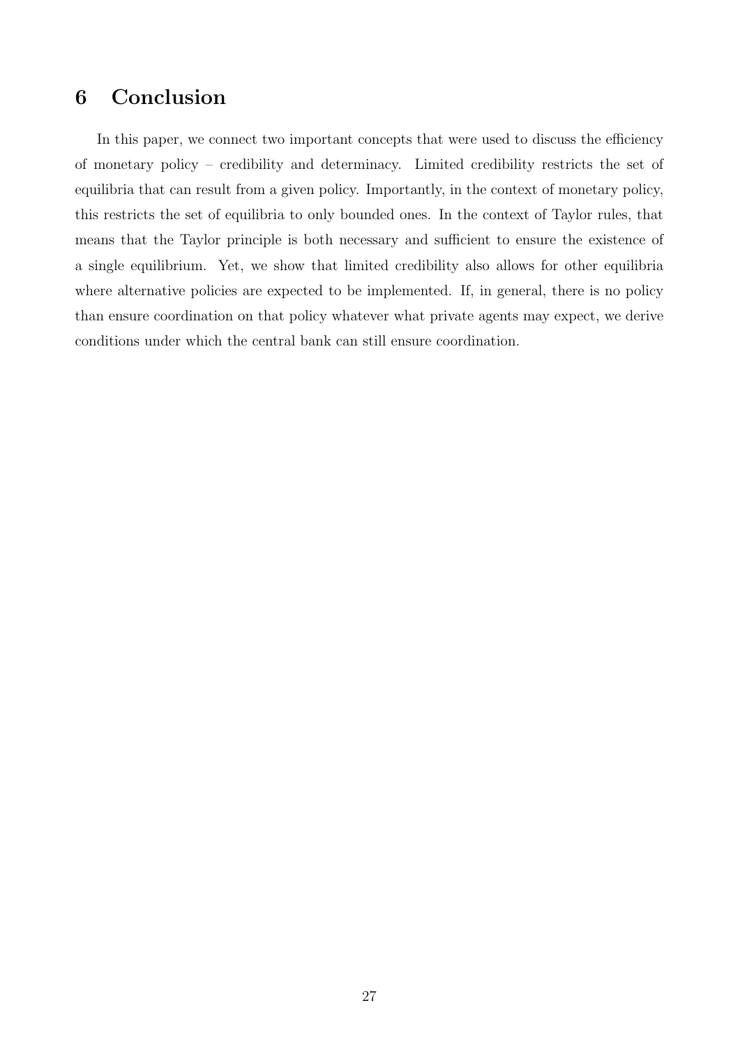## 6 Conclusion

In this paper, we connect two important concepts that were used to discuss the efficiency of monetary policy – credibility and determinacy. Limited credibility restricts the set of equilibria that can result from a given policy. Importantly, in the context of monetary policy, this restricts the set of equilibria to only bounded ones. In the context of Taylor rules, that means that the Taylor principle is both necessary and sufficient to ensure the existence of a single equilibrium. Yet, we show that limited credibility also allows for other equilibria where alternative policies are expected to be implemented. If, in general, there is no policy than ensure coordination on that policy whatever what private agents may expect, we derive conditions under which the central bank can still ensure coordination.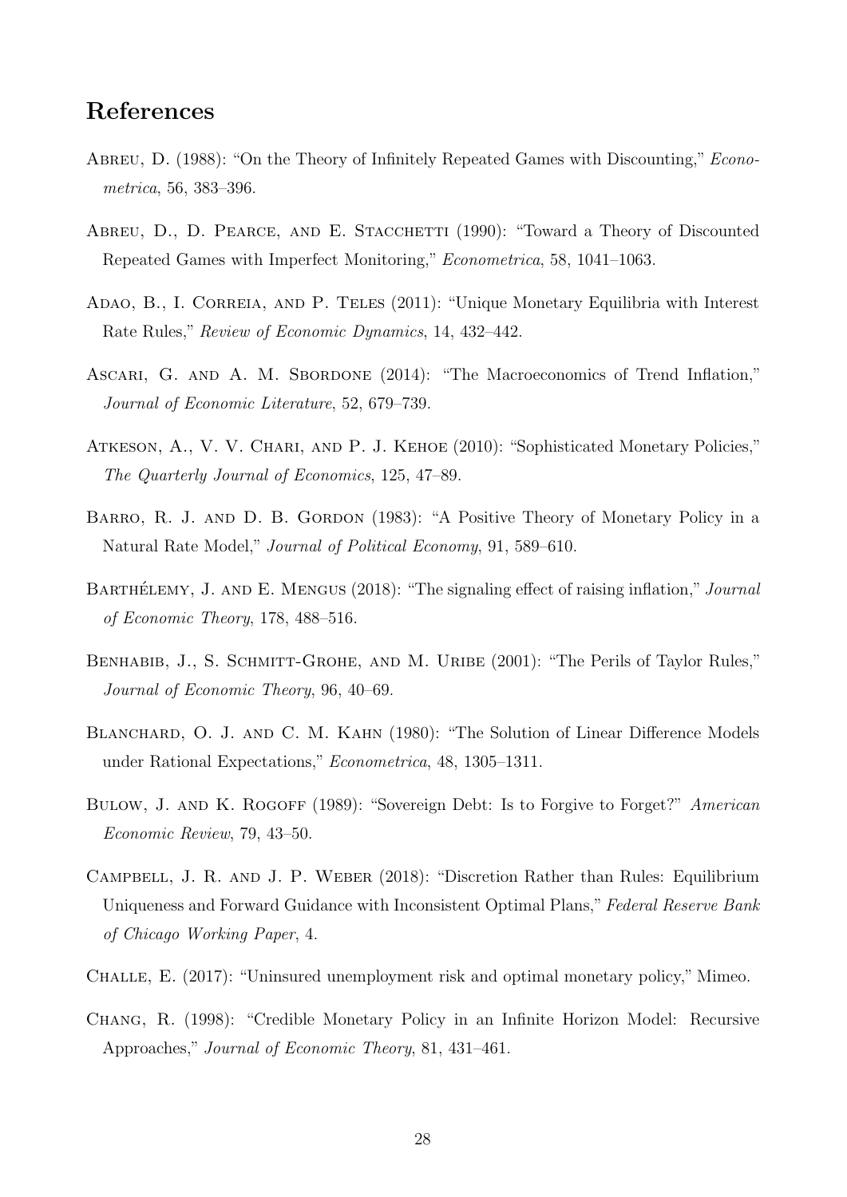## References

Abreu, D. (1988): "On the Theory of Infinitely Repeated Games with Discounting," *Econometrica*, 56, 383–396.

Abreu, D., D. Pearce, and E. Stacchetti (1990): "Toward a Theory of Discounted Repeated Games with Imperfect Monitoring," *Econometrica*, 58, 1041–1063.

Adao, B., I. Correia, and P. Teles (2011): "Unique Monetary Equilibria with Interest Rate Rules," *Review of Economic Dynamics*, 14, 432–442.

Ascari, G. and A. M. Sbordone (2014): "The Macroeconomics of Trend Inflation," *Journal of Economic Literature*, 52, 679–739.

Atkeson, A., V. V. Chari, and P. J. Kehoe (2010): "Sophisticated Monetary Policies," *The Quarterly Journal of Economics*, 125, 47–89.

Barro, R. J. and D. B. Gordon (1983): "A Positive Theory of Monetary Policy in a Natural Rate Model," *Journal of Political Economy*, 91, 589–610.

Barthélemy, J. and E. Mengus (2018): "The signaling effect of raising inflation," *Journal of Economic Theory*, 178, 488–516.

Benhabib, J., S. Schmitt-Grohe, and M. Uribe (2001): "The Perils of Taylor Rules," *Journal of Economic Theory*, 96, 40–69.

Blanchard, O. J. and C. M. Kahn (1980): "The Solution of Linear Difference Models under Rational Expectations," *Econometrica*, 48, 1305–1311.

Bulow, J. and K. Rogoff (1989): "Sovereign Debt: Is to Forgive to Forget?" *American Economic Review*, 79, 43–50.

Campbell, J. R. and J. P. Weber (2018): "Discretion Rather than Rules: Equilibrium Uniqueness and Forward Guidance with Inconsistent Optimal Plans," *Federal Reserve Bank of Chicago Working Paper*, 4.

Challe, E. (2017): "Uninsured unemployment risk and optimal monetary policy," Mimeo.

Chang, R. (1998): "Credible Monetary Policy in an Infinite Horizon Model: Recursive Approaches," *Journal of Economic Theory*, 81, 431–461.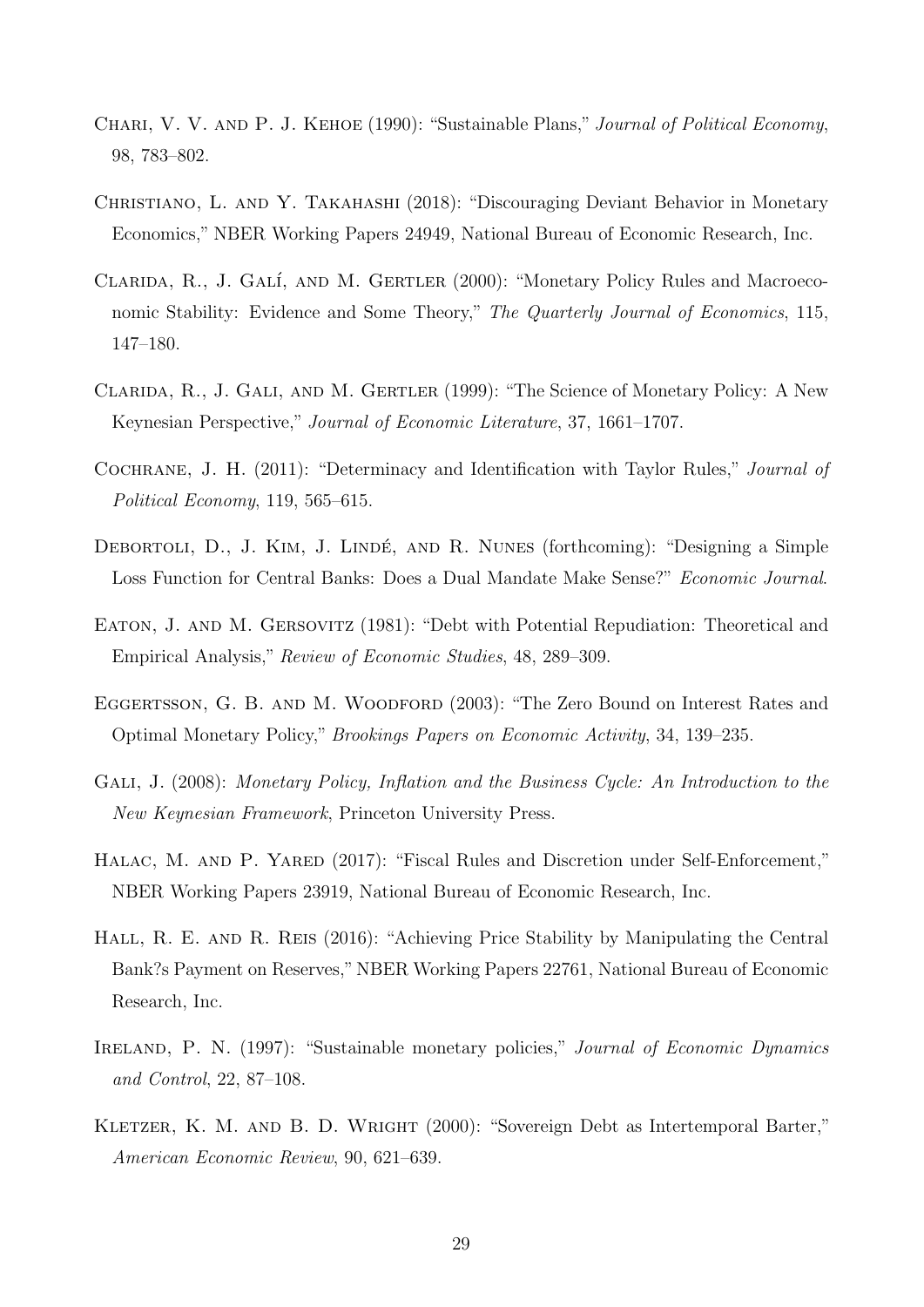Chari, V. V. and P. J. Kehoe (1990): "Sustainable Plans," *Journal of Political Economy*, 98, 783–802.

Christiano, L. and Y. Takahashi (2018): "Discouraging Deviant Behavior in Monetary Economics," NBER Working Papers 24949, National Bureau of Economic Research, Inc.

Clarida, R., J. Galí, and M. Gertler (2000): "Monetary Policy Rules and Macroeconomic Stability: Evidence and Some Theory," *The Quarterly Journal of Economics*, 115, 147–180.

Clarida, R., J. Gali, and M. Gertler (1999): "The Science of Monetary Policy: A New Keynesian Perspective," *Journal of Economic Literature*, 37, 1661–1707.

Cochrane, J. H. (2011): "Determinacy and Identification with Taylor Rules," *Journal of Political Economy*, 119, 565–615.

Debortoli, D., J. Kim, J. Lindé, and R. Nunes (forthcoming): "Designing a Simple Loss Function for Central Banks: Does a Dual Mandate Make Sense?" *Economic Journal*.

Eaton, J. and M. Gersovitz (1981): "Debt with Potential Repudiation: Theoretical and Empirical Analysis," *Review of Economic Studies*, 48, 289–309.

Eggertsson, G. B. and M. Woodford (2003): "The Zero Bound on Interest Rates and Optimal Monetary Policy," *Brookings Papers on Economic Activity*, 34, 139–235.

Gali, J. (2008): *Monetary Policy, Inflation and the Business Cycle: An Introduction to the New Keynesian Framework*, Princeton University Press.

Halac, M. and P. Yared (2017): "Fiscal Rules and Discretion under Self-Enforcement," NBER Working Papers 23919, National Bureau of Economic Research, Inc.

Hall, R. E. and R. Reis (2016): "Achieving Price Stability by Manipulating the Central Bank?s Payment on Reserves," NBER Working Papers 22761, National Bureau of Economic Research, Inc.

Ireland, P. N. (1997): "Sustainable monetary policies," *Journal of Economic Dynamics and Control*, 22, 87–108.

Kletzer, K. M. and B. D. Wright (2000): "Sovereign Debt as Intertemporal Barter," *American Economic Review*, 90, 621–639.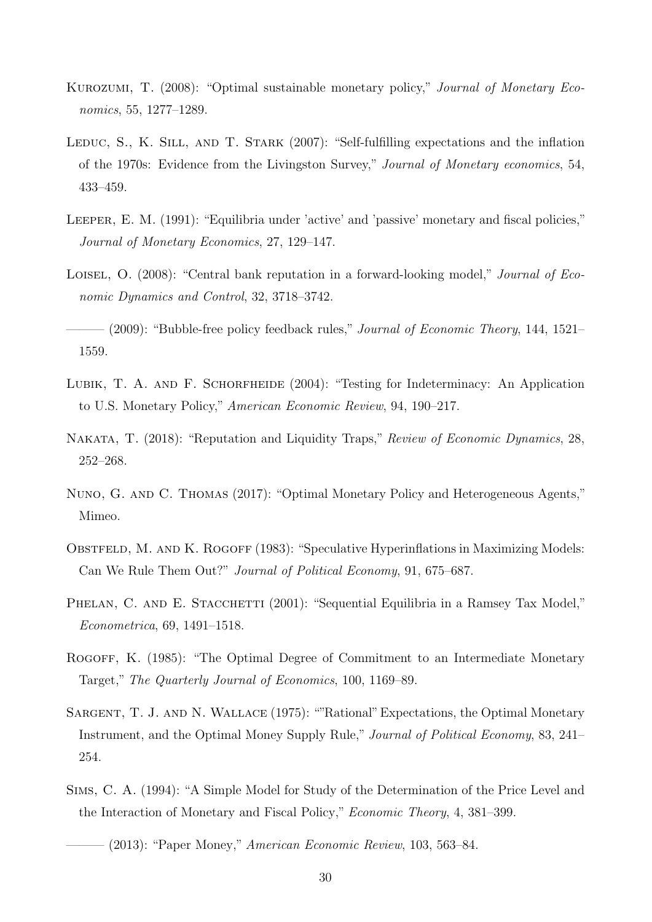Kurozumi, T. (2008): "Optimal sustainable monetary policy," *Journal of Monetary Economics*, 55, 1277–1289.

Leduc, S., K. Sill, and T. Stark (2007): "Self-fulfilling expectations and the inflation of the 1970s: Evidence from the Livingston Survey," *Journal of Monetary economics*, 54, 433–459.

Leeper, E. M. (1991): "Equilibria under 'active' and 'passive' monetary and fiscal policies," *Journal of Monetary Economics*, 27, 129–147.

Loisel, O. (2008): "Central bank reputation in a forward-looking model," *Journal of Economic Dynamics and Control*, 32, 3718–3742.

——— (2009): "Bubble-free policy feedback rules," *Journal of Economic Theory*, 144, 1521–1559.

Lubik, T. A. and F. Schorfheide (2004): "Testing for Indeterminacy: An Application to U.S. Monetary Policy," *American Economic Review*, 94, 190–217.

Nakata, T. (2018): "Reputation and Liquidity Traps," *Review of Economic Dynamics*, 28, 252–268.

Nuno, G. and C. Thomas (2017): "Optimal Monetary Policy and Heterogeneous Agents," Mimeo.

Obstfeld, M. and K. Rogoff (1983): "Speculative Hyperinflations in Maximizing Models: Can We Rule Them Out?" *Journal of Political Economy*, 91, 675–687.

Phelan, C. and E. Stacchetti (2001): "Sequential Equilibria in a Ramsey Tax Model," *Econometrica*, 69, 1491–1518.

Rogoff, K. (1985): "The Optimal Degree of Commitment to an Intermediate Monetary Target," *The Quarterly Journal of Economics*, 100, 1169–89.

Sargent, T. J. and N. Wallace (1975): ""Rational" Expectations, the Optimal Monetary Instrument, and the Optimal Money Supply Rule," *Journal of Political Economy*, 83, 241–254.

Sims, C. A. (1994): "A Simple Model for Study of the Determination of the Price Level and the Interaction of Monetary and Fiscal Policy," *Economic Theory*, 4, 381–399.

——— (2013): "Paper Money," *American Economic Review*, 103, 563–84.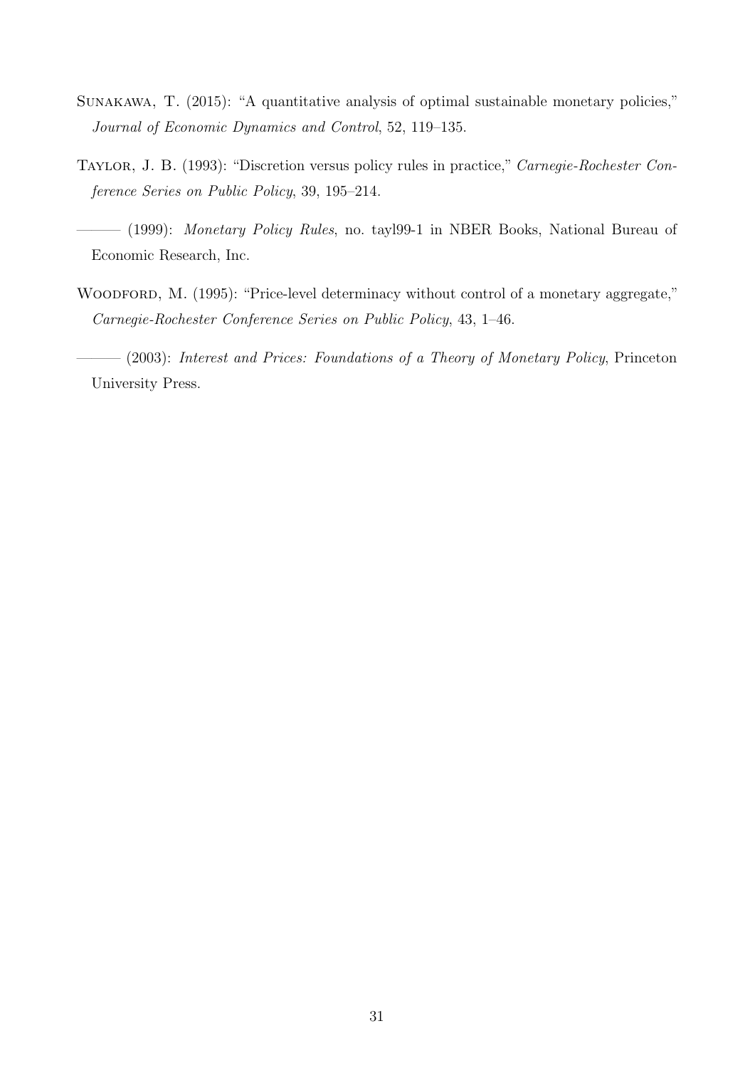Sunakawa, T. (2015): "A quantitative analysis of optimal sustainable monetary policies," *Journal of Economic Dynamics and Control*, 52, 119–135.

Taylor, J. B. (1993): "Discretion versus policy rules in practice," *Carnegie-Rochester Conference Series on Public Policy*, 39, 195–214.

——— (1999): *Monetary Policy Rules*, no. tayl99-1 in NBER Books, National Bureau of Economic Research, Inc.

Woodford, M. (1995): "Price-level determinacy without control of a monetary aggregate," *Carnegie-Rochester Conference Series on Public Policy*, 43, 1–46.

——— (2003): *Interest and Prices: Foundations of a Theory of Monetary Policy*, Princeton University Press.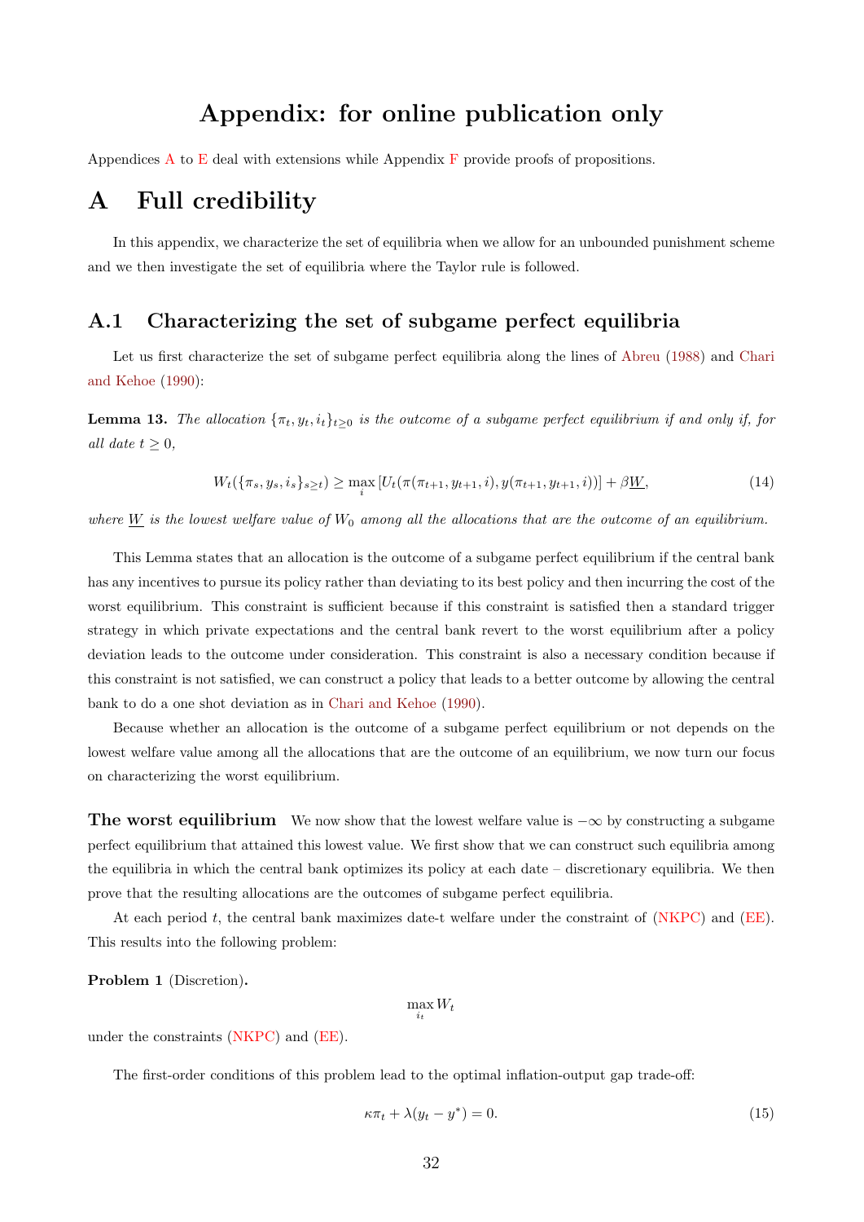# Appendix: for online publication only

Appendices A to E deal with extensions while Appendix F provide proofs of propositions.

# A Full credibility

In this appendix, we characterize the set of equilibria when we allow for an unbounded punishment scheme and we then investigate the set of equilibria where the Taylor rule is followed.

## A.1 Characterizing the set of subgame perfect equilibria

Let us first characterize the set of subgame perfect equilibria along the lines of Abreu (1988) and Chari and Kehoe (1990):

**Lemma 13.** *The allocation $\{\pi_t, y_t, i_t\}_{t\geq 0}$ is the outcome of a subgame perfect equilibrium if and only if, for all date $t \geq 0$,*

$$W_t(\{\pi_s, y_s, i_s\}_{s\geq t}) \geq \max_i \left[U_t(\pi(\pi_{t+1}, y_{t+1}, i), y(\pi_{t+1}, y_{t+1}, i))\right] + \beta \underline{W}, \tag{14}$$

*where $\underline{W}$ is the lowest welfare value of $W_0$ among all the allocations that are the outcome of an equilibrium.*

This Lemma states that an allocation is the outcome of a subgame perfect equilibrium if the central bank has any incentives to pursue its policy rather than deviating to its best policy and then incurring the cost of the worst equilibrium. This constraint is sufficient because if this constraint is satisfied then a standard trigger strategy in which private expectations and the central bank revert to the worst equilibrium after a policy deviation leads to the outcome under consideration. This constraint is also a necessary condition because if this constraint is not satisfied, we can construct a policy that leads to a better outcome by allowing the central bank to do a one shot deviation as in Chari and Kehoe (1990).

Because whether an allocation is the outcome of a subgame perfect equilibrium or not depends on the lowest welfare value among all the allocations that are the outcome of an equilibrium, we now turn our focus on characterizing the worst equilibrium.

**The worst equilibrium** We now show that the lowest welfare value is $-\infty$ by constructing a subgame perfect equilibrium that attained this lowest value. We first show that we can construct such equilibria among the equilibria in which the central bank optimizes its policy at each date – discretionary equilibria. We then prove that the resulting allocations are the outcomes of subgame perfect equilibria.

At each period $t$, the central bank maximizes date-t welfare under the constraint of (NKPC) and (EE). This results into the following problem:

**Problem 1** (Discretion)**.**

$$\max_{i_t} W_t$$

under the constraints (NKPC) and (EE).

The first-order conditions of this problem lead to the optimal inflation-output gap trade-off:

$$\kappa\pi_t + \lambda(y_t - y^*) = 0. \tag{15}$$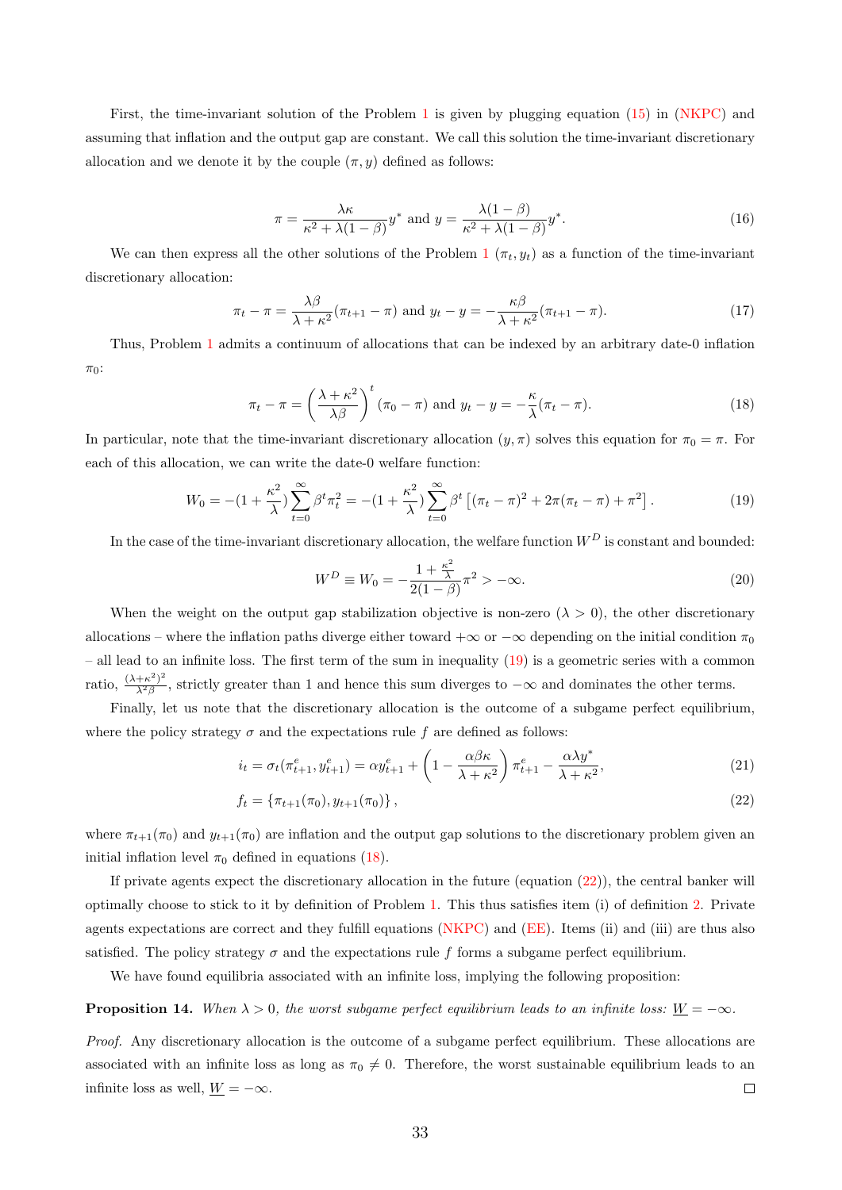First, the time-invariant solution of the Problem 1 is given by plugging equation (15) in (NKPC) and assuming that inflation and the output gap are constant. We call this solution the time-invariant discretionary allocation and we denote it by the couple $(\pi, y)$ defined as follows:

$$\pi = \frac{\lambda\kappa}{\kappa^2 + \lambda(1-\beta)} y^* \text{ and } y = \frac{\lambda(1-\beta)}{\kappa^2 + \lambda(1-\beta)} y^*. \tag{16}$$

We can then express all the other solutions of the Problem 1 $(\pi_t, y_t)$ as a function of the time-invariant discretionary allocation:

$$\pi_t - \pi = \frac{\lambda\beta}{\lambda + \kappa^2}(\pi_{t+1} - \pi) \text{ and } y_t - y = -\frac{\kappa\beta}{\lambda + \kappa^2}(\pi_{t+1} - \pi). \tag{17}$$

Thus, Problem 1 admits a continuum of allocations that can be indexed by an arbitrary date-0 inflation $\pi_0$:

$$\pi_t - \pi = \left(\frac{\lambda + \kappa^2}{\lambda\beta}\right)^t (\pi_0 - \pi) \text{ and } y_t - y = -\frac{\kappa}{\lambda}(\pi_t - \pi). \tag{18}$$

In particular, note that the time-invariant discretionary allocation $(y, \pi)$ solves this equation for $\pi_0 = \pi$. For each of this allocation, we can write the date-0 welfare function:

$$W_0 = -(1 + \frac{\kappa^2}{\lambda})\sum_{t=0}^{\infty} \beta^t \pi_t^2 = -(1 + \frac{\kappa^2}{\lambda})\sum_{t=0}^{\infty} \beta^t \left[(\pi_t - \pi)^2 + 2\pi(\pi_t - \pi) + \pi^2\right]. \tag{19}$$

In the case of the time-invariant discretionary allocation, the welfare function $W^D$ is constant and bounded:

$$W^D \equiv W_0 = -\frac{1 + \frac{\kappa^2}{\lambda}}{2(1-\beta)}\pi^2 > -\infty. \tag{20}$$

When the weight on the output gap stabilization objective is non-zero ($\lambda > 0$), the other discretionary allocations – where the inflation paths diverge either toward $+\infty$ or $-\infty$ depending on the initial condition $\pi_0$ – all lead to an infinite loss. The first term of the sum in inequality (19) is a geometric series with a common ratio, $\frac{(\lambda+\kappa^2)^2}{\lambda^2\beta}$, strictly greater than 1 and hence this sum diverges to $-\infty$ and dominates the other terms.

Finally, let us note that the discretionary allocation is the outcome of a subgame perfect equilibrium, where the policy strategy $\sigma$ and the expectations rule $f$ are defined as follows:

$$i_t = \sigma_t(\pi_{t+1}^e, y_{t+1}^e) = \alpha y_{t+1}^e + \left(1 - \frac{\alpha\beta\kappa}{\lambda + \kappa^2}\right)\pi_{t+1}^e - \frac{\alpha\lambda y^*}{\lambda + \kappa^2}, \tag{21}$$

$$f_t = \{\pi_{t+1}(\pi_0), y_{t+1}(\pi_0)\}, \tag{22}$$

where $\pi_{t+1}(\pi_0)$ and $y_{t+1}(\pi_0)$ are inflation and the output gap solutions to the discretionary problem given an initial inflation level $\pi_0$ defined in equations (18).

If private agents expect the discretionary allocation in the future (equation (22)), the central banker will optimally choose to stick to it by definition of Problem 1. This thus satisfies item (i) of definition 2. Private agents expectations are correct and they fulfill equations (NKPC) and (EE). Items (ii) and (iii) are thus also satisfied. The policy strategy $\sigma$ and the expectations rule $f$ forms a subgame perfect equilibrium.

We have found equilibria associated with an infinite loss, implying the following proposition:

**Proposition 14.** *When $\lambda > 0$, the worst subgame perfect equilibrium leads to an infinite loss: $\underline{W} = -\infty$.*

*Proof.* Any discretionary allocation is the outcome of a subgame perfect equilibrium. These allocations are associated with an infinite loss as long as $\pi_0 \neq 0$. Therefore, the worst sustainable equilibrium leads to an infinite loss as well, $\underline{W} = -\infty$. □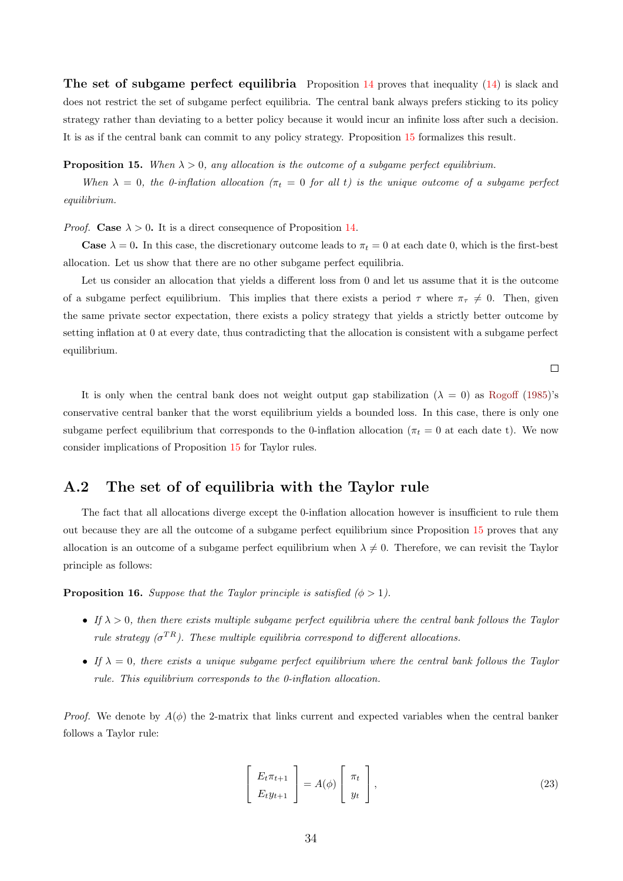**The set of subgame perfect equilibria** Proposition 14 proves that inequality (14) is slack and does not restrict the set of subgame perfect equilibria. The central bank always prefers sticking to its policy strategy rather than deviating to a better policy because it would incur an infinite loss after such a decision. It is as if the central bank can commit to any policy strategy. Proposition 15 formalizes this result.

**Proposition 15.** *When $\lambda > 0$, any allocation is the outcome of a subgame perfect equilibrium.*

*When $\lambda = 0$, the 0-inflation allocation ($\pi_t = 0$ for all $t$) is the unique outcome of a subgame perfect equilibrium.*

*Proof.* **Case $\lambda > 0$.** It is a direct consequence of Proposition 14.

**Case $\lambda = 0$.** In this case, the discretionary outcome leads to $\pi_t = 0$ at each date 0, which is the first-best allocation. Let us show that there are no other subgame perfect equilibria.

Let us consider an allocation that yields a different loss from 0 and let us assume that it is the outcome of a subgame perfect equilibrium. This implies that there exists a period $\tau$ where $\pi_\tau \neq 0$. Then, given the same private sector expectation, there exists a policy strategy that yields a strictly better outcome by setting inflation at 0 at every date, thus contradicting that the allocation is consistent with a subgame perfect equilibrium.

□

It is only when the central bank does not weight output gap stabilization ($\lambda = 0$) as Rogoff (1985)'s conservative central banker that the worst equilibrium yields a bounded loss. In this case, there is only one subgame perfect equilibrium that corresponds to the 0-inflation allocation ($\pi_t = 0$ at each date t). We now consider implications of Proposition 15 for Taylor rules.

## A.2 The set of of equilibria with the Taylor rule

The fact that all allocations diverge except the 0-inflation allocation however is insufficient to rule them out because they are all the outcome of a subgame perfect equilibrium since Proposition 15 proves that any allocation is an outcome of a subgame perfect equilibrium when $\lambda \neq 0$. Therefore, we can revisit the Taylor principle as follows:

**Proposition 16.** *Suppose that the Taylor principle is satisfied ($\phi > 1$).*

- *If $\lambda > 0$, then there exists multiple subgame perfect equilibria where the central bank follows the Taylor rule strategy ($\sigma^{TR}$). These multiple equilibria correspond to different allocations.*
- *If $\lambda = 0$, there exists a unique subgame perfect equilibrium where the central bank follows the Taylor rule. This equilibrium corresponds to the 0-inflation allocation.*

*Proof.* We denote by $A(\phi)$ the 2-matrix that links current and expected variables when the central banker follows a Taylor rule:

$$\begin{bmatrix} E_t \pi_{t+1} \\ E_t y_{t+1} \end{bmatrix} = A(\phi) \begin{bmatrix} \pi_t \\ y_t \end{bmatrix}, \tag{23}$$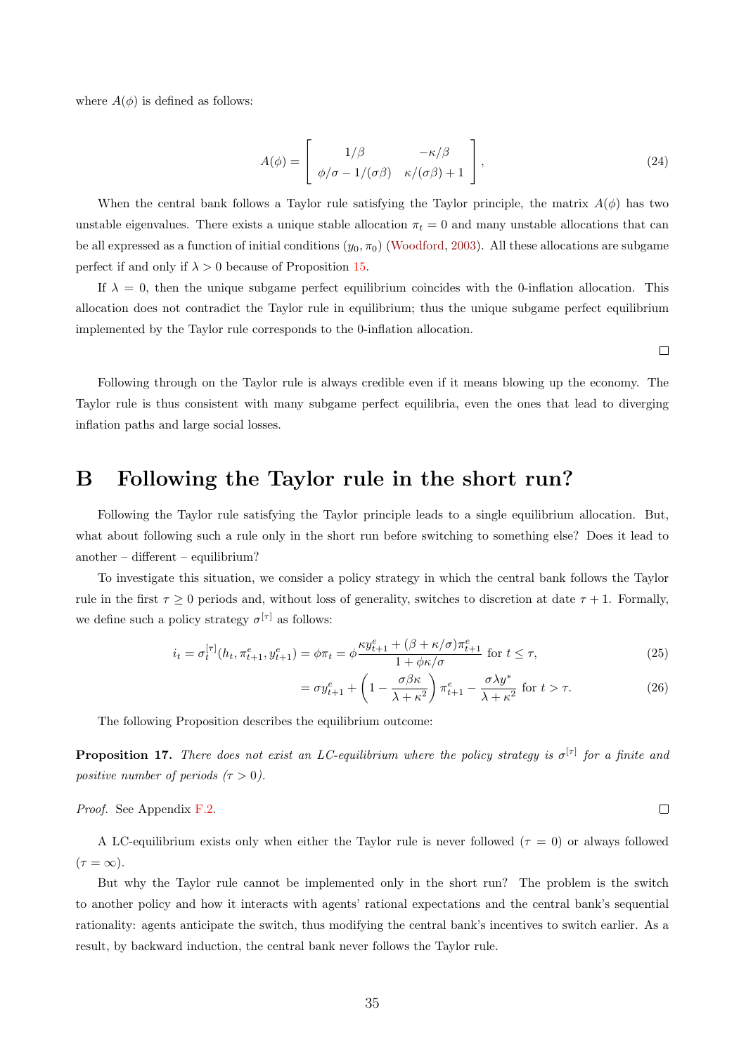where $A(\phi)$ is defined as follows:

$$A(\phi) = \begin{bmatrix} 1/\beta & -\kappa/\beta \\ \phi/\sigma - 1/(\sigma\beta) & \kappa/(\sigma\beta) + 1 \end{bmatrix}, \tag{24}$$

When the central bank follows a Taylor rule satisfying the Taylor principle, the matrix $A(\phi)$ has two unstable eigenvalues. There exists a unique stable allocation $\pi_t = 0$ and many unstable allocations that can be all expressed as a function of initial conditions $(y_0, \pi_0)$ (Woodford, 2003). All these allocations are subgame perfect if and only if $\lambda > 0$ because of Proposition 15.

If $\lambda = 0$, then the unique subgame perfect equilibrium coincides with the 0-inflation allocation. This allocation does not contradict the Taylor rule in equilibrium; thus the unique subgame perfect equilibrium implemented by the Taylor rule corresponds to the 0-inflation allocation.

□

Following through on the Taylor rule is always credible even if it means blowing up the economy. The Taylor rule is thus consistent with many subgame perfect equilibria, even the ones that lead to diverging inflation paths and large social losses.

# B Following the Taylor rule in the short run?

Following the Taylor rule satisfying the Taylor principle leads to a single equilibrium allocation. But, what about following such a rule only in the short run before switching to something else? Does it lead to another – different – equilibrium?

To investigate this situation, we consider a policy strategy in which the central bank follows the Taylor rule in the first $\tau \geq 0$ periods and, without loss of generality, switches to discretion at date $\tau + 1$. Formally, we define such a policy strategy $\sigma^{[\tau]}$ as follows:

$$i_t = \sigma_t^{[\tau]}(h_t, \pi_{t+1}^e, y_{t+1}^e) = \phi\pi_t = \phi \frac{\kappa y_{t+1}^e + (\beta + \kappa/\sigma)\pi_{t+1}^e}{1 + \phi\kappa/\sigma} \text{ for } t \leq \tau, \tag{25}$$

$$= \sigma y_{t+1}^e + \left(1 - \frac{\sigma\beta\kappa}{\lambda + \kappa^2}\right)\pi_{t+1}^e - \frac{\sigma\lambda y^*}{\lambda + \kappa^2} \text{ for } t > \tau. \tag{26}$$

The following Proposition describes the equilibrium outcome:

**Proposition 17.** *There does not exist an LC-equilibrium where the policy strategy is $\sigma^{[\tau]}$ for a finite and positive number of periods ($\tau > 0$).*

*Proof.* See Appendix F.2. □

A LC-equilibrium exists only when either the Taylor rule is never followed ($\tau = 0$) or always followed ($\tau = \infty$).

But why the Taylor rule cannot be implemented only in the short run? The problem is the switch to another policy and how it interacts with agents' rational expectations and the central bank's sequential rationality: agents anticipate the switch, thus modifying the central bank's incentives to switch earlier. As a result, by backward induction, the central bank never follows the Taylor rule.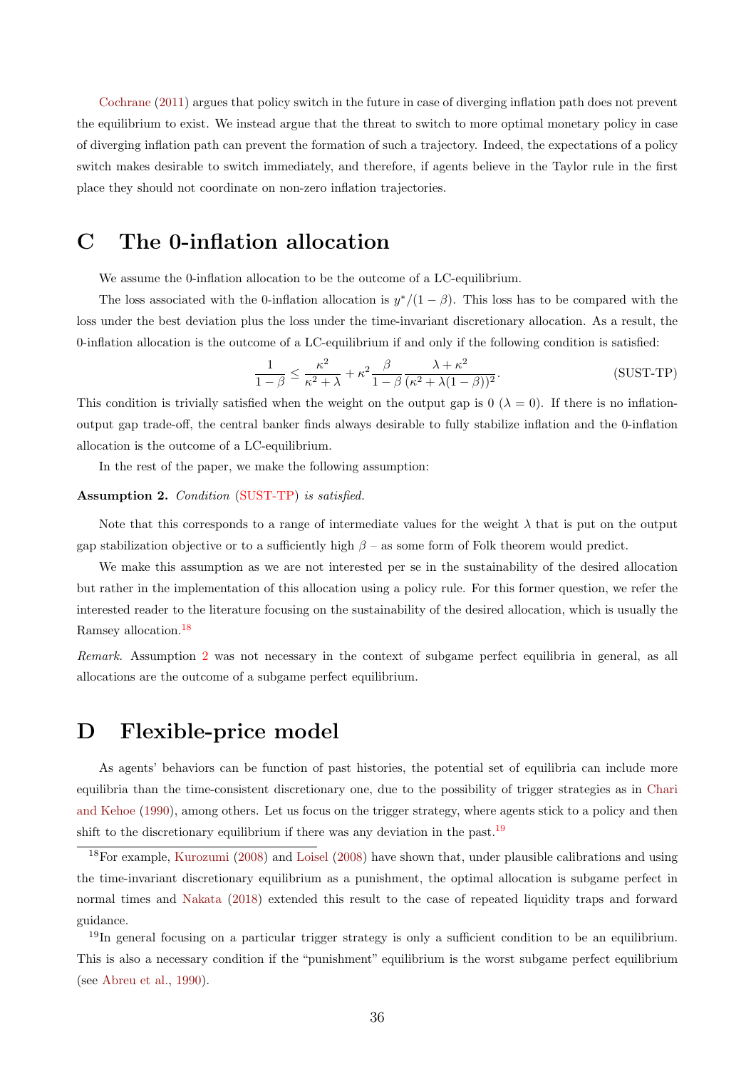Cochrane (2011) argues that policy switch in the future in case of diverging inflation path does not prevent the equilibrium to exist. We instead argue that the threat to switch to more optimal monetary policy in case of diverging inflation path can prevent the formation of such a trajectory. Indeed, the expectations of a policy switch makes desirable to switch immediately, and therefore, if agents believe in the Taylor rule in the first place they should not coordinate on non-zero inflation trajectories.

# C The 0-inflation allocation

We assume the 0-inflation allocation to be the outcome of a LC-equilibrium.

The loss associated with the 0-inflation allocation is $y^*/(1-\beta)$. This loss has to be compared with the loss under the best deviation plus the loss under the time-invariant discretionary allocation. As a result, the 0-inflation allocation is the outcome of a LC-equilibrium if and only if the following condition is satisfied:

$$\frac{1}{1-\beta} \leq \frac{\kappa^2}{\kappa^2+\lambda} + \kappa^2 \frac{\beta}{1-\beta} \frac{\lambda+\kappa^2}{(\kappa^2+\lambda(1-\beta))^2}. \tag{SUST-TP}$$

This condition is trivially satisfied when the weight on the output gap is 0 ($\lambda = 0$). If there is no inflation-output gap trade-off, the central banker finds always desirable to fully stabilize inflation and the 0-inflation allocation is the outcome of a LC-equilibrium.

In the rest of the paper, we make the following assumption:

**Assumption 2.** *Condition* (SUST-TP) *is satisfied.*

Note that this corresponds to a range of intermediate values for the weight $\lambda$ that is put on the output gap stabilization objective or to a sufficiently high $\beta$ – as some form of Folk theorem would predict.

We make this assumption as we are not interested per se in the sustainability of the desired allocation but rather in the implementation of this allocation using a policy rule. For this former question, we refer the interested reader to the literature focusing on the sustainability of the desired allocation, which is usually the Ramsey allocation.[18]

*Remark.* Assumption 2 was not necessary in the context of subgame perfect equilibria in general, as all allocations are the outcome of a subgame perfect equilibrium.

# D Flexible-price model

As agents' behaviors can be function of past histories, the potential set of equilibria can include more equilibria than the time-consistent discretionary one, due to the possibility of trigger strategies as in Chari and Kehoe (1990), among others. Let us focus on the trigger strategy, where agents stick to a policy and then shift to the discretionary equilibrium if there was any deviation in the past.[19]

[18] For example, Kurozumi (2008) and Loisel (2008) have shown that, under plausible calibrations and using the time-invariant discretionary equilibrium as a punishment, the optimal allocation is subgame perfect in normal times and Nakata (2018) extended this result to the case of repeated liquidity traps and forward guidance.

[19] In general focusing on a particular trigger strategy is only a sufficient condition to be an equilibrium. This is also a necessary condition if the "punishment" equilibrium is the worst subgame perfect equilibrium (see Abreu et al., 1990).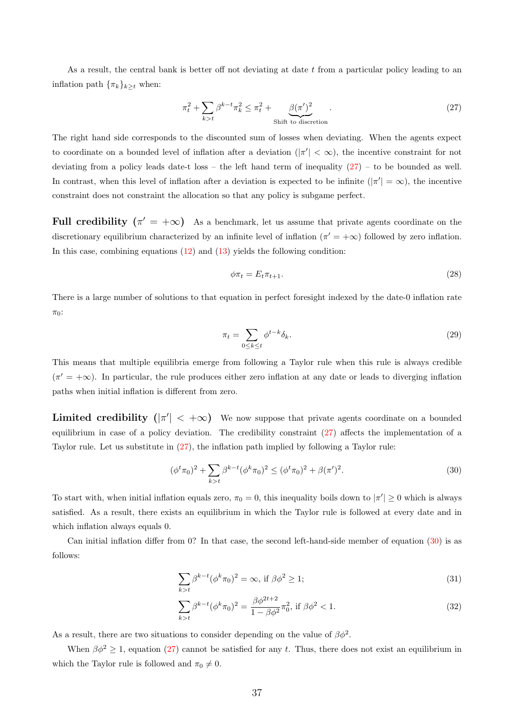As a result, the central bank is better off not deviating at date $t$ from a particular policy leading to an inflation path $\{\pi_k\}_{k\geq t}$ when:

$$\pi_t^2 + \sum_{k>t} \beta^{k-t}\pi_k^2 \leq \pi_t^2 + \underbrace{\beta(\pi')^2}_{\text{Shift to discretion}}. \tag{27}$$

The right hand side corresponds to the discounted sum of losses when deviating. When the agents expect to coordinate on a bounded level of inflation after a deviation ($|\pi'| < \infty$), the incentive constraint for not deviating from a policy leads date-t loss – the left hand term of inequality (27) – to be bounded as well. In contrast, when this level of inflation after a deviation is expected to be infinite ($|\pi'| = \infty$), the incentive constraint does not constraint the allocation so that any policy is subgame perfect.

**Full credibility ($\pi' = +\infty$)** As a benchmark, let us assume that private agents coordinate on the discretionary equilibrium characterized by an infinite level of inflation ($\pi' = +\infty$) followed by zero inflation. In this case, combining equations (12) and (13) yields the following condition:

$$\phi\pi_t = E_t\pi_{t+1}. \tag{28}$$

There is a large number of solutions to that equation in perfect foresight indexed by the date-0 inflation rate $\pi_0$:

$$\pi_t = \sum_{0\leq k\leq t} \phi^{t-k}\delta_k. \tag{29}$$

This means that multiple equilibria emerge from following a Taylor rule when this rule is always credible ($\pi' = +\infty$). In particular, the rule produces either zero inflation at any date or leads to diverging inflation paths when initial inflation is different from zero.

**Limited credibility ($|\pi'| < +\infty$)** We now suppose that private agents coordinate on a bounded equilibrium in case of a policy deviation. The credibility constraint (27) affects the implementation of a Taylor rule. Let us substitute in (27), the inflation path implied by following a Taylor rule:

$$(\phi^t\pi_0)^2 + \sum_{k>t} \beta^{k-t}(\phi^k\pi_0)^2 \leq (\phi^t\pi_0)^2 + \beta(\pi')^2. \tag{30}$$

To start with, when initial inflation equals zero, $\pi_0 = 0$, this inequality boils down to $|\pi'| \geq 0$ which is always satisfied. As a result, there exists an equilibrium in which the Taylor rule is followed at every date and in which inflation always equals 0.

Can initial inflation differ from 0? In that case, the second left-hand-side member of equation (30) is as follows:

$$\sum_{k>t} \beta^{k-t}(\phi^k\pi_0)^2 = \infty, \text{ if } \beta\phi^2 \geq 1; \tag{31}$$

$$\sum_{k>t} \beta^{k-t}(\phi^k\pi_0)^2 = \frac{\beta\phi^{2t+2}}{1-\beta\phi^2}\pi_0^2, \text{ if } \beta\phi^2 < 1. \tag{32}$$

As a result, there are two situations to consider depending on the value of $\beta\phi^2$.

When $\beta\phi^2 \geq 1$, equation (27) cannot be satisfied for any $t$. Thus, there does not exist an equilibrium in which the Taylor rule is followed and $\pi_0 \neq 0$.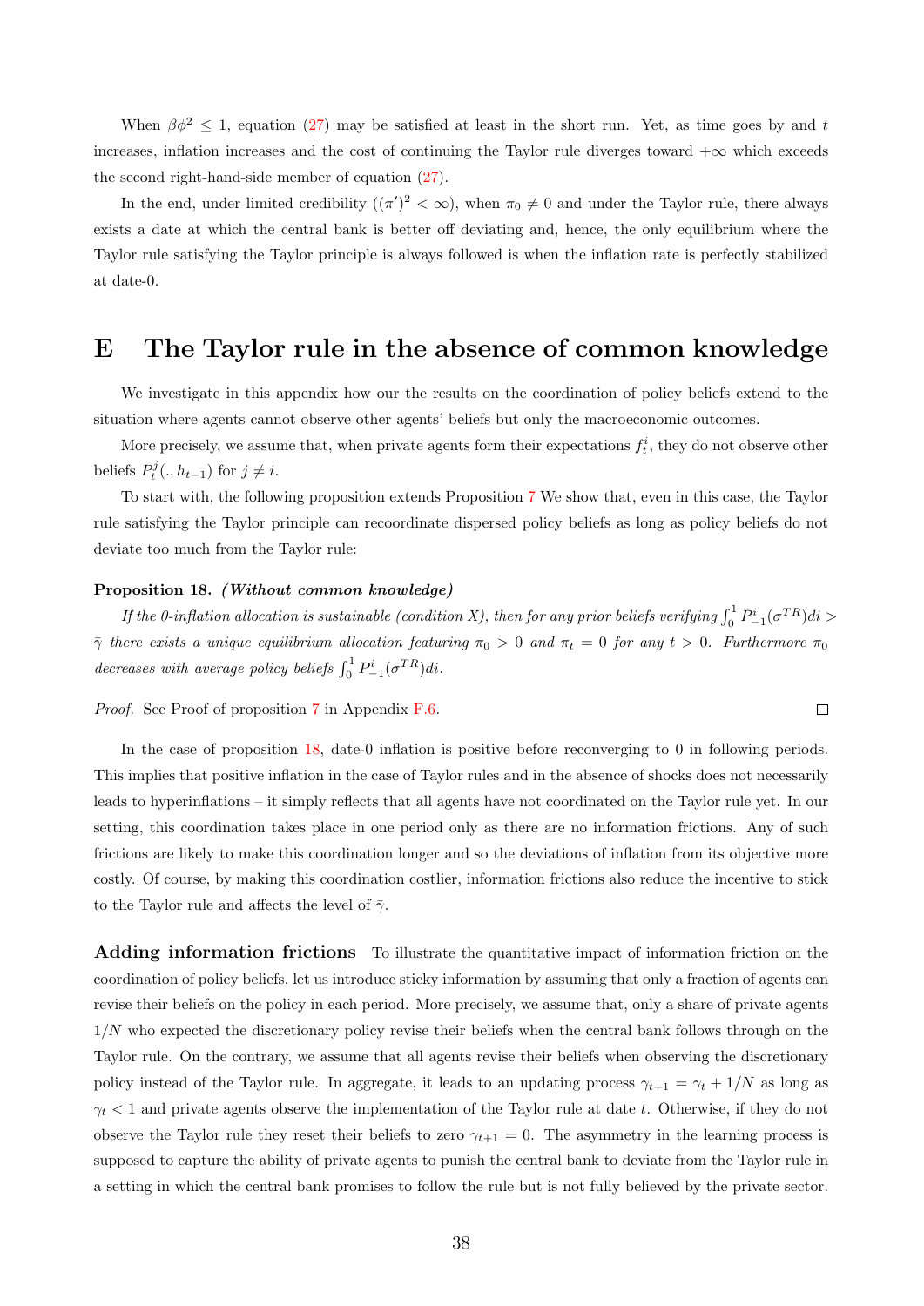When $\beta\phi^2 \leq 1$, equation (27) may be satisfied at least in the short run. Yet, as time goes by and $t$ increases, inflation increases and the cost of continuing the Taylor rule diverges toward $+\infty$ which exceeds the second right-hand-side member of equation (27).

In the end, under limited credibility ($(\pi')^2 < \infty$), when $\pi_0 \neq 0$ and under the Taylor rule, there always exists a date at which the central bank is better off deviating and, hence, the only equilibrium where the Taylor rule satisfying the Taylor principle is always followed is when the inflation rate is perfectly stabilized at date-0.

# E The Taylor rule in the absence of common knowledge

We investigate in this appendix how our the results on the coordination of policy beliefs extend to the situation where agents cannot observe other agents' beliefs but only the macroeconomic outcomes.

More precisely, we assume that, when private agents form their expectations $f_t^i$, they do not observe other beliefs $P_t^j(., h_{t-1})$ for $j \neq i$.

To start with, the following proposition extends Proposition 7 We show that, even in this case, the Taylor rule satisfying the Taylor principle can recoordinate dispersed policy beliefs as long as policy beliefs do not deviate too much from the Taylor rule:

**Proposition 18.** ***(Without common knowledge)***

*If the 0-inflation allocation is sustainable (condition X), then for any prior beliefs verifying $\int_0^1 P_{-1}^i(\sigma^{TR})di > \bar{\gamma}$ there exists a unique equilibrium allocation featuring $\pi_0 > 0$ and $\pi_t = 0$ for any $t > 0$. Furthermore $\pi_0$ decreases with average policy beliefs $\int_0^1 P_{-1}^i(\sigma^{TR})di$.*

*Proof.* See Proof of proposition 7 in Appendix F.6. ∎

In the case of proposition 18, date-0 inflation is positive before reconverging to 0 in following periods. This implies that positive inflation in the case of Taylor rules and in the absence of shocks does not necessarily leads to hyperinflations – it simply reflects that all agents have not coordinated on the Taylor rule yet. In our setting, this coordination takes place in one period only as there are no information frictions. Any of such frictions are likely to make this coordination longer and so the deviations of inflation from its objective more costly. Of course, by making this coordination costlier, information frictions also reduce the incentive to stick to the Taylor rule and affects the level of $\bar{\gamma}$.

**Adding information frictions** To illustrate the quantitative impact of information friction on the coordination of policy beliefs, let us introduce sticky information by assuming that only a fraction of agents can revise their beliefs on the policy in each period. More precisely, we assume that, only a share of private agents $1/N$ who expected the discretionary policy revise their beliefs when the central bank follows through on the Taylor rule. On the contrary, we assume that all agents revise their beliefs when observing the discretionary policy instead of the Taylor rule. In aggregate, it leads to an updating process $\gamma_{t+1} = \gamma_t + 1/N$ as long as $\gamma_t < 1$ and private agents observe the implementation of the Taylor rule at date $t$. Otherwise, if they do not observe the Taylor rule they reset their beliefs to zero $\gamma_{t+1} = 0$. The asymmetry in the learning process is supposed to capture the ability of private agents to punish the central bank to deviate from the Taylor rule in a setting in which the central bank promises to follow the rule but is not fully believed by the private sector.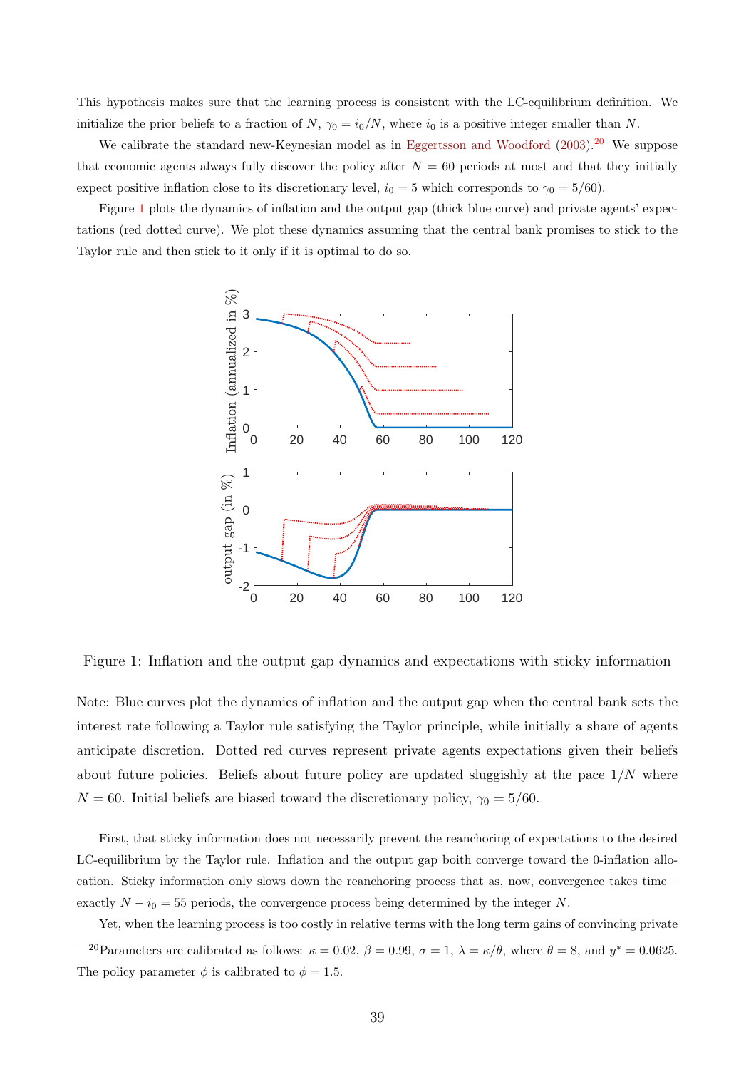This hypothesis makes sure that the learning process is consistent with the LC-equilibrium definition. We initialize the prior beliefs to a fraction of $N$, $\gamma_0 = i_0/N$, where $i_0$ is a positive integer smaller than $N$.

We calibrate the standard new-Keynesian model as in Eggertsson and Woodford (2003).[20] We suppose that economic agents always fully discover the policy after $N = 60$ periods at most and that they initially expect positive inflation close to its discretionary level, $i_0 = 5$ which corresponds to $\gamma_0 = 5/60$).

Figure 1 plots the dynamics of inflation and the output gap (thick blue curve) and private agents' expectations (red dotted curve). We plot these dynamics assuming that the central bank promises to stick to the Taylor rule and then stick to it only if it is optimal to do so.

Figure 1: Inflation and the output gap dynamics and expectations with sticky information

Note: Blue curves plot the dynamics of inflation and the output gap when the central bank sets the interest rate following a Taylor rule satisfying the Taylor principle, while initially a share of agents anticipate discretion. Dotted red curves represent private agents expectations given their beliefs about future policies. Beliefs about future policy are updated sluggishly at the pace $1/N$ where $N = 60$. Initial beliefs are biased toward the discretionary policy, $\gamma_0 = 5/60$.

First, that sticky information does not necessarily prevent the reanchoring of expectations to the desired LC-equilibrium by the Taylor rule. Inflation and the output gap boith converge toward the 0-inflation allocation. Sticky information only slows down the reanchoring process that as, now, convergence takes time – exactly $N - i_0 = 55$ periods, the convergence process being determined by the integer $N$.

Yet, when the learning process is too costly in relative terms with the long term gains of convincing private

[20] Parameters are calibrated as follows: $\kappa = 0.02$, $\beta = 0.99$, $\sigma = 1$, $\lambda = \kappa/\theta$, where $\theta = 8$, and $y^* = 0.0625$. The policy parameter $\phi$ is calibrated to $\phi = 1.5$.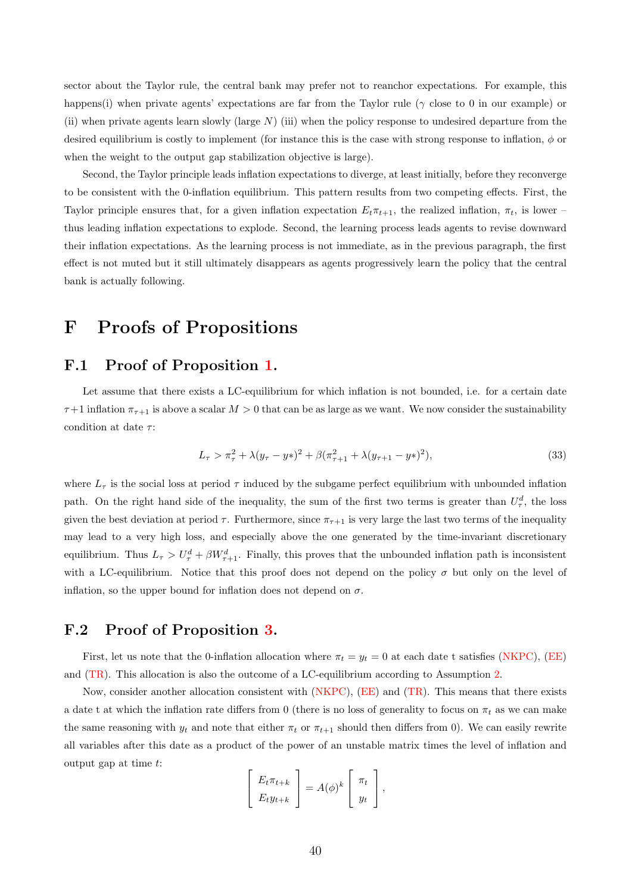sector about the Taylor rule, the central bank may prefer not to reanchor expectations. For example, this happens(i) when private agents' expectations are far from the Taylor rule ($\gamma$ close to 0 in our example) or (ii) when private agents learn slowly (large $N$) (iii) when the policy response to undesired departure from the desired equilibrium is costly to implement (for instance this is the case with strong response to inflation, $\phi$ or when the weight to the output gap stabilization objective is large).

Second, the Taylor principle leads inflation expectations to diverge, at least initially, before they reconverge to be consistent with the 0-inflation equilibrium. This pattern results from two competing effects. First, the Taylor principle ensures that, for a given inflation expectation $E_t\pi_{t+1}$, the realized inflation, $\pi_t$, is lower – thus leading inflation expectations to explode. Second, the learning process leads agents to revise downward their inflation expectations. As the learning process is not immediate, as in the previous paragraph, the first effect is not muted but it still ultimately disappears as agents progressively learn the policy that the central bank is actually following.

# F Proofs of Propositions

## F.1 Proof of Proposition 1.

Let assume that there exists a LC-equilibrium for which inflation is not bounded, i.e. for a certain date $\tau+1$ inflation $\pi_{\tau+1}$ is above a scalar $M > 0$ that can be as large as we want. We now consider the sustainability condition at date $\tau$:

$$L_\tau > \pi_\tau^2 + \lambda(y_\tau - y*)^2 + \beta(\pi_{\tau+1}^2 + \lambda(y_{\tau+1} - y*)^2), \tag{33}$$

where $L_\tau$ is the social loss at period $\tau$ induced by the subgame perfect equilibrium with unbounded inflation path. On the right hand side of the inequality, the sum of the first two terms is greater than $U_\tau^d$, the loss given the best deviation at period $\tau$. Furthermore, since $\pi_{\tau+1}$ is very large the last two terms of the inequality may lead to a very high loss, and especially above the one generated by the time-invariant discretionary equilibrium. Thus $L_\tau > U_\tau^d + \beta W_{\tau+1}^d$. Finally, this proves that the unbounded inflation path is inconsistent with a LC-equilibrium. Notice that this proof does not depend on the policy $\sigma$ but only on the level of inflation, so the upper bound for inflation does not depend on $\sigma$.

## F.2 Proof of Proposition 3.

First, let us note that the 0-inflation allocation where $\pi_t = y_t = 0$ at each date t satisfies (NKPC), (EE) and (TR). This allocation is also the outcome of a LC-equilibrium according to Assumption 2.

Now, consider another allocation consistent with (NKPC), (EE) and (TR). This means that there exists a date t at which the inflation rate differs from 0 (there is no loss of generality to focus on $\pi_t$ as we can make the same reasoning with $y_t$ and note that either $\pi_t$ or $\pi_{t+1}$ should then differs from 0). We can easily rewrite all variables after this date as a product of the power of an unstable matrix times the level of inflation and output gap at time $t$:

$$\begin{bmatrix} E_t\pi_{t+k} \\ E_t y_{t+k} \end{bmatrix} = A(\phi)^k \begin{bmatrix} \pi_t \\ y_t \end{bmatrix},$$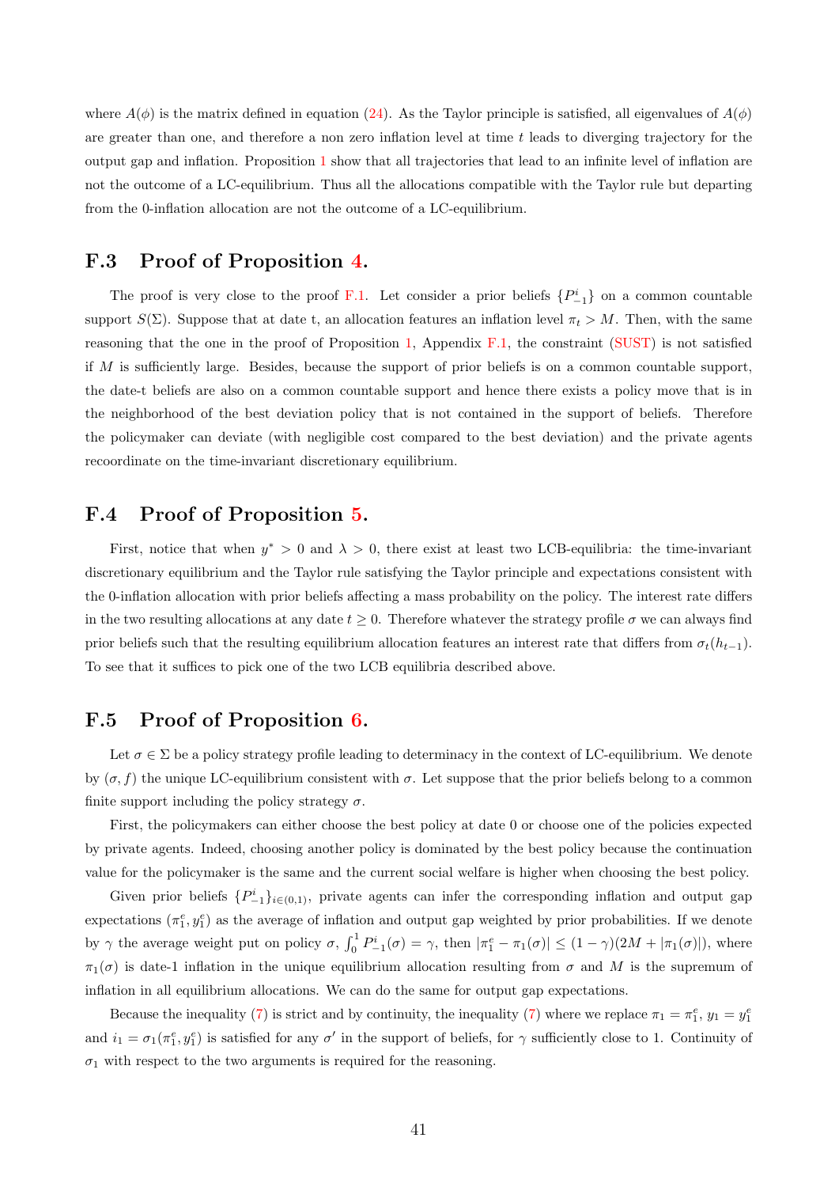where $A(\phi)$ is the matrix defined in equation (24). As the Taylor principle is satisfied, all eigenvalues of $A(\phi)$ are greater than one, and therefore a non zero inflation level at time $t$ leads to diverging trajectory for the output gap and inflation. Proposition 1 show that all trajectories that lead to an infinite level of inflation are not the outcome of a LC-equilibrium. Thus all the allocations compatible with the Taylor rule but departing from the 0-inflation allocation are not the outcome of a LC-equilibrium.

## F.3 Proof of Proposition 4.

The proof is very close to the proof F.1. Let consider a prior beliefs $\{P_{-1}^i\}$ on a common countable support $S(\Sigma)$. Suppose that at date t, an allocation features an inflation level $\pi_t > M$. Then, with the same reasoning that the one in the proof of Proposition 1, Appendix F.1, the constraint (SUST) is not satisfied if $M$ is sufficiently large. Besides, because the support of prior beliefs is on a common countable support, the date-t beliefs are also on a common countable support and hence there exists a policy move that is in the neighborhood of the best deviation policy that is not contained in the support of beliefs. Therefore the policymaker can deviate (with negligible cost compared to the best deviation) and the private agents recoordinate on the time-invariant discretionary equilibrium.

## F.4 Proof of Proposition 5.

First, notice that when $y^* > 0$ and $\lambda > 0$, there exist at least two LCB-equilibria: the time-invariant discretionary equilibrium and the Taylor rule satisfying the Taylor principle and expectations consistent with the 0-inflation allocation with prior beliefs affecting a mass probability on the policy. The interest rate differs in the two resulting allocations at any date $t \geq 0$. Therefore whatever the strategy profile $\sigma$ we can always find prior beliefs such that the resulting equilibrium allocation features an interest rate that differs from $\sigma_t(h_{t-1})$. To see that it suffices to pick one of the two LCB equilibria described above.

## F.5 Proof of Proposition 6.

Let $\sigma \in \Sigma$ be a policy strategy profile leading to determinacy in the context of LC-equilibrium. We denote by $(\sigma, f)$ the unique LC-equilibrium consistent with $\sigma$. Let suppose that the prior beliefs belong to a common finite support including the policy strategy $\sigma$.

First, the policymakers can either choose the best policy at date 0 or choose one of the policies expected by private agents. Indeed, choosing another policy is dominated by the best policy because the continuation value for the policymaker is the same and the current social welfare is higher when choosing the best policy.

Given prior beliefs $\{P_{-1}^i\}_{i\in(0,1)}$, private agents can infer the corresponding inflation and output gap expectations $(\pi_1^e, y_1^e)$ as the average of inflation and output gap weighted by prior probabilities. If we denote by $\gamma$ the average weight put on policy $\sigma$, $\int_0^1 P_{-1}^i(\sigma) = \gamma$, then $|\pi_1^e - \pi_1(\sigma)| \leq (1-\gamma)(2M + |\pi_1(\sigma)|)$, where $\pi_1(\sigma)$ is date-1 inflation in the unique equilibrium allocation resulting from $\sigma$ and $M$ is the supremum of inflation in all equilibrium allocations. We can do the same for output gap expectations.

Because the inequality (7) is strict and by continuity, the inequality (7) where we replace $\pi_1 = \pi_1^e$, $y_1 = y_1^e$ and $i_1 = \sigma_1(\pi_1^e, y_1^e)$ is satisfied for any $\sigma'$ in the support of beliefs, for $\gamma$ sufficiently close to 1. Continuity of $\sigma_1$ with respect to the two arguments is required for the reasoning.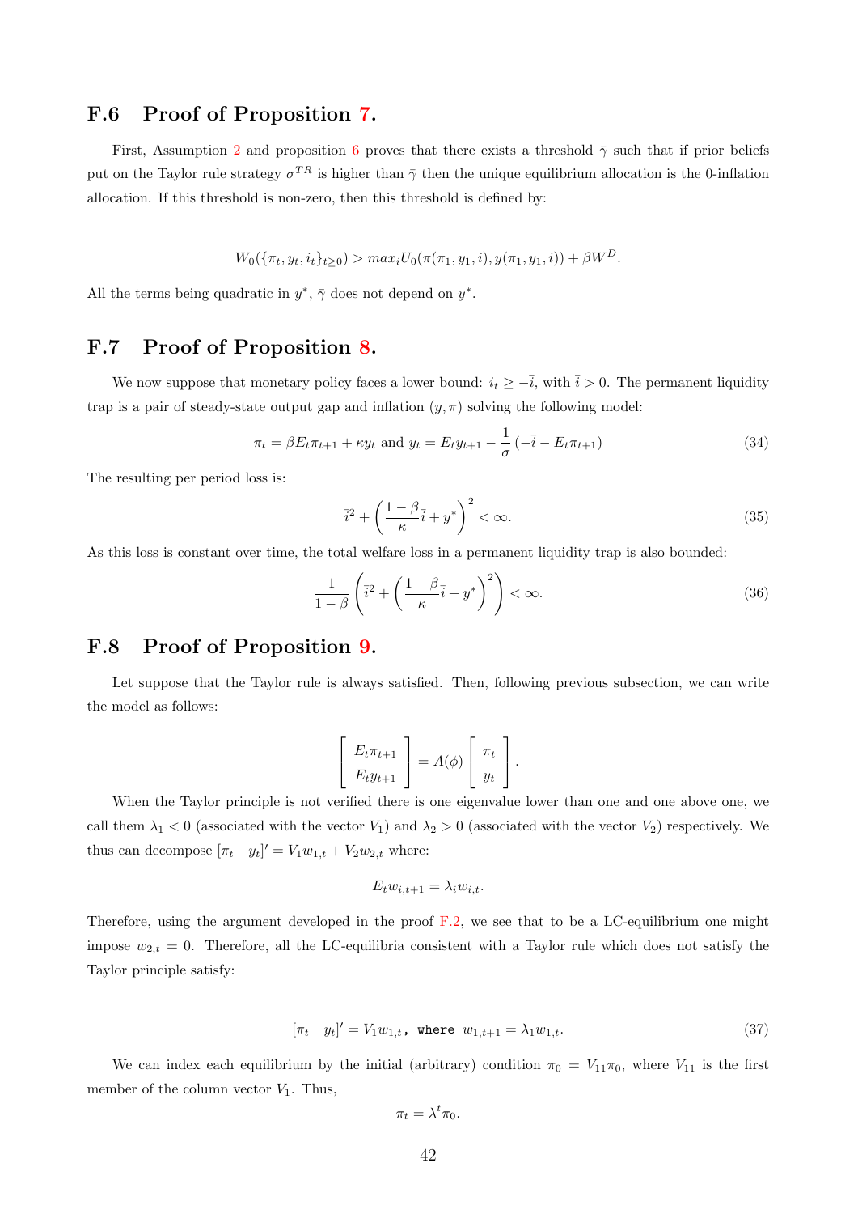## F.6 Proof of Proposition 7.

First, Assumption 2 and proposition 6 proves that there exists a threshold $\bar{\gamma}$ such that if prior beliefs put on the Taylor rule strategy $\sigma^{TR}$ is higher than $\bar{\gamma}$ then the unique equilibrium allocation is the 0-inflation allocation. If this threshold is non-zero, then this threshold is defined by:

$$W_0(\{\pi_t, y_t, i_t\}_{t \geq 0}) > max_i U_0(\pi(\pi_1, y_1, i), y(\pi_1, y_1, i)) + \beta W^D.$$

All the terms being quadratic in $y^*$, $\bar{\gamma}$ does not depend on $y^*$.

## F.7 Proof of Proposition 8.

We now suppose that monetary policy faces a lower bound: $i_t \geq -\bar{i}$, with $\bar{i} > 0$. The permanent liquidity trap is a pair of steady-state output gap and inflation $(y, \pi)$ solving the following model:

$$\pi_t = \beta E_t \pi_{t+1} + \kappa y_t \text{ and } y_t = E_t y_{t+1} - \frac{1}{\sigma}\left(-\bar{i} - E_t \pi_{t+1}\right) \tag{34}$$

The resulting per period loss is:

$$\bar{i}^2 + \left(\frac{1-\beta}{\kappa}\bar{i} + y^*\right)^2 < \infty. \tag{35}$$

As this loss is constant over time, the total welfare loss in a permanent liquidity trap is also bounded:

$$\frac{1}{1-\beta}\left(\bar{i}^2 + \left(\frac{1-\beta}{\kappa}\bar{i} + y^*\right)^2\right) < \infty. \tag{36}$$

## F.8 Proof of Proposition 9.

Let suppose that the Taylor rule is always satisfied. Then, following previous subsection, we can write the model as follows:

$$\begin{bmatrix} E_t \pi_{t+1} \\ E_t y_{t+1} \end{bmatrix} = A(\phi) \begin{bmatrix} \pi_t \\ y_t \end{bmatrix}.$$

When the Taylor principle is not verified there is one eigenvalue lower than one and one above one, we call them $\lambda_1 < 0$ (associated with the vector $V_1$) and $\lambda_2 > 0$ (associated with the vector $V_2$) respectively. We thus can decompose $[\pi_t \quad y_t]' = V_1 w_{1,t} + V_2 w_{2,t}$ where:

$$E_t w_{i,t+1} = \lambda_i w_{i,t}.$$

Therefore, using the argument developed in the proof F.2, we see that to be a LC-equilibrium one might impose $w_{2,t} = 0$. Therefore, all the LC-equilibria consistent with a Taylor rule which does not satisfy the Taylor principle satisfy:

$$[\pi_t \quad y_t]' = V_1 w_{1,t}, \text{ where } w_{1,t+1} = \lambda_1 w_{1,t}. \tag{37}$$

We can index each equilibrium by the initial (arbitrary) condition $\pi_0 = V_{11}\pi_0$, where $V_{11}$ is the first member of the column vector $V_1$. Thus,

$$\pi_t = \lambda^t \pi_0.$$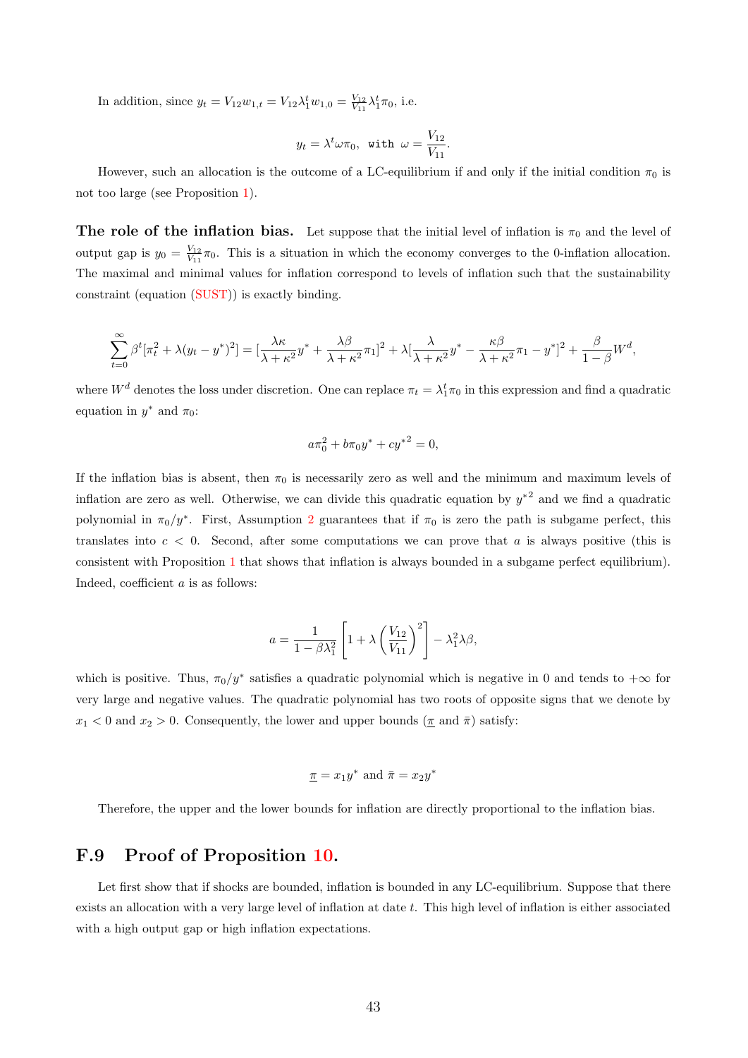In addition, since $y_t = V_{12} w_{1,t} = V_{12} \lambda_1^t w_{1,0} = \frac{V_{12}}{V_{11}} \lambda_1^t \pi_0$, i.e.

$$y_t = \lambda^t \omega \pi_0, \texttt{ with } \omega = \frac{V_{12}}{V_{11}}.$$

However, such an allocation is the outcome of a LC-equilibrium if and only if the initial condition $\pi_0$ is not too large (see Proposition 1).

**The role of the inflation bias.** Let suppose that the initial level of inflation is $\pi_0$ and the level of output gap is $y_0 = \frac{V_{12}}{V_{11}} \pi_0$. This is a situation in which the economy converges to the 0-inflation allocation. The maximal and minimal values for inflation correspond to levels of inflation such that the sustainability constraint (equation (SUST)) is exactly binding.

$$\sum_{t=0}^{\infty} \beta^t [\pi_t^2 + \lambda(y_t - y^*)^2] = [\frac{\lambda\kappa}{\lambda+\kappa^2} y^* + \frac{\lambda\beta}{\lambda+\kappa^2}\pi_1]^2 + \lambda[\frac{\lambda}{\lambda+\kappa^2} y^* - \frac{\kappa\beta}{\lambda+\kappa^2}\pi_1 - y^*]^2 + \frac{\beta}{1-\beta} W^d,$$

where $W^d$ denotes the loss under discretion. One can replace $\pi_t = \lambda_1^t \pi_0$ in this expression and find a quadratic equation in $y^*$ and $\pi_0$:

$$a\pi_0^2 + b\pi_0 y^* + c{y^*}^2 = 0,$$

If the inflation bias is absent, then $\pi_0$ is necessarily zero as well and the minimum and maximum levels of inflation are zero as well. Otherwise, we can divide this quadratic equation by ${y^*}^2$ and we find a quadratic polynomial in $\pi_0/y^*$. First, Assumption 2 guarantees that if $\pi_0$ is zero the path is subgame perfect, this translates into $c < 0$. Second, after some computations we can prove that $a$ is always positive (this is consistent with Proposition 1 that shows that inflation is always bounded in a subgame perfect equilibrium). Indeed, coefficient $a$ is as follows:

$$a = \frac{1}{1-\beta\lambda_1^2}\left[1 + \lambda\left(\frac{V_{12}}{V_{11}}\right)^2\right] - \lambda_1^2 \lambda\beta,$$

which is positive. Thus, $\pi_0/y^*$ satisfies a quadratic polynomial which is negative in 0 and tends to $+\infty$ for very large and negative values. The quadratic polynomial has two roots of opposite signs that we denote by $x_1 < 0$ and $x_2 > 0$. Consequently, the lower and upper bounds ($\underline{\pi}$ and $\bar{\pi}$) satisfy:

$$\underline{\pi} = x_1 y^* \text{ and } \bar{\pi} = x_2 y^*$$

Therefore, the upper and the lower bounds for inflation are directly proportional to the inflation bias.

## F.9 Proof of Proposition 10.

Let first show that if shocks are bounded, inflation is bounded in any LC-equilibrium. Suppose that there exists an allocation with a very large level of inflation at date $t$. This high level of inflation is either associated with a high output gap or high inflation expectations.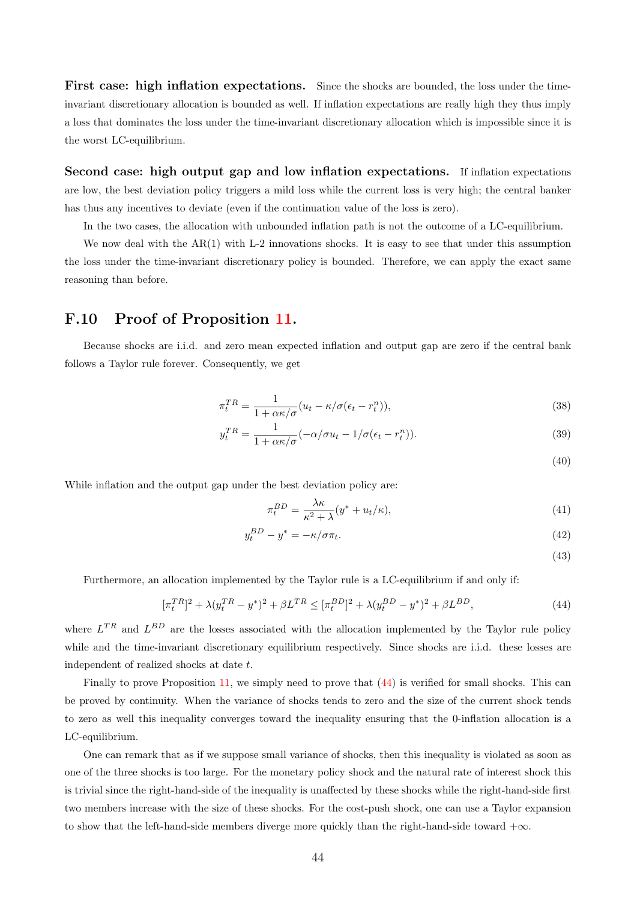**First case: high inflation expectations.** Since the shocks are bounded, the loss under the time-invariant discretionary allocation is bounded as well. If inflation expectations are really high they thus imply a loss that dominates the loss under the time-invariant discretionary allocation which is impossible since it is the worst LC-equilibrium.

**Second case: high output gap and low inflation expectations.** If inflation expectations are low, the best deviation policy triggers a mild loss while the current loss is very high; the central banker has thus any incentives to deviate (even if the continuation value of the loss is zero).

In the two cases, the allocation with unbounded inflation path is not the outcome of a LC-equilibrium.

We now deal with the AR(1) with L-2 innovations shocks. It is easy to see that under this assumption the loss under the time-invariant discretionary policy is bounded. Therefore, we can apply the exact same reasoning than before.

## F.10 Proof of Proposition 11.

Because shocks are i.i.d. and zero mean expected inflation and output gap are zero if the central bank follows a Taylor rule forever. Consequently, we get

$$\pi_t^{TR} = \frac{1}{1+\alpha\kappa/\sigma}(u_t - \kappa/\sigma(\epsilon_t - r_t^n)), \tag{38}$$

$$y_t^{TR} = \frac{1}{1+\alpha\kappa/\sigma}(-\alpha/\sigma u_t - 1/\sigma(\epsilon_t - r_t^n)). \tag{39}$$

$$\tag{40}$$

While inflation and the output gap under the best deviation policy are:

$$\pi_t^{BD} = \frac{\lambda\kappa}{\kappa^2+\lambda}(y^* + u_t/\kappa), \tag{41}$$

$$y_t^{BD} - y^* = -\kappa/\sigma\pi_t. \tag{42}$$

$$\tag{43}$$

Furthermore, an allocation implemented by the Taylor rule is a LC-equilibrium if and only if:

$$[\pi_t^{TR}]^2 + \lambda(y_t^{TR} - y^*)^2 + \beta L^{TR} \leq [\pi_t^{BD}]^2 + \lambda(y_t^{BD} - y^*)^2 + \beta L^{BD}, \tag{44}$$

where $L^{TR}$ and $L^{BD}$ are the losses associated with the allocation implemented by the Taylor rule policy while and the time-invariant discretionary equilibrium respectively. Since shocks are i.i.d. these losses are independent of realized shocks at date $t$.

Finally to prove Proposition 11, we simply need to prove that (44) is verified for small shocks. This can be proved by continuity. When the variance of shocks tends to zero and the size of the current shock tends to zero as well this inequality converges toward the inequality ensuring that the 0-inflation allocation is a LC-equilibrium.

One can remark that as if we suppose small variance of shocks, then this inequality is violated as soon as one of the three shocks is too large. For the monetary policy shock and the natural rate of interest shock this is trivial since the right-hand-side of the inequality is unaffected by these shocks while the right-hand-side first two members increase with the size of these shocks. For the cost-push shock, one can use a Taylor expansion to show that the left-hand-side members diverge more quickly than the right-hand-side toward $+\infty$.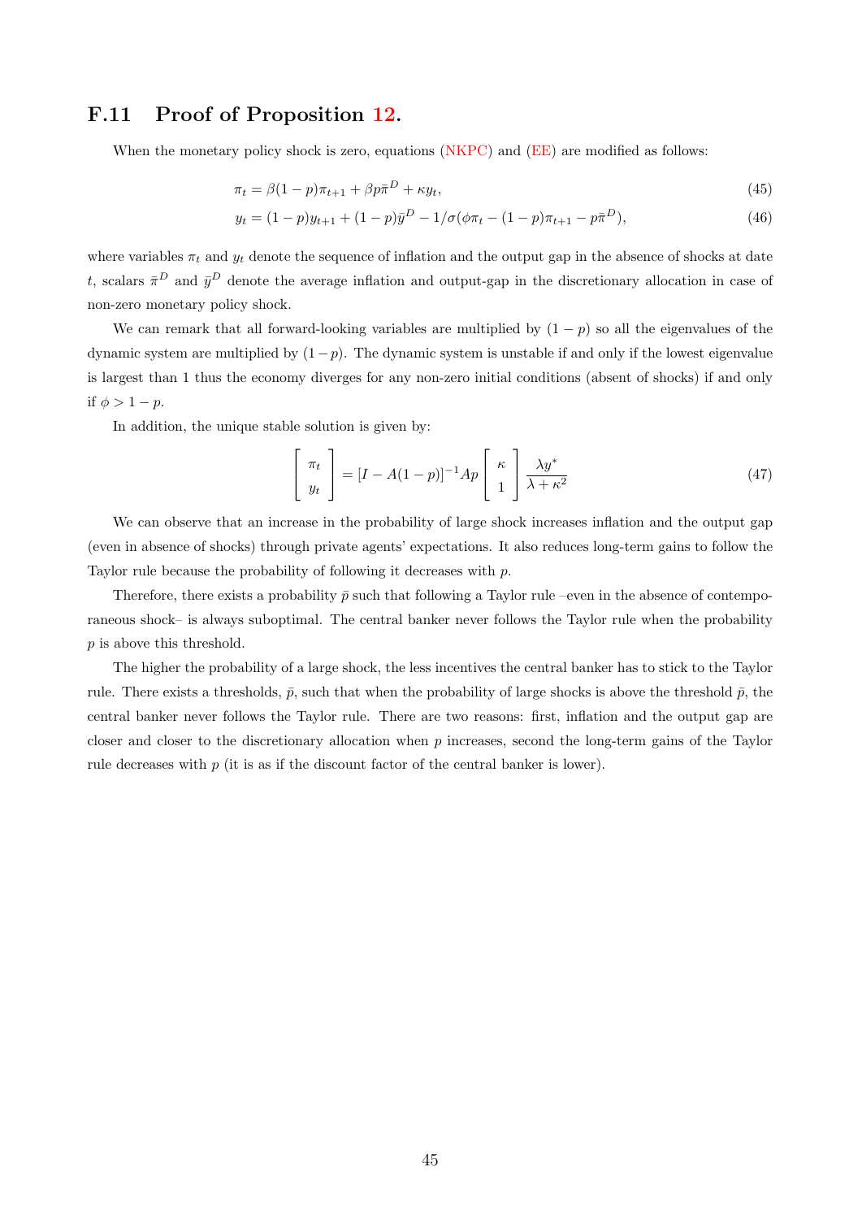### F.11 Proof of Proposition 12.

When the monetary policy shock is zero, equations (NKPC) and (EE) are modified as follows:

$$\pi_t = \beta(1-p)\pi_{t+1} + \beta p \bar{\pi}^D + \kappa y_t, \tag{45}$$

$$y_t = (1-p)y_{t+1} + (1-p)\bar{y}^D - 1/\sigma(\phi\pi_t - (1-p)\pi_{t+1} - p\bar{\pi}^D), \tag{46}$$

where variables $\pi_t$ and $y_t$ denote the sequence of inflation and the output gap in the absence of shocks at date $t$, scalars $\bar{\pi}^D$ and $\bar{y}^D$ denote the average inflation and output-gap in the discretionary allocation in case of non-zero monetary policy shock.

We can remark that all forward-looking variables are multiplied by $(1-p)$ so all the eigenvalues of the dynamic system are multiplied by $(1-p)$. The dynamic system is unstable if and only if the lowest eigenvalue is largest than 1 thus the economy diverges for any non-zero initial conditions (absent of shocks) if and only if $\phi > 1-p$.

In addition, the unique stable solution is given by:

$$\begin{bmatrix} \pi_t \\ y_t \end{bmatrix} = [I - A(1-p)]^{-1} Ap \begin{bmatrix} \kappa \\ 1 \end{bmatrix} \frac{\lambda y^*}{\lambda + \kappa^2} \tag{47}$$

We can observe that an increase in the probability of large shock increases inflation and the output gap (even in absence of shocks) through private agents' expectations. It also reduces long-term gains to follow the Taylor rule because the probability of following it decreases with $p$.

Therefore, there exists a probability $\bar{p}$ such that following a Taylor rule –even in the absence of contemporaneous shock– is always suboptimal. The central banker never follows the Taylor rule when the probability $p$ is above this threshold.

The higher the probability of a large shock, the less incentives the central banker has to stick to the Taylor rule. There exists a thresholds, $\bar{p}$, such that when the probability of large shocks is above the threshold $\bar{p}$, the central banker never follows the Taylor rule. There are two reasons: first, inflation and the output gap are closer and closer to the discretionary allocation when $p$ increases, second the long-term gains of the Taylor rule decreases with $p$ (it is as if the discount factor of the central banker is lower).